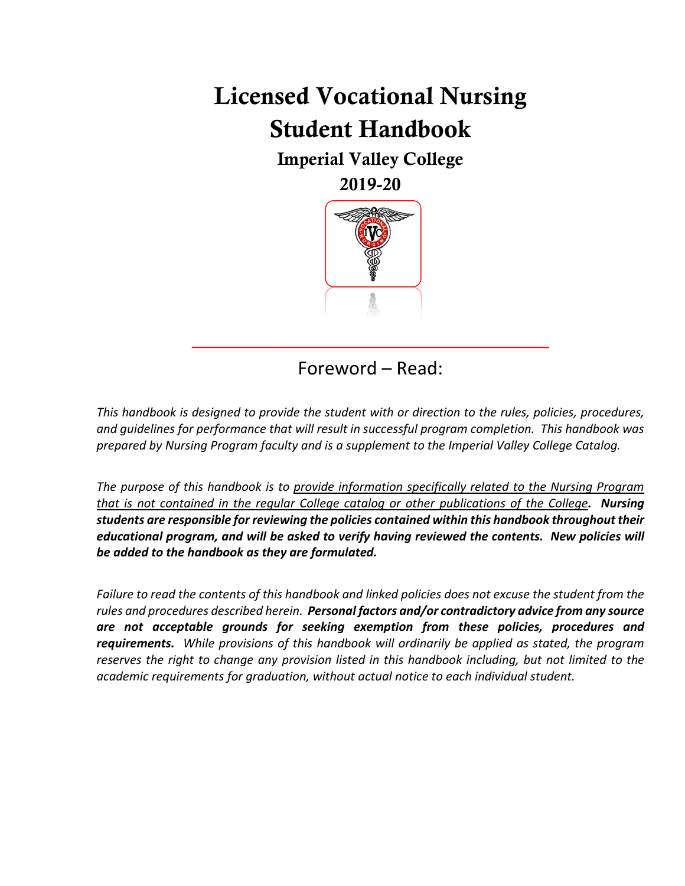# Licensed Vocational Nursing Student Handbook

## Imperial Valley College

## 2019-20

---

## Foreword – Read:

*This handbook is designed to provide the student with or direction to the rules, policies, procedures, and guidelines for performance that will result in successful program completion. This handbook was prepared by Nursing Program faculty and is a supplement to the Imperial Valley College Catalog.*

*The purpose of this handbook is to provide information specifically related to the Nursing Program that is not contained in the regular College catalog or other publications of the College.* ***Nursing students are responsible for reviewing the policies contained within this handbook throughout their educational program, and will be asked to verify having reviewed the contents. New policies will be added to the handbook as they are formulated.***

*Failure to read the contents of this handbook and linked policies does not excuse the student from the rules and procedures described herein.* ***Personal factors and/or contradictory advice from any source are not acceptable grounds for seeking exemption from these policies, procedures and requirements.*** *While provisions of this handbook will ordinarily be applied as stated, the program reserves the right to change any provision listed in this handbook including, but not limited to the academic requirements for graduation, without actual notice to each individual student.*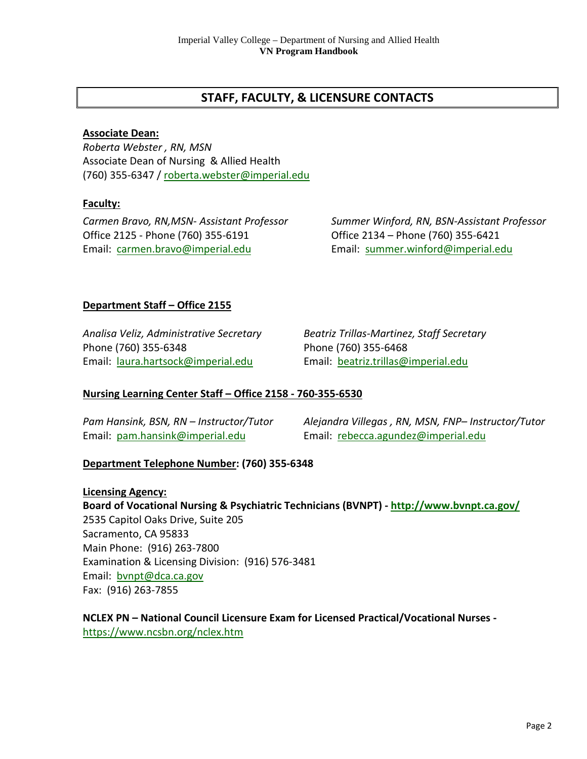## STAFF, FACULTY, & LICENSURE CONTACTS

**Associate Dean:**

*Roberta Webster , RN, MSN*
Associate Dean of Nursing & Allied Health
(760) 355-6347 / roberta.webster@imperial.edu

**Faculty:**

*Carmen Bravo, RN,MSN- Assistant Professor*
Office 2125 - Phone (760) 355-6191
Email: carmen.bravo@imperial.edu

*Summer Winford, RN, BSN-Assistant Professor*
Office 2134 – Phone (760) 355-6421
Email: summer.winford@imperial.edu

**Department Staff – Office 2155**

*Analisa Veliz, Administrative Secretary*
Phone (760) 355-6348
Email: laura.hartsock@imperial.edu

*Beatriz Trillas-Martinez, Staff Secretary*
Phone (760) 355-6468
Email: beatriz.trillas@imperial.edu

**Nursing Learning Center Staff – Office 2158 - 760-355-6530**

*Pam Hansink, BSN, RN – Instructor/Tutor*
Email: pam.hansink@imperial.edu

*Alejandra Villegas , RN, MSN, FNP– Instructor/Tutor*
Email: rebecca.agundez@imperial.edu

**Department Telephone Number: (760) 355-6348**

**Licensing Agency:**

**Board of Vocational Nursing & Psychiatric Technicians (BVNPT) - http://www.bvnpt.ca.gov/**
2535 Capitol Oaks Drive, Suite 205
Sacramento, CA 95833
Main Phone: (916) 263-7800
Examination & Licensing Division: (916) 576-3481
Email: bvnpt@dca.ca.gov
Fax: (916) 263-7855

**NCLEX PN – National Council Licensure Exam for Licensed Practical/Vocational Nurses -**
https://www.ncsbn.org/nclex.htm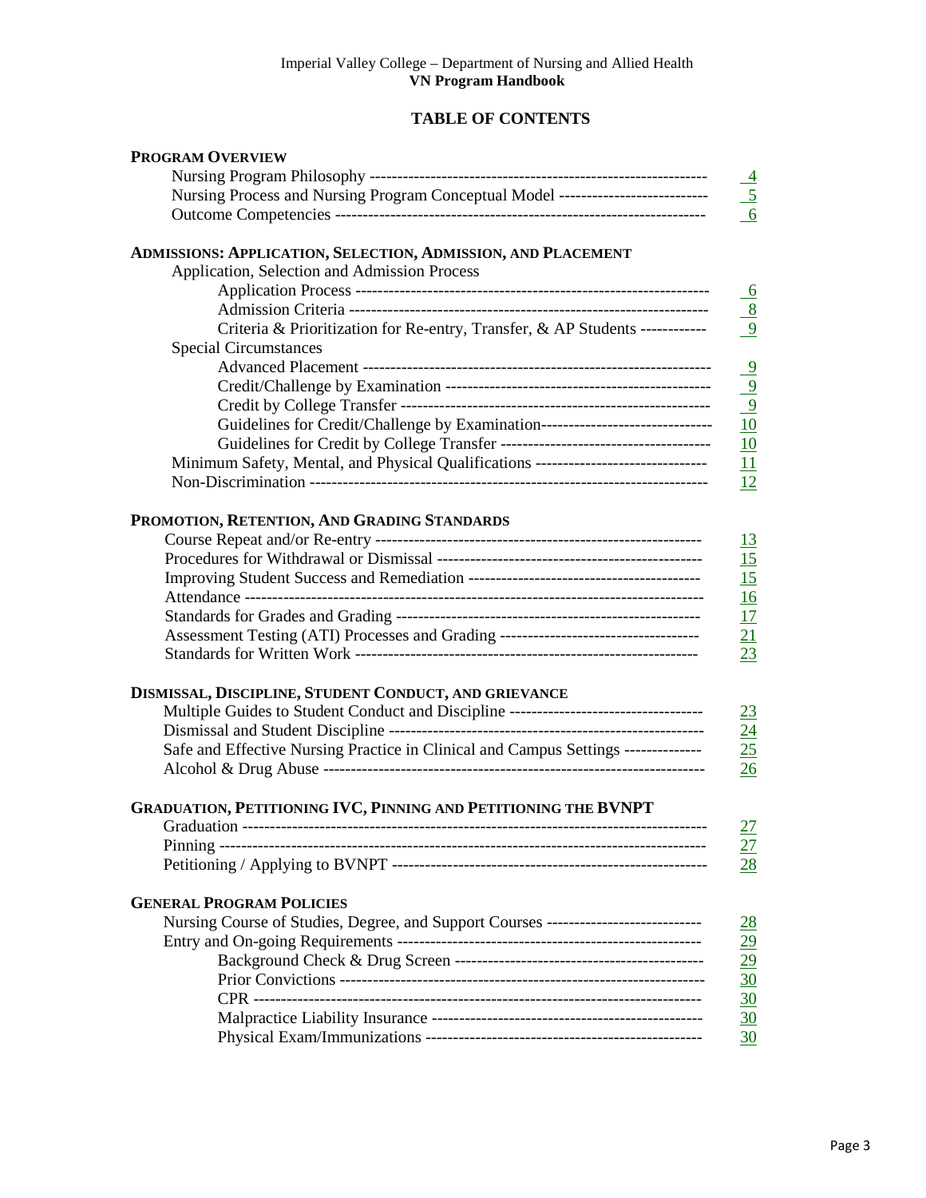Imperial Valley College – Department of Nursing and Allied Health
**VN Program Handbook**

# TABLE OF CONTENTS

**PROGRAM OVERVIEW**

- Nursing Program Philosophy ---------------------------------------------------------- 4
- Nursing Process and Nursing Program Conceptual Model --------------------------- 5
- Outcome Competencies ------------------------------------------------------------------ 6

**ADMISSIONS: APPLICATION, SELECTION, ADMISSION, AND PLACEMENT**

- Application, Selection and Admission Process
  - Application Process ---------------------------------------------------------------- 6
  - Admission Criteria ----------------------------------------------------------------- 8
  - Criteria & Prioritization for Re-entry, Transfer, & AP Students ----------- 9
- Special Circumstances
  - Advanced Placement -------------------------------------------------------------- 9
  - Credit/Challenge by Examination --------------------------------------------- 9
  - Credit by College Transfer ------------------------------------------------------ 9
  - Guidelines for Credit/Challenge by Examination------------------------------- 10
  - Guidelines for Credit by College Transfer --------------------------------------- 10
- Minimum Safety, Mental, and Physical Qualifications ------------------------------- 11
- Non-Discrimination ---------------------------------------------------------------------- 12

**PROMOTION, RETENTION, AND GRADING STANDARDS**

- Course Repeat and/or Re-entry -------------------------------------------------------- 13
- Procedures for Withdrawal or Dismissal ---------------------------------------------- 15
- Improving Student Success and Remediation ----------------------------------------- 15
- Attendance -------------------------------------------------------------------------------- 16
- Standards for Grades and Grading ------------------------------------------------------ 17
- Assessment Testing (ATI) Processes and Grading ------------------------------------ 21
- Standards for Written Work ------------------------------------------------------------- 23

**DISMISSAL, DISCIPLINE, STUDENT CONDUCT, AND GRIEVANCE**

- Multiple Guides to Student Conduct and Discipline ---------------------------------- 23
- Dismissal and Student Discipline ------------------------------------------------------- 24
- Safe and Effective Nursing Practice in Clinical and Campus Settings -------------- 25
- Alcohol & Drug Abuse ------------------------------------------------------------------- 26

**GRADUATION, PETITIONING IVC, PINNING AND PETITIONING THE BVNPT**

- Graduation -------------------------------------------------------------------------------- 27
- Pinning ------------------------------------------------------------------------------------ 27
- Petitioning / Applying to BVNPT ------------------------------------------------------- 28

**GENERAL PROGRAM POLICIES**

- Nursing Course of Studies, Degree, and Support Courses ---------------------------- 28
- Entry and On-going Requirements ------------------------------------------------------ 29
  - Background Check & Drug Screen -------------------------------------------- 29
  - Prior Convictions ------------------------------------------------------------------ 30
  - CPR ---------------------------------------------------------------------------------- 30
  - Malpractice Liability Insurance ------------------------------------------------- 30
  - Physical Exam/Immunizations -------------------------------------------------- 30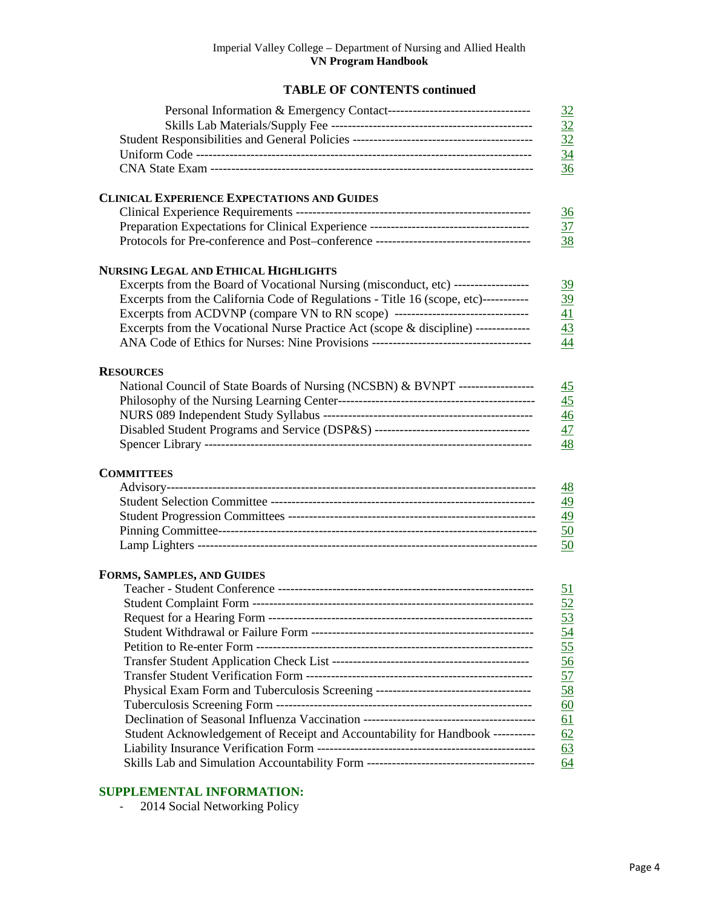## TABLE OF CONTENTS continued

| | |
|---|---|
| Personal Information & Emergency Contact | 32 |
| Skills Lab Materials/Supply Fee | 32 |
| Student Responsibilities and General Policies | 32 |
| Uniform Code | 34 |
| CNA State Exam | 36 |

**CLINICAL EXPERIENCE EXPECTATIONS AND GUIDES**

| | |
|---|---|
| Clinical Experience Requirements | 36 |
| Preparation Expectations for Clinical Experience | 37 |
| Protocols for Pre-conference and Post–conference | 38 |

**NURSING LEGAL AND ETHICAL HIGHLIGHTS**

| | |
|---|---|
| Excerpts from the Board of Vocational Nursing (misconduct, etc) | 39 |
| Excerpts from the California Code of Regulations - Title 16 (scope, etc) | 39 |
| Excerpts from ACDVNP (compare VN to RN scope) | 41 |
| Excerpts from the Vocational Nurse Practice Act (scope & discipline) | 43 |
| ANA Code of Ethics for Nurses: Nine Provisions | 44 |

**RESOURCES**

| | |
|---|---|
| National Council of State Boards of Nursing (NCSBN) & BVNPT | 45 |
| Philosophy of the Nursing Learning Center | 45 |
| NURS 089 Independent Study Syllabus | 46 |
| Disabled Student Programs and Service (DSP&S) | 47 |
| Spencer Library | 48 |

**COMMITTEES**

| | |
|---|---|
| Advisory | 48 |
| Student Selection Committee | 49 |
| Student Progression Committees | 49 |
| Pinning Committee | 50 |
| Lamp Lighters | 50 |

**FORMS, SAMPLES, AND GUIDES**

| | |
|---|---|
| Teacher - Student Conference | 51 |
| Student Complaint Form | 52 |
| Request for a Hearing Form | 53 |
| Student Withdrawal or Failure Form | 54 |
| Petition to Re-enter Form | 55 |
| Transfer Student Application Check List | 56 |
| Transfer Student Verification Form | 57 |
| Physical Exam Form and Tuberculosis Screening | 58 |
| Tuberculosis Screening Form | 60 |
| Declination of Seasonal Influenza Vaccination | 61 |
| Student Acknowledgement of Receipt and Accountability for Handbook | 62 |
| Liability Insurance Verification Form | 63 |
| Skills Lab and Simulation Accountability Form | 64 |

**SUPPLEMENTAL INFORMATION:**

- 2014 Social Networking Policy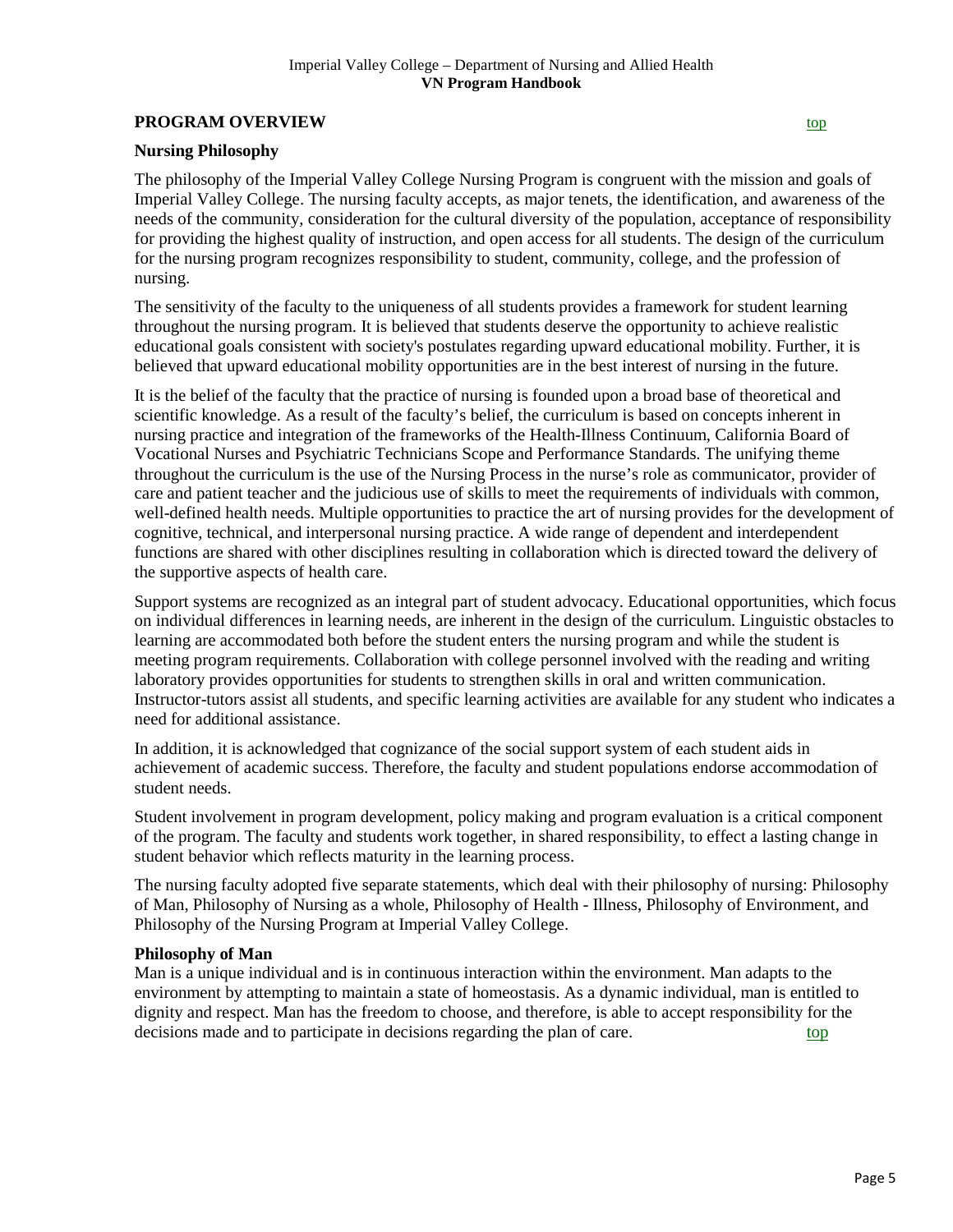## PROGRAM OVERVIEW

top

### Nursing Philosophy

The philosophy of the Imperial Valley College Nursing Program is congruent with the mission and goals of Imperial Valley College. The nursing faculty accepts, as major tenets, the identification, and awareness of the needs of the community, consideration for the cultural diversity of the population, acceptance of responsibility for providing the highest quality of instruction, and open access for all students. The design of the curriculum for the nursing program recognizes responsibility to student, community, college, and the profession of nursing.

The sensitivity of the faculty to the uniqueness of all students provides a framework for student learning throughout the nursing program. It is believed that students deserve the opportunity to achieve realistic educational goals consistent with society's postulates regarding upward educational mobility. Further, it is believed that upward educational mobility opportunities are in the best interest of nursing in the future.

It is the belief of the faculty that the practice of nursing is founded upon a broad base of theoretical and scientific knowledge. As a result of the faculty's belief, the curriculum is based on concepts inherent in nursing practice and integration of the frameworks of the Health-Illness Continuum, California Board of Vocational Nurses and Psychiatric Technicians Scope and Performance Standards. The unifying theme throughout the curriculum is the use of the Nursing Process in the nurse's role as communicator, provider of care and patient teacher and the judicious use of skills to meet the requirements of individuals with common, well-defined health needs. Multiple opportunities to practice the art of nursing provides for the development of cognitive, technical, and interpersonal nursing practice. A wide range of dependent and interdependent functions are shared with other disciplines resulting in collaboration which is directed toward the delivery of the supportive aspects of health care.

Support systems are recognized as an integral part of student advocacy. Educational opportunities, which focus on individual differences in learning needs, are inherent in the design of the curriculum. Linguistic obstacles to learning are accommodated both before the student enters the nursing program and while the student is meeting program requirements. Collaboration with college personnel involved with the reading and writing laboratory provides opportunities for students to strengthen skills in oral and written communication. Instructor-tutors assist all students, and specific learning activities are available for any student who indicates a need for additional assistance.

In addition, it is acknowledged that cognizance of the social support system of each student aids in achievement of academic success. Therefore, the faculty and student populations endorse accommodation of student needs.

Student involvement in program development, policy making and program evaluation is a critical component of the program. The faculty and students work together, in shared responsibility, to effect a lasting change in student behavior which reflects maturity in the learning process.

The nursing faculty adopted five separate statements, which deal with their philosophy of nursing: Philosophy of Man, Philosophy of Nursing as a whole, Philosophy of Health - Illness, Philosophy of Environment, and Philosophy of the Nursing Program at Imperial Valley College.

### Philosophy of Man

Man is a unique individual and is in continuous interaction within the environment. Man adapts to the environment by attempting to maintain a state of homeostasis. As a dynamic individual, man is entitled to dignity and respect. Man has the freedom to choose, and therefore, is able to accept responsibility for the decisions made and to participate in decisions regarding the plan of care.

top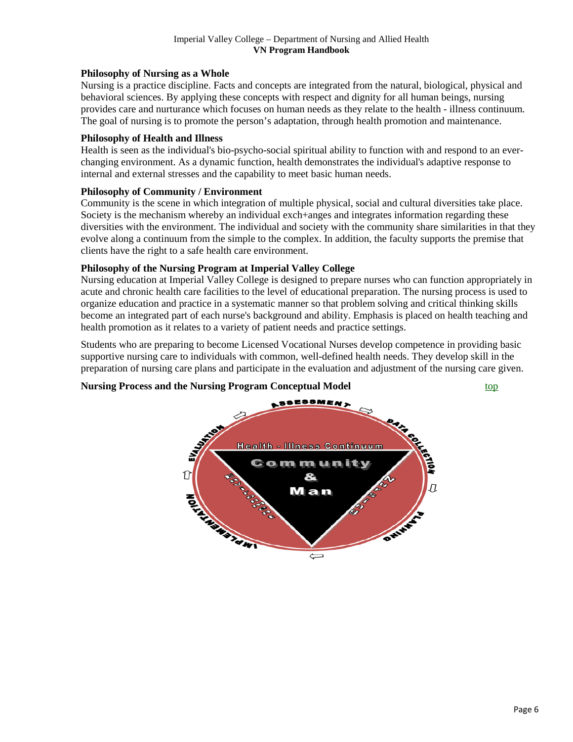### Philosophy of Nursing as a Whole

Nursing is a practice discipline. Facts and concepts are integrated from the natural, biological, physical and behavioral sciences. By applying these concepts with respect and dignity for all human beings, nursing provides care and nurturance which focuses on human needs as they relate to the health - illness continuum. The goal of nursing is to promote the person's adaptation, through health promotion and maintenance.

### Philosophy of Health and Illness

Health is seen as the individual's bio-psycho-social spiritual ability to function with and respond to an ever-changing environment. As a dynamic function, health demonstrates the individual's adaptive response to internal and external stresses and the capability to meet basic human needs.

### Philosophy of Community / Environment

Community is the scene in which integration of multiple physical, social and cultural diversities take place. Society is the mechanism whereby an individual exch+anges and integrates information regarding these diversities with the environment. The individual and society with the community share similarities in that they evolve along a continuum from the simple to the complex. In addition, the faculty supports the premise that clients have the right to a safe health care environment.

### Philosophy of the Nursing Program at Imperial Valley College

Nursing education at Imperial Valley College is designed to prepare nurses who can function appropriately in acute and chronic health care facilities to the level of educational preparation. The nursing process is used to organize education and practice in a systematic manner so that problem solving and critical thinking skills become an integrated part of each nurse's background and ability. Emphasis is placed on health teaching and health promotion as it relates to a variety of patient needs and practice settings.

Students who are preparing to become Licensed Vocational Nurses develop competence in providing basic supportive nursing care to individuals with common, well-defined health needs. They develop skill in the preparation of nursing care plans and participate in the evaluation and adjustment of the nursing care given.

### Nursing Process and the Nursing Program Conceptual Model

top

ASSESSMENT → DATA COLLECTION → PLANNING → IMPLEMENTATION → EVALUATION

Health - Illness Continuum

Community & Man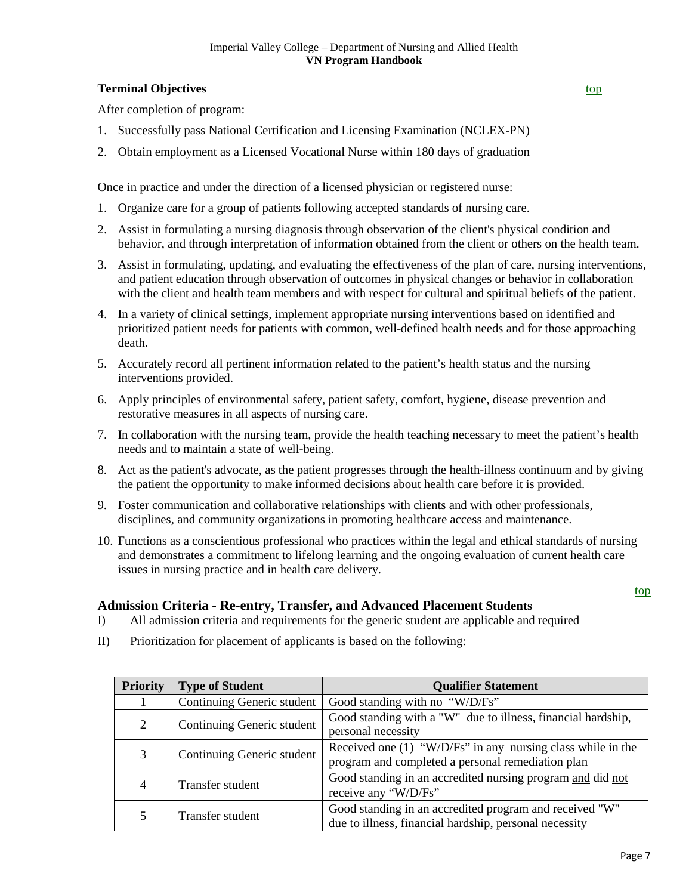### Terminal Objectives

top

After completion of program:

1. Successfully pass National Certification and Licensing Examination (NCLEX-PN)
2. Obtain employment as a Licensed Vocational Nurse within 180 days of graduation

Once in practice and under the direction of a licensed physician or registered nurse:

1. Organize care for a group of patients following accepted standards of nursing care.
2. Assist in formulating a nursing diagnosis through observation of the client's physical condition and behavior, and through interpretation of information obtained from the client or others on the health team.
3. Assist in formulating, updating, and evaluating the effectiveness of the plan of care, nursing interventions, and patient education through observation of outcomes in physical changes or behavior in collaboration with the client and health team members and with respect for cultural and spiritual beliefs of the patient.
4. In a variety of clinical settings, implement appropriate nursing interventions based on identified and prioritized patient needs for patients with common, well-defined health needs and for those approaching death.
5. Accurately record all pertinent information related to the patient's health status and the nursing interventions provided.
6. Apply principles of environmental safety, patient safety, comfort, hygiene, disease prevention and restorative measures in all aspects of nursing care.
7. In collaboration with the nursing team, provide the health teaching necessary to meet the patient's health needs and to maintain a state of well-being.
8. Act as the patient's advocate, as the patient progresses through the health-illness continuum and by giving the patient the opportunity to make informed decisions about health care before it is provided.
9. Foster communication and collaborative relationships with clients and with other professionals, disciplines, and community organizations in promoting healthcare access and maintenance.
10. Functions as a conscientious professional who practices within the legal and ethical standards of nursing and demonstrates a commitment to lifelong learning and the ongoing evaluation of current health care issues in nursing practice and in health care delivery.

top

### Admission Criteria - Re-entry, Transfer, and Advanced Placement Students

I) All admission criteria and requirements for the generic student are applicable and required

II) Prioritization for placement of applicants is based on the following:

| Priority | Type of Student | Qualifier Statement |
|---|---|---|
| 1 | Continuing Generic student | Good standing with no "W/D/Fs" |
| 2 | Continuing Generic student | Good standing with a "W" due to illness, financial hardship, personal necessity |
| 3 | Continuing Generic student | Received one (1) "W/D/Fs" in any nursing class while in the program and completed a personal remediation plan |
| 4 | Transfer student | Good standing in an accredited nursing program and did not receive any "W/D/Fs" |
| 5 | Transfer student | Good standing in an accredited program and received "W" due to illness, financial hardship, personal necessity |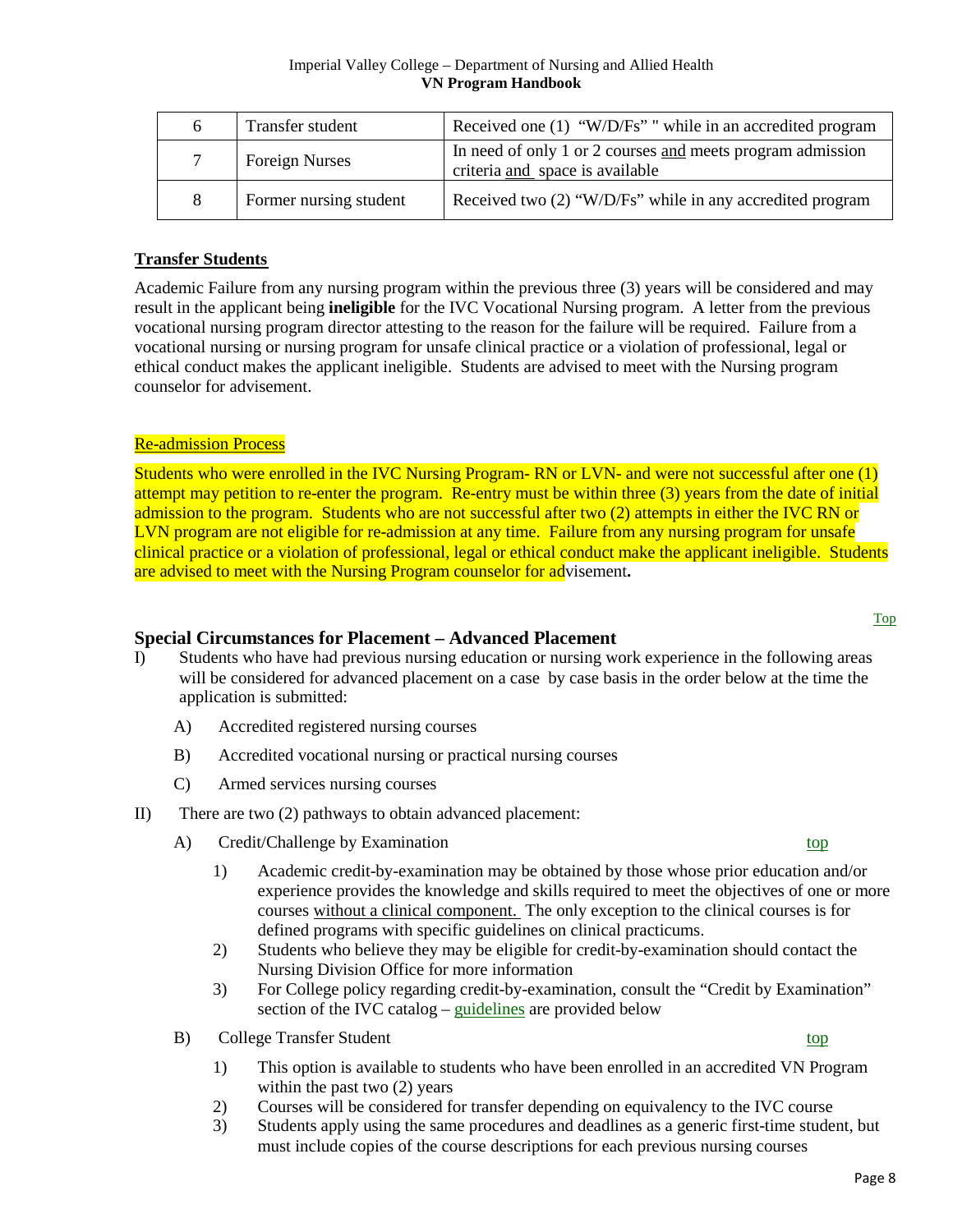| 6 | Transfer student | Received one (1) "W/D/Fs" " while in an accredited program |
|---|---|---|
| 7 | Foreign Nurses | In need of only 1 or 2 courses and meets program admission criteria and space is available |
| 8 | Former nursing student | Received two (2) "W/D/Fs" while in any accredited program |

## Transfer Students

Academic Failure from any nursing program within the previous three (3) years will be considered and may result in the applicant being **ineligible** for the IVC Vocational Nursing program. A letter from the previous vocational nursing program director attesting to the reason for the failure will be required. Failure from a vocational nursing or nursing program for unsafe clinical practice or a violation of professional, legal or ethical conduct makes the applicant ineligible. Students are advised to meet with the Nursing program counselor for advisement.

## Re-admission Process

Students who were enrolled in the IVC Nursing Program- RN or LVN- and were not successful after one (1) attempt may petition to re-enter the program. Re-entry must be within three (3) years from the date of initial admission to the program. Students who are not successful after two (2) attempts in either the IVC RN or LVN program are not eligible for re-admission at any time. Failure from any nursing program for unsafe clinical practice or a violation of professional, legal or ethical conduct make the applicant ineligible. Students are advised to meet with the Nursing Program counselor for advisement.

Top

## Special Circumstances for Placement – Advanced Placement

I) Students who have had previous nursing education or nursing work experience in the following areas will be considered for advanced placement on a case by case basis in the order below at the time the application is submitted:

  A) Accredited registered nursing courses

  B) Accredited vocational nursing or practical nursing courses

  C) Armed services nursing courses

II) There are two (2) pathways to obtain advanced placement:

  A) Credit/Challenge by Examination — top

    1) Academic credit-by-examination may be obtained by those whose prior education and/or experience provides the knowledge and skills required to meet the objectives of one or more courses without a clinical component. The only exception to the clinical courses is for defined programs with specific guidelines on clinical practicums.
    2) Students who believe they may be eligible for credit-by-examination should contact the Nursing Division Office for more information
    3) For College policy regarding credit-by-examination, consult the "Credit by Examination" section of the IVC catalog – guidelines are provided below

  B) College Transfer Student — top

    1) This option is available to students who have been enrolled in an accredited VN Program within the past two (2) years
    2) Courses will be considered for transfer depending on equivalency to the IVC course
    3) Students apply using the same procedures and deadlines as a generic first-time student, but must include copies of the course descriptions for each previous nursing courses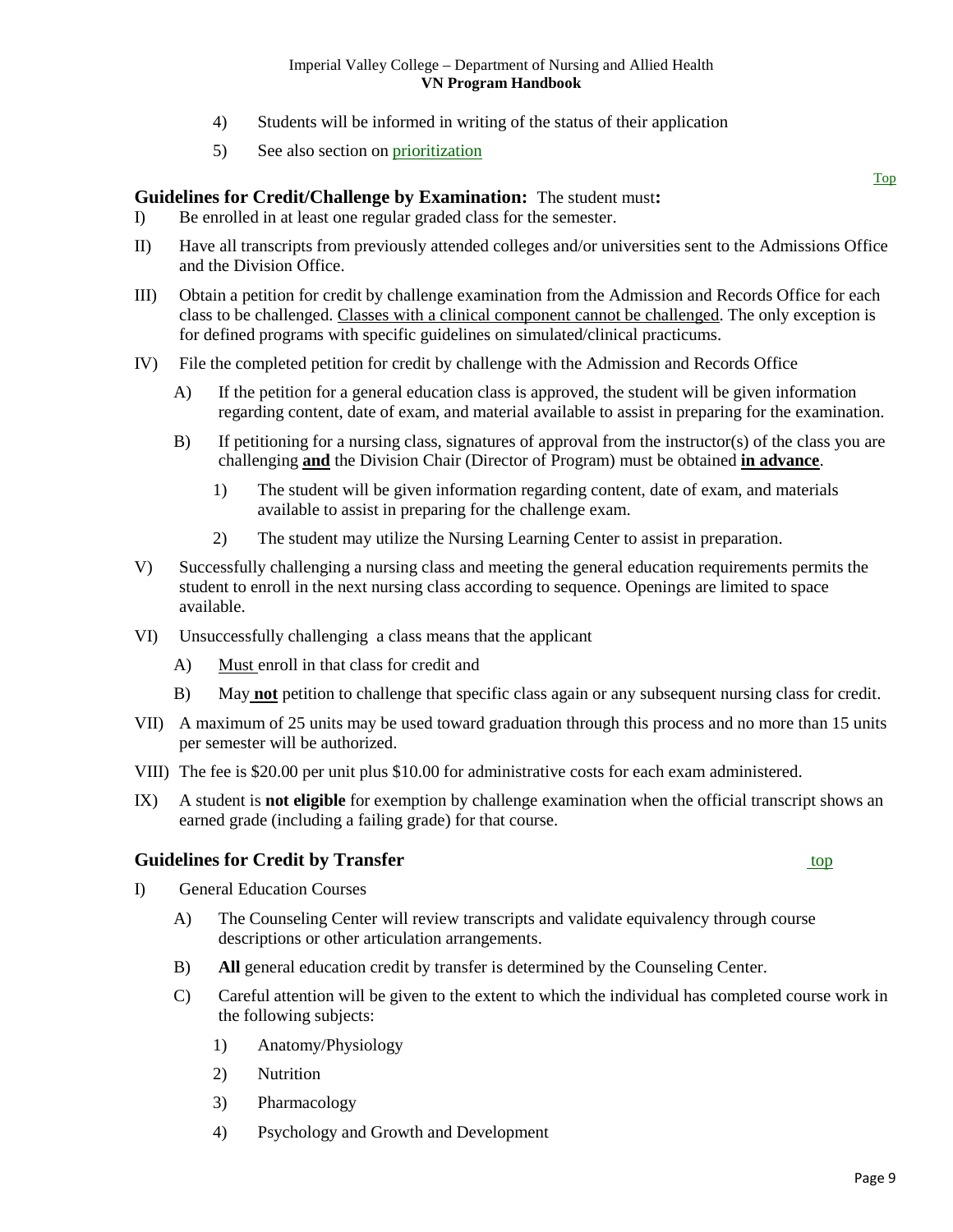4) Students will be informed in writing of the status of their application

5) See also section on prioritization

Top

## Guidelines for Credit/Challenge by Examination: The student must:

I) Be enrolled in at least one regular graded class for the semester.

II) Have all transcripts from previously attended colleges and/or universities sent to the Admissions Office and the Division Office.

III) Obtain a petition for credit by challenge examination from the Admission and Records Office for each class to be challenged. Classes with a clinical component cannot be challenged. The only exception is for defined programs with specific guidelines on simulated/clinical practicums.

IV) File the completed petition for credit by challenge with the Admission and Records Office

  A) If the petition for a general education class is approved, the student will be given information regarding content, date of exam, and material available to assist in preparing for the examination.

  B) If petitioning for a nursing class, signatures of approval from the instructor(s) of the class you are challenging **and** the Division Chair (Director of Program) must be obtained **in advance**.

    1) The student will be given information regarding content, date of exam, and materials available to assist in preparing for the challenge exam.

    2) The student may utilize the Nursing Learning Center to assist in preparation.

V) Successfully challenging a nursing class and meeting the general education requirements permits the student to enroll in the next nursing class according to sequence. Openings are limited to space available.

VI) Unsuccessfully challenging a class means that the applicant

  A) Must enroll in that class for credit and

  B) May **not** petition to challenge that specific class again or any subsequent nursing class for credit.

VII) A maximum of 25 units may be used toward graduation through this process and no more than 15 units per semester will be authorized.

VIII) The fee is $20.00 per unit plus $10.00 for administrative costs for each exam administered.

IX) A student is **not eligible** for exemption by challenge examination when the official transcript shows an earned grade (including a failing grade) for that course.

## Guidelines for Credit by Transfer

top

I) General Education Courses

  A) The Counseling Center will review transcripts and validate equivalency through course descriptions or other articulation arrangements.

  B) **All** general education credit by transfer is determined by the Counseling Center.

  C) Careful attention will be given to the extent to which the individual has completed course work in the following subjects:

    1) Anatomy/Physiology

    2) Nutrition

    3) Pharmacology

    4) Psychology and Growth and Development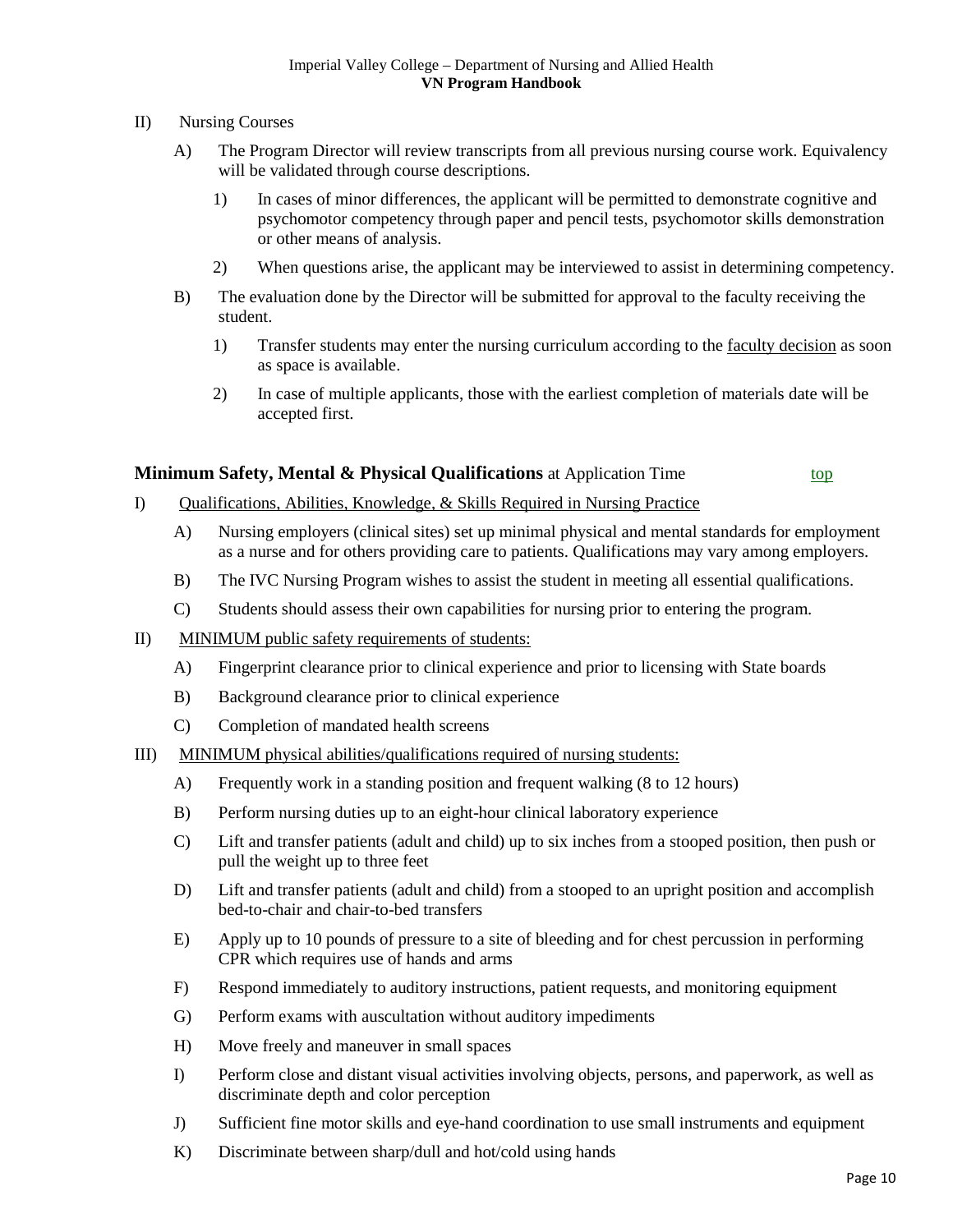II) Nursing Courses

A) The Program Director will review transcripts from all previous nursing course work. Equivalency will be validated through course descriptions.

1) In cases of minor differences, the applicant will be permitted to demonstrate cognitive and psychomotor competency through paper and pencil tests, psychomotor skills demonstration or other means of analysis.

2) When questions arise, the applicant may be interviewed to assist in determining competency.

B) The evaluation done by the Director will be submitted for approval to the faculty receiving the student.

1) Transfer students may enter the nursing curriculum according to the faculty decision as soon as space is available.

2) In case of multiple applicants, those with the earliest completion of materials date will be accepted first.

## **Minimum Safety, Mental & Physical Qualifications** at Application Time

top

I) Qualifications, Abilities, Knowledge, & Skills Required in Nursing Practice

A) Nursing employers (clinical sites) set up minimal physical and mental standards for employment as a nurse and for others providing care to patients. Qualifications may vary among employers.

B) The IVC Nursing Program wishes to assist the student in meeting all essential qualifications.

C) Students should assess their own capabilities for nursing prior to entering the program.

II) MINIMUM public safety requirements of students:

A) Fingerprint clearance prior to clinical experience and prior to licensing with State boards

B) Background clearance prior to clinical experience

C) Completion of mandated health screens

III) MINIMUM physical abilities/qualifications required of nursing students:

A) Frequently work in a standing position and frequent walking (8 to 12 hours)

B) Perform nursing duties up to an eight-hour clinical laboratory experience

C) Lift and transfer patients (adult and child) up to six inches from a stooped position, then push or pull the weight up to three feet

D) Lift and transfer patients (adult and child) from a stooped to an upright position and accomplish bed-to-chair and chair-to-bed transfers

E) Apply up to 10 pounds of pressure to a site of bleeding and for chest percussion in performing CPR which requires use of hands and arms

F) Respond immediately to auditory instructions, patient requests, and monitoring equipment

G) Perform exams with auscultation without auditory impediments

H) Move freely and maneuver in small spaces

I) Perform close and distant visual activities involving objects, persons, and paperwork, as well as discriminate depth and color perception

J) Sufficient fine motor skills and eye-hand coordination to use small instruments and equipment

K) Discriminate between sharp/dull and hot/cold using hands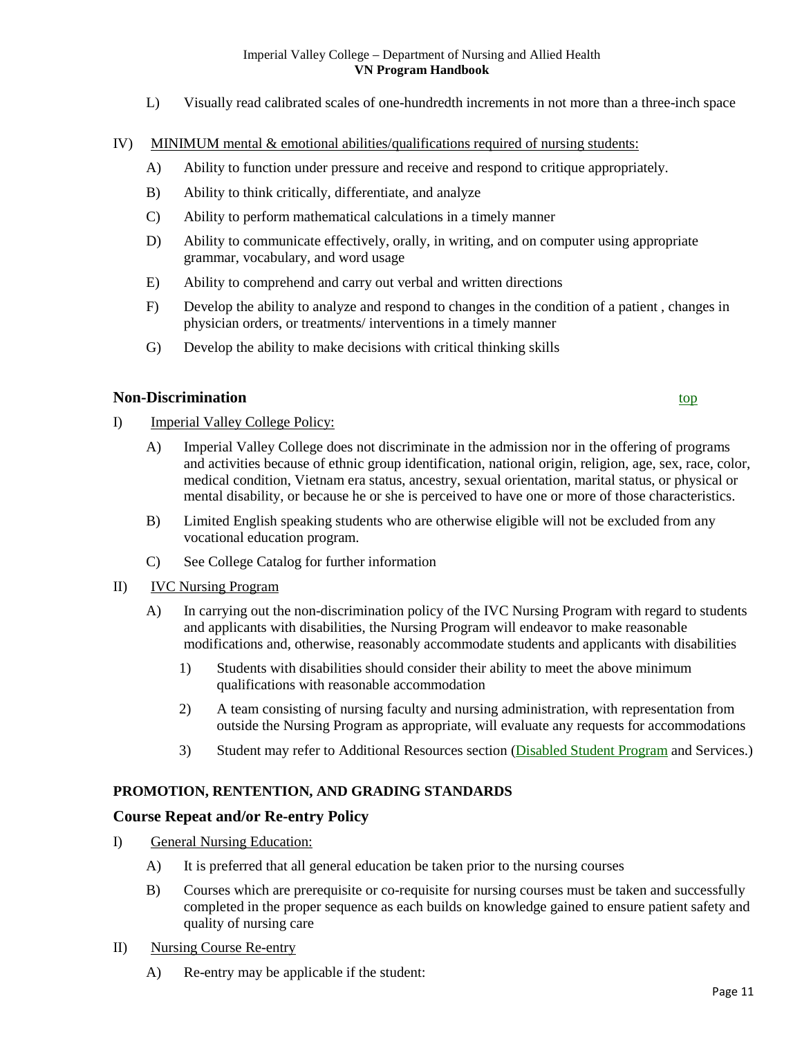L) Visually read calibrated scales of one-hundredth increments in not more than a three-inch space

IV) MINIMUM mental & emotional abilities/qualifications required of nursing students:

A) Ability to function under pressure and receive and respond to critique appropriately.

B) Ability to think critically, differentiate, and analyze

C) Ability to perform mathematical calculations in a timely manner

D) Ability to communicate effectively, orally, in writing, and on computer using appropriate grammar, vocabulary, and word usage

E) Ability to comprehend and carry out verbal and written directions

F) Develop the ability to analyze and respond to changes in the condition of a patient , changes in physician orders, or treatments/ interventions in a timely manner

G) Develop the ability to make decisions with critical thinking skills

## Non-Discrimination

top

I) Imperial Valley College Policy:

A) Imperial Valley College does not discriminate in the admission nor in the offering of programs and activities because of ethnic group identification, national origin, religion, age, sex, race, color, medical condition, Vietnam era status, ancestry, sexual orientation, marital status, or physical or mental disability, or because he or she is perceived to have one or more of those characteristics.

B) Limited English speaking students who are otherwise eligible will not be excluded from any vocational education program.

C) See College Catalog for further information

II) IVC Nursing Program

A) In carrying out the non-discrimination policy of the IVC Nursing Program with regard to students and applicants with disabilities, the Nursing Program will endeavor to make reasonable modifications and, otherwise, reasonably accommodate students and applicants with disabilities

1) Students with disabilities should consider their ability to meet the above minimum qualifications with reasonable accommodation

2) A team consisting of nursing faculty and nursing administration, with representation from outside the Nursing Program as appropriate, will evaluate any requests for accommodations

3) Student may refer to Additional Resources section (Disabled Student Program and Services.)

**PROMOTION, RENTENTION, AND GRADING STANDARDS**

## Course Repeat and/or Re-entry Policy

I) General Nursing Education:

A) It is preferred that all general education be taken prior to the nursing courses

B) Courses which are prerequisite or co-requisite for nursing courses must be taken and successfully completed in the proper sequence as each builds on knowledge gained to ensure patient safety and quality of nursing care

II) Nursing Course Re-entry

A) Re-entry may be applicable if the student: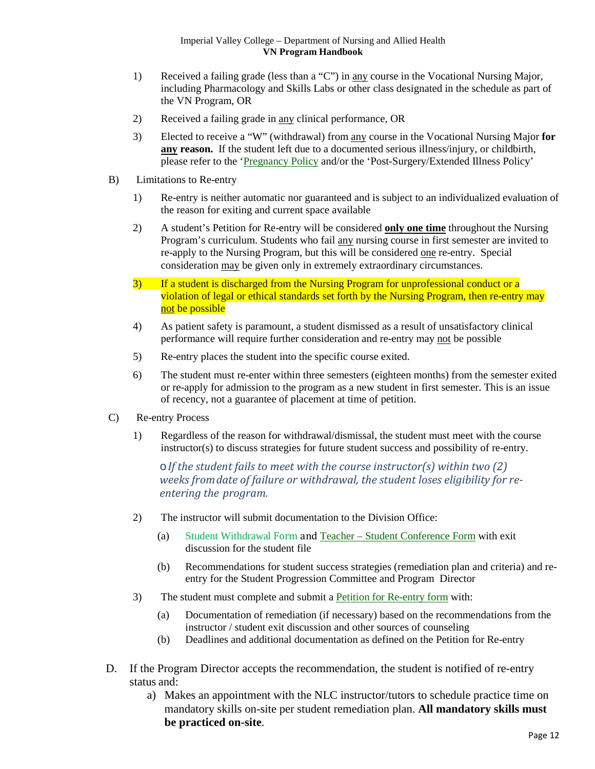1) Received a failing grade (less than a "C") in any course in the Vocational Nursing Major, including Pharmacology and Skills Labs or other class designated in the schedule as part of the VN Program, OR

2) Received a failing grade in any clinical performance, OR

3) Elected to receive a "W" (withdrawal) from any course in the Vocational Nursing Major **for any reason.** If the student left due to a documented serious illness/injury, or childbirth, please refer to the 'Pregnancy Policy' and/or the 'Post-Surgery/Extended Illness Policy'

B) Limitations to Re-entry

1) Re-entry is neither automatic nor guaranteed and is subject to an individualized evaluation of the reason for exiting and current space available

2) A student's Petition for Re-entry will be considered **only one time** throughout the Nursing Program's curriculum. Students who fail any nursing course in first semester are invited to re-apply to the Nursing Program, but this will be considered one re-entry. Special consideration may be given only in extremely extraordinary circumstances.

3) If a student is discharged from the Nursing Program for unprofessional conduct or a violation of legal or ethical standards set forth by the Nursing Program, then re-entry may not be possible

4) As patient safety is paramount, a student dismissed as a result of unsatisfactory clinical performance will require further consideration and re-entry may not be possible

5) Re-entry places the student into the specific course exited.

6) The student must re-enter within three semesters (eighteen months) from the semester exited or re-apply for admission to the program as a new student in first semester. This is an issue of recency, not a guarantee of placement at time of petition.

C) Re-entry Process

1) Regardless of the reason for withdrawal/dismissal, the student must meet with the course instructor(s) to discuss strategies for future student success and possibility of re-entry.

   - *If the student fails to meet with the course instructor(s) within two (2) weeks from date of failure or withdrawal, the student loses eligibility for re-entering the program.*

2) The instructor will submit documentation to the Division Office:

   (a) Student Withdrawal Form and Teacher – Student Conference Form with exit discussion for the student file

   (b) Recommendations for student success strategies (remediation plan and criteria) and re-entry for the Student Progression Committee and Program Director

3) The student must complete and submit a Petition for Re-entry form with:

   (a) Documentation of remediation (if necessary) based on the recommendations from the instructor / student exit discussion and other sources of counseling

   (b) Deadlines and additional documentation as defined on the Petition for Re-entry

D. If the Program Director accepts the recommendation, the student is notified of re-entry status and:

   a) Makes an appointment with the NLC instructor/tutors to schedule practice time on mandatory skills on-site per student remediation plan. **All mandatory skills must be practiced on-site**.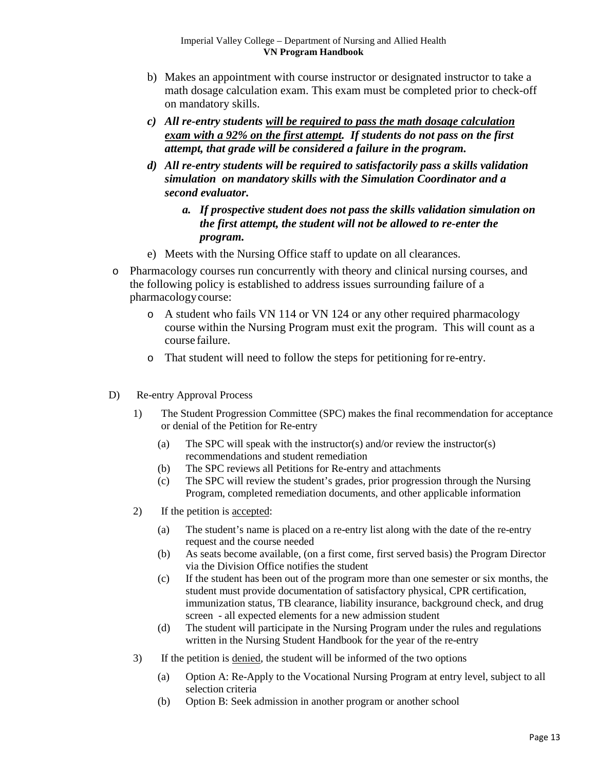b) Makes an appointment with course instructor or designated instructor to take a math dosage calculation exam. This exam must be completed prior to check-off on mandatory skills.

***c) All re-entry students <u>will be required to pass the math dosage calculation exam with a 92% on the first attempt</u>. If students do not pass on the first attempt, that grade will be considered a failure in the program.***

***d) All re-entry students will be required to satisfactorily pass a skills validation simulation on mandatory skills with the Simulation Coordinator and a second evaluator.***

   ***a. If prospective student does not pass the skills validation simulation on the first attempt, the student will not be allowed to re-enter the program.***

e) Meets with the Nursing Office staff to update on all clearances.

- Pharmacology courses run concurrently with theory and clinical nursing courses, and the following policy is established to address issues surrounding failure of a pharmacology course:
  - A student who fails VN 114 or VN 124 or any other required pharmacology course within the Nursing Program must exit the program. This will count as a course failure.
  - That student will need to follow the steps for petitioning for re-entry.

D) Re-entry Approval Process

1) The Student Progression Committee (SPC) makes the final recommendation for acceptance or denial of the Petition for Re-entry
   - (a) The SPC will speak with the instructor(s) and/or review the instructor(s) recommendations and student remediation
   - (b) The SPC reviews all Petitions for Re-entry and attachments
   - (c) The SPC will review the student's grades, prior progression through the Nursing Program, completed remediation documents, and other applicable information

2) If the petition is <u>accepted</u>:
   - (a) The student's name is placed on a re-entry list along with the date of the re-entry request and the course needed
   - (b) As seats become available, (on a first come, first served basis) the Program Director via the Division Office notifies the student
   - (c) If the student has been out of the program more than one semester or six months, the student must provide documentation of satisfactory physical, CPR certification, immunization status, TB clearance, liability insurance, background check, and drug screen - all expected elements for a new admission student
   - (d) The student will participate in the Nursing Program under the rules and regulations written in the Nursing Student Handbook for the year of the re-entry

3) If the petition is <u>denied</u>, the student will be informed of the two options
   - (a) Option A: Re-Apply to the Vocational Nursing Program at entry level, subject to all selection criteria
   - (b) Option B: Seek admission in another program or another school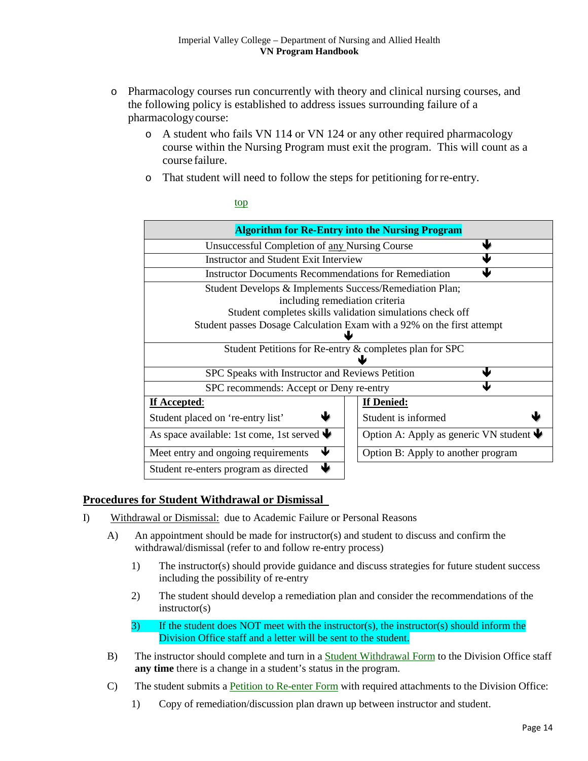- Pharmacology courses run concurrently with theory and clinical nursing courses, and the following policy is established to address issues surrounding failure of a pharmacology course:
    - A student who fails VN 114 or VN 124 or any other required pharmacology course within the Nursing Program must exit the program. This will count as a course failure.
    - That student will need to follow the steps for petitioning for re-entry.

top

| **Algorithm for Re-Entry into the Nursing Program** | |
|---|---|
| Unsuccessful Completion of any Nursing Course ↓ | |
| Instructor and Student Exit Interview ↓ | |
| Instructor Documents Recommendations for Remediation ↓ | |
| Student Develops & Implements Success/Remediation Plan; including remediation criteria<br>Student completes skills validation simulations check off<br>Student passes Dosage Calculation Exam with a 92% on the first attempt ↓ | |
| Student Petitions for Re-entry & completes plan for SPC ↓ | |
| SPC Speaks with Instructor and Reviews Petition ↓ | |
| SPC recommends: Accept or Deny re-entry ↓ | |
| **If Accepted**: | **If Denied:** |
| Student placed on 're-entry list' ↓ | Student is informed ↓ |
| As space available: 1st come, 1st served ↓ | Option A: Apply as generic VN student ↓ |
| Meet entry and ongoing requirements ↓ | Option B: Apply to another program |
| Student re-enters program as directed ↓ | |

## Procedures for Student Withdrawal or Dismissal

I) Withdrawal or Dismissal: due to Academic Failure or Personal Reasons

A) An appointment should be made for instructor(s) and student to discuss and confirm the withdrawal/dismissal (refer to and follow re-entry process)

1) The instructor(s) should provide guidance and discuss strategies for future student success including the possibility of re-entry

2) The student should develop a remediation plan and consider the recommendations of the instructor(s)

3) If the student does NOT meet with the instructor(s), the instructor(s) should inform the Division Office staff and a letter will be sent to the student.

B) The instructor should complete and turn in a Student Withdrawal Form to the Division Office staff **any time** there is a change in a student's status in the program.

C) The student submits a Petition to Re-enter Form with required attachments to the Division Office:

1) Copy of remediation/discussion plan drawn up between instructor and student.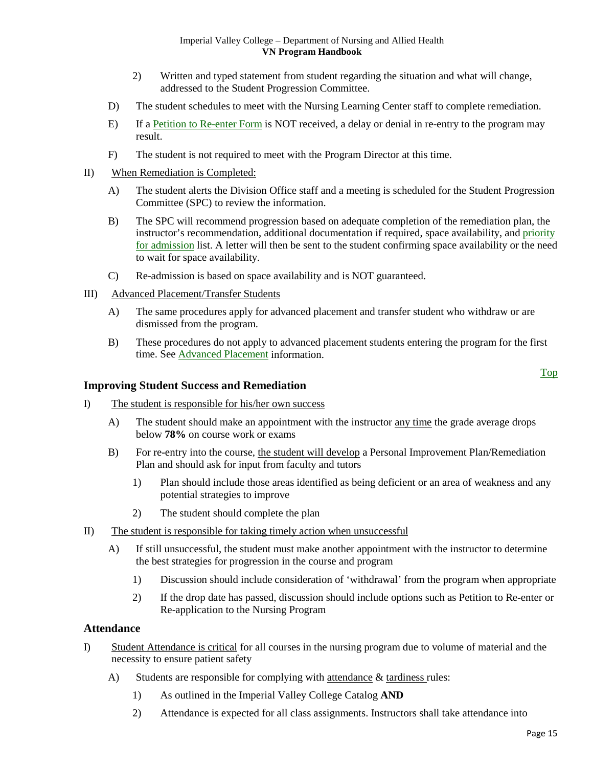2) Written and typed statement from student regarding the situation and what will change, addressed to the Student Progression Committee.

D) The student schedules to meet with the Nursing Learning Center staff to complete remediation.

E) If a Petition to Re-enter Form is NOT received, a delay or denial in re-entry to the program may result.

F) The student is not required to meet with the Program Director at this time.

II) When Remediation is Completed:

A) The student alerts the Division Office staff and a meeting is scheduled for the Student Progression Committee (SPC) to review the information.

B) The SPC will recommend progression based on adequate completion of the remediation plan, the instructor's recommendation, additional documentation if required, space availability, and priority for admission list. A letter will then be sent to the student confirming space availability or the need to wait for space availability.

C) Re-admission is based on space availability and is NOT guaranteed.

III) Advanced Placement/Transfer Students

A) The same procedures apply for advanced placement and transfer student who withdraw or are dismissed from the program.

B) These procedures do not apply to advanced placement students entering the program for the first time. See Advanced Placement information.

Top

## Improving Student Success and Remediation

I) The student is responsible for his/her own success

A) The student should make an appointment with the instructor any time the grade average drops below **78%** on course work or exams

B) For re-entry into the course, the student will develop a Personal Improvement Plan/Remediation Plan and should ask for input from faculty and tutors

1) Plan should include those areas identified as being deficient or an area of weakness and any potential strategies to improve

2) The student should complete the plan

II) The student is responsible for taking timely action when unsuccessful

A) If still unsuccessful, the student must make another appointment with the instructor to determine the best strategies for progression in the course and program

1) Discussion should include consideration of 'withdrawal' from the program when appropriate

2) If the drop date has passed, discussion should include options such as Petition to Re-enter or Re-application to the Nursing Program

## Attendance

I) Student Attendance is critical for all courses in the nursing program due to volume of material and the necessity to ensure patient safety

A) Students are responsible for complying with attendance & tardiness rules:

1) As outlined in the Imperial Valley College Catalog **AND**

2) Attendance is expected for all class assignments. Instructors shall take attendance into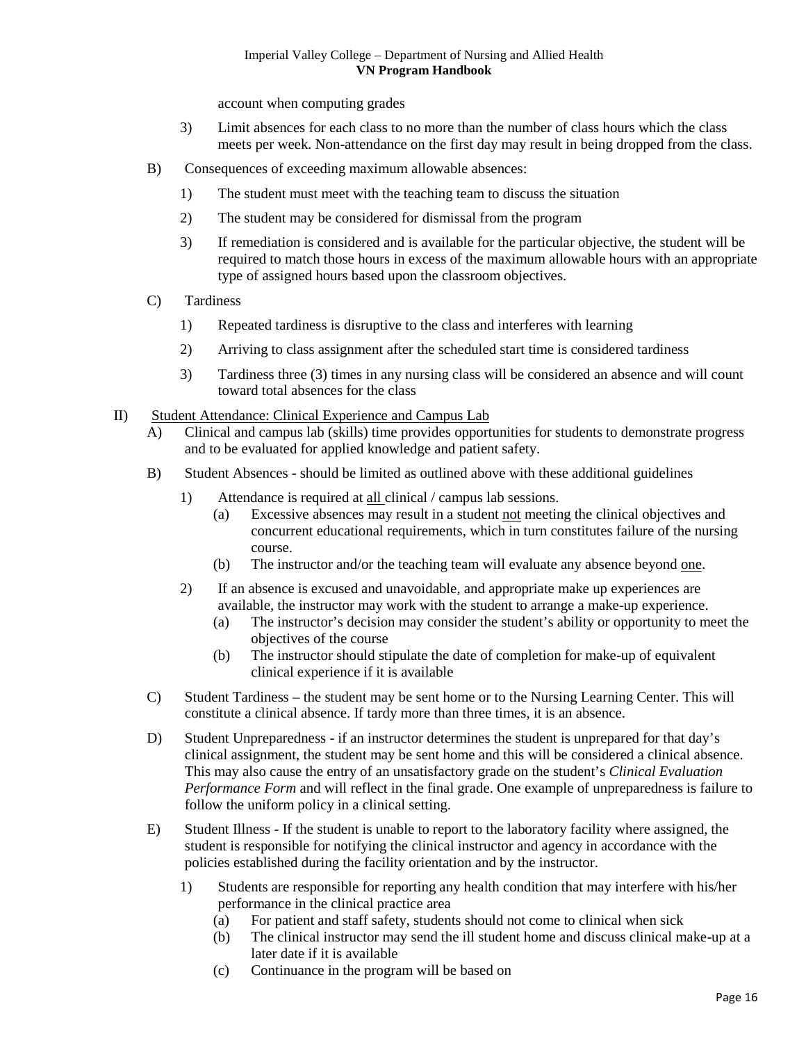account when computing grades

   3) Limit absences for each class to no more than the number of class hours which the class meets per week. Non-attendance on the first day may result in being dropped from the class.

B) Consequences of exceeding maximum allowable absences:

   1) The student must meet with the teaching team to discuss the situation

   2) The student may be considered for dismissal from the program

   3) If remediation is considered and is available for the particular objective, the student will be required to match those hours in excess of the maximum allowable hours with an appropriate type of assigned hours based upon the classroom objectives.

C) Tardiness

   1) Repeated tardiness is disruptive to the class and interferes with learning

   2) Arriving to class assignment after the scheduled start time is considered tardiness

   3) Tardiness three (3) times in any nursing class will be considered an absence and will count toward total absences for the class

II) <u>Student Attendance: Clinical Experience and Campus Lab</u>

A) Clinical and campus lab (skills) time provides opportunities for students to demonstrate progress and to be evaluated for applied knowledge and patient safety.

B) Student Absences - should be limited as outlined above with these additional guidelines

   1) Attendance is required at <u>all</u> clinical / campus lab sessions.
      (a) Excessive absences may result in a student <u>not</u> meeting the clinical objectives and concurrent educational requirements, which in turn constitutes failure of the nursing course.
      (b) The instructor and/or the teaching team will evaluate any absence beyond <u>one</u>.

   2) If an absence is excused and unavoidable, and appropriate make up experiences are available, the instructor may work with the student to arrange a make-up experience.
      (a) The instructor's decision may consider the student's ability or opportunity to meet the objectives of the course
      (b) The instructor should stipulate the date of completion for make-up of equivalent clinical experience if it is available

C) Student Tardiness – the student may be sent home or to the Nursing Learning Center. This will constitute a clinical absence. If tardy more than three times, it is an absence.

D) Student Unpreparedness - if an instructor determines the student is unprepared for that day's clinical assignment, the student may be sent home and this will be considered a clinical absence. This may also cause the entry of an unsatisfactory grade on the student's *Clinical Evaluation Performance Form* and will reflect in the final grade. One example of unpreparedness is failure to follow the uniform policy in a clinical setting.

E) Student Illness - If the student is unable to report to the laboratory facility where assigned, the student is responsible for notifying the clinical instructor and agency in accordance with the policies established during the facility orientation and by the instructor.

   1) Students are responsible for reporting any health condition that may interfere with his/her performance in the clinical practice area
      (a) For patient and staff safety, students should not come to clinical when sick
      (b) The clinical instructor may send the ill student home and discuss clinical make-up at a later date if it is available
      (c) Continuance in the program will be based on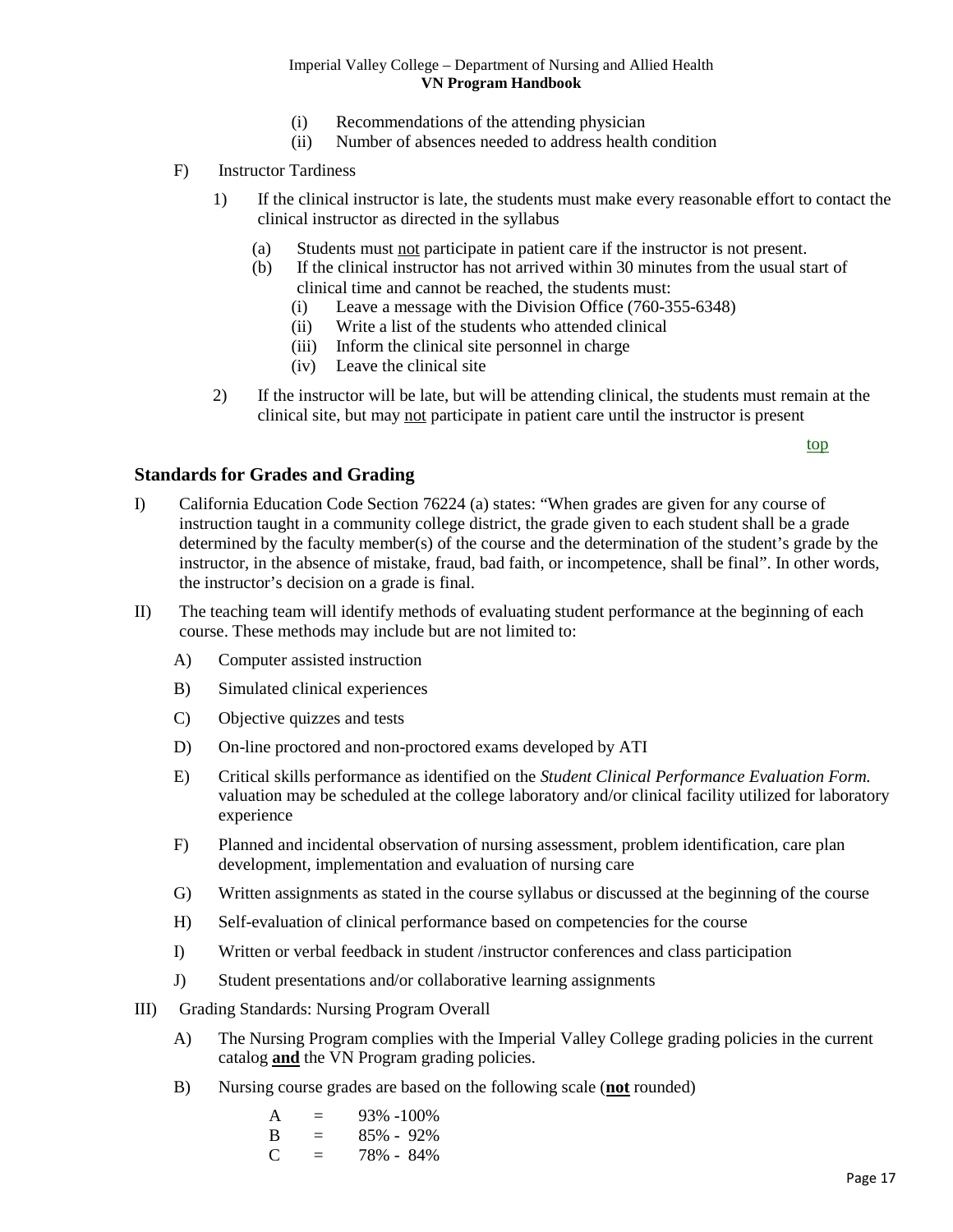(i) Recommendations of the attending physician
(ii) Number of absences needed to address health condition

F) Instructor Tardiness

1) If the clinical instructor is late, the students must make every reasonable effort to contact the clinical instructor as directed in the syllabus

(a) Students must <u>not</u> participate in patient care if the instructor is not present.
(b) If the clinical instructor has not arrived within 30 minutes from the usual start of clinical time and cannot be reached, the students must:
(i) Leave a message with the Division Office (760-355-6348)
(ii) Write a list of the students who attended clinical
(iii) Inform the clinical site personnel in charge
(iv) Leave the clinical site

2) If the instructor will be late, but will be attending clinical, the students must remain at the clinical site, but may <u>not</u> participate in patient care until the instructor is present

top

## Standards for Grades and Grading

I) California Education Code Section 76224 (a) states: "When grades are given for any course of instruction taught in a community college district, the grade given to each student shall be a grade determined by the faculty member(s) of the course and the determination of the student's grade by the instructor, in the absence of mistake, fraud, bad faith, or incompetence, shall be final". In other words, the instructor's decision on a grade is final.

II) The teaching team will identify methods of evaluating student performance at the beginning of each course. These methods may include but are not limited to:

A) Computer assisted instruction

B) Simulated clinical experiences

C) Objective quizzes and tests

D) On-line proctored and non-proctored exams developed by ATI

E) Critical skills performance as identified on the *Student Clinical Performance Evaluation Form.* valuation may be scheduled at the college laboratory and/or clinical facility utilized for laboratory experience

F) Planned and incidental observation of nursing assessment, problem identification, care plan development, implementation and evaluation of nursing care

G) Written assignments as stated in the course syllabus or discussed at the beginning of the course

H) Self-evaluation of clinical performance based on competencies for the course

I) Written or verbal feedback in student /instructor conferences and class participation

J) Student presentations and/or collaborative learning assignments

III) Grading Standards: Nursing Program Overall

A) The Nursing Program complies with the Imperial Valley College grading policies in the current catalog **<u>and</u>** the VN Program grading policies.

B) Nursing course grades are based on the following scale (**<u>not</u>** rounded)

A = 93% -100%
B = 85% - 92%
C = 78% - 84%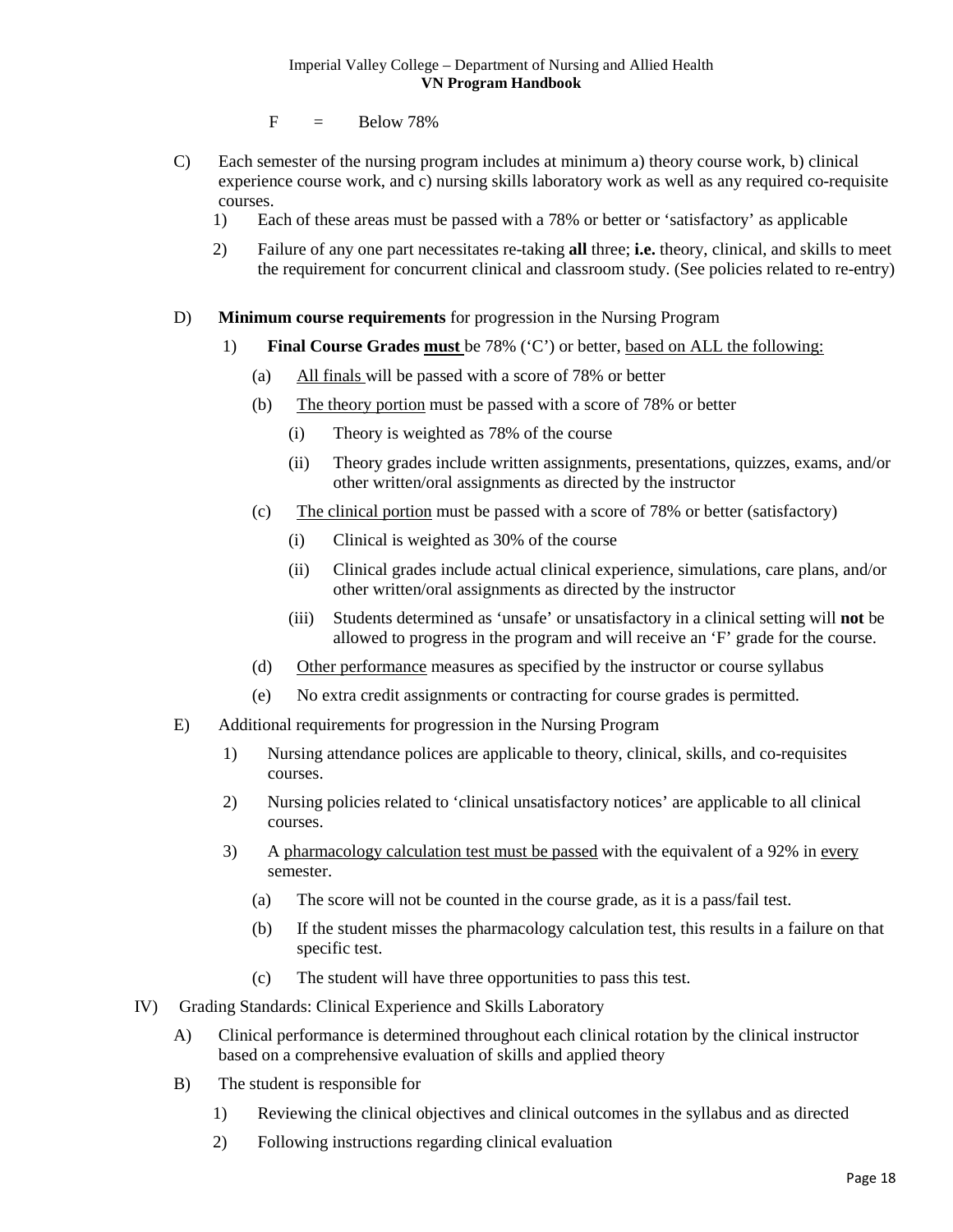F = Below 78%

C) Each semester of the nursing program includes at minimum a) theory course work, b) clinical experience course work, and c) nursing skills laboratory work as well as any required co-requisite courses.

1) Each of these areas must be passed with a 78% or better or 'satisfactory' as applicable

2) Failure of any one part necessitates re-taking **all** three; **i.e.** theory, clinical, and skills to meet the requirement for concurrent clinical and classroom study. (See policies related to re-entry)

D) **Minimum course requirements** for progression in the Nursing Program

1) **Final Course Grades <u>must</u>** be 78% ('C') or better, <u>based on ALL the following:</u>

(a) <u>All finals</u> will be passed with a score of 78% or better

(b) <u>The theory portion</u> must be passed with a score of 78% or better

(i) Theory is weighted as 78% of the course

(ii) Theory grades include written assignments, presentations, quizzes, exams, and/or other written/oral assignments as directed by the instructor

(c) <u>The clinical portion</u> must be passed with a score of 78% or better (satisfactory)

(i) Clinical is weighted as 30% of the course

(ii) Clinical grades include actual clinical experience, simulations, care plans, and/or other written/oral assignments as directed by the instructor

(iii) Students determined as 'unsafe' or unsatisfactory in a clinical setting will **not** be allowed to progress in the program and will receive an 'F' grade for the course.

(d) <u>Other performance</u> measures as specified by the instructor or course syllabus

(e) No extra credit assignments or contracting for course grades is permitted.

E) Additional requirements for progression in the Nursing Program

1) Nursing attendance polices are applicable to theory, clinical, skills, and co-requisites courses.

2) Nursing policies related to 'clinical unsatisfactory notices' are applicable to all clinical courses.

3) A <u>pharmacology calculation test must be passed</u> with the equivalent of a 92% in <u>every</u> semester.

(a) The score will not be counted in the course grade, as it is a pass/fail test.

(b) If the student misses the pharmacology calculation test, this results in a failure on that specific test.

(c) The student will have three opportunities to pass this test.

IV) Grading Standards: Clinical Experience and Skills Laboratory

A) Clinical performance is determined throughout each clinical rotation by the clinical instructor based on a comprehensive evaluation of skills and applied theory

B) The student is responsible for

1) Reviewing the clinical objectives and clinical outcomes in the syllabus and as directed

2) Following instructions regarding clinical evaluation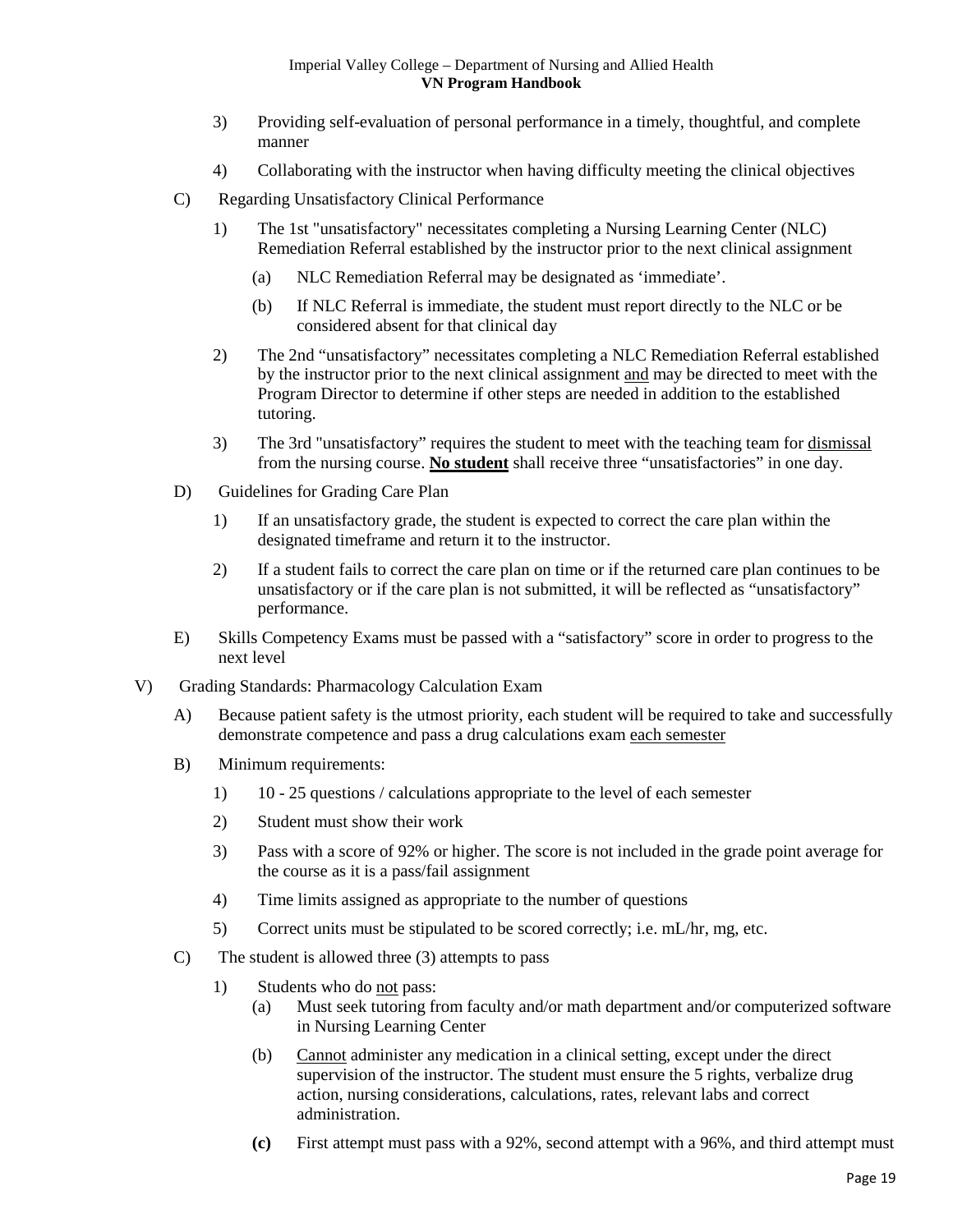3) Providing self-evaluation of personal performance in a timely, thoughtful, and complete manner

4) Collaborating with the instructor when having difficulty meeting the clinical objectives

C) Regarding Unsatisfactory Clinical Performance

1) The 1st "unsatisfactory" necessitates completing a Nursing Learning Center (NLC) Remediation Referral established by the instructor prior to the next clinical assignment

(a) NLC Remediation Referral may be designated as 'immediate'.

(b) If NLC Referral is immediate, the student must report directly to the NLC or be considered absent for that clinical day

2) The 2nd "unsatisfactory" necessitates completing a NLC Remediation Referral established by the instructor prior to the next clinical assignment <u>and</u> may be directed to meet with the Program Director to determine if other steps are needed in addition to the established tutoring.

3) The 3rd "unsatisfactory" requires the student to meet with the teaching team for <u>dismissal</u> from the nursing course. **<u>No student</u>** shall receive three "unsatisfactories" in one day.

D) Guidelines for Grading Care Plan

1) If an unsatisfactory grade, the student is expected to correct the care plan within the designated timeframe and return it to the instructor.

2) If a student fails to correct the care plan on time or if the returned care plan continues to be unsatisfactory or if the care plan is not submitted, it will be reflected as "unsatisfactory" performance.

E) Skills Competency Exams must be passed with a "satisfactory" score in order to progress to the next level

V) Grading Standards: Pharmacology Calculation Exam

A) Because patient safety is the utmost priority, each student will be required to take and successfully demonstrate competence and pass a drug calculations exam <u>each semester</u>

B) Minimum requirements:

1) 10 - 25 questions / calculations appropriate to the level of each semester

2) Student must show their work

3) Pass with a score of 92% or higher. The score is not included in the grade point average for the course as it is a pass/fail assignment

4) Time limits assigned as appropriate to the number of questions

5) Correct units must be stipulated to be scored correctly; i.e. mL/hr, mg, etc.

C) The student is allowed three (3) attempts to pass

1) Students who do <u>not</u> pass:

(a) Must seek tutoring from faculty and/or math department and/or computerized software in Nursing Learning Center

(b) <u>Cannot</u> administer any medication in a clinical setting, except under the direct supervision of the instructor. The student must ensure the 5 rights, verbalize drug action, nursing considerations, calculations, rates, relevant labs and correct administration.

**(c)** First attempt must pass with a 92%, second attempt with a 96%, and third attempt must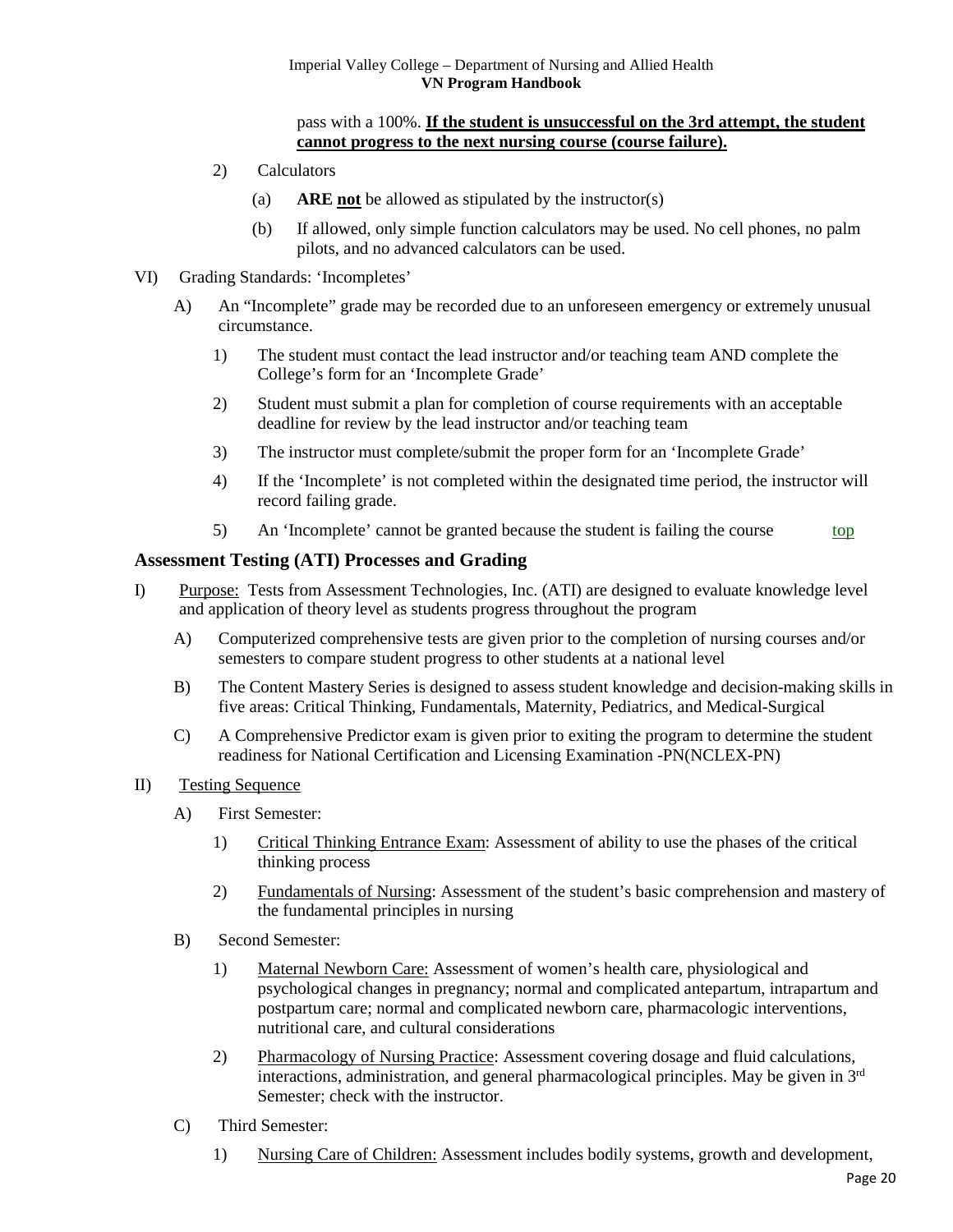pass with a 100%. **<u>If the student is unsuccessful on the 3rd attempt, the student cannot progress to the next nursing course (course failure).</u>**

2) Calculators

(a) **ARE <u>not</u>** be allowed as stipulated by the instructor(s)

(b) If allowed, only simple function calculators may be used. No cell phones, no palm pilots, and no advanced calculators can be used.

VI) Grading Standards: 'Incompletes'

A) An "Incomplete" grade may be recorded due to an unforeseen emergency or extremely unusual circumstance.

1) The student must contact the lead instructor and/or teaching team AND complete the College's form for an 'Incomplete Grade'

2) Student must submit a plan for completion of course requirements with an acceptable deadline for review by the lead instructor and/or teaching team

3) The instructor must complete/submit the proper form for an 'Incomplete Grade'

4) If the 'Incomplete' is not completed within the designated time period, the instructor will record failing grade.

5) An 'Incomplete' cannot be granted because the student is failing the course top

## Assessment Testing (ATI) Processes and Grading

I) <u>Purpose:</u> Tests from Assessment Technologies, Inc. (ATI) are designed to evaluate knowledge level and application of theory level as students progress throughout the program

A) Computerized comprehensive tests are given prior to the completion of nursing courses and/or semesters to compare student progress to other students at a national level

B) The Content Mastery Series is designed to assess student knowledge and decision-making skills in five areas: Critical Thinking, Fundamentals, Maternity, Pediatrics, and Medical-Surgical

C) A Comprehensive Predictor exam is given prior to exiting the program to determine the student readiness for National Certification and Licensing Examination -PN(NCLEX-PN)

II) <u>Testing Sequence</u>

A) First Semester:

1) <u>Critical Thinking Entrance Exam</u>: Assessment of ability to use the phases of the critical thinking process

2) <u>Fundamentals of Nursing</u>: Assessment of the student's basic comprehension and mastery of the fundamental principles in nursing

B) Second Semester:

1) <u>Maternal Newborn Care:</u> Assessment of women's health care, physiological and psychological changes in pregnancy; normal and complicated antepartum, intrapartum and postpartum care; normal and complicated newborn care, pharmacologic interventions, nutritional care, and cultural considerations

2) <u>Pharmacology of Nursing Practice</u>: Assessment covering dosage and fluid calculations, interactions, administration, and general pharmacological principles. May be given in 3rd Semester; check with the instructor.

C) Third Semester:

1) <u>Nursing Care of Children:</u> Assessment includes bodily systems, growth and development,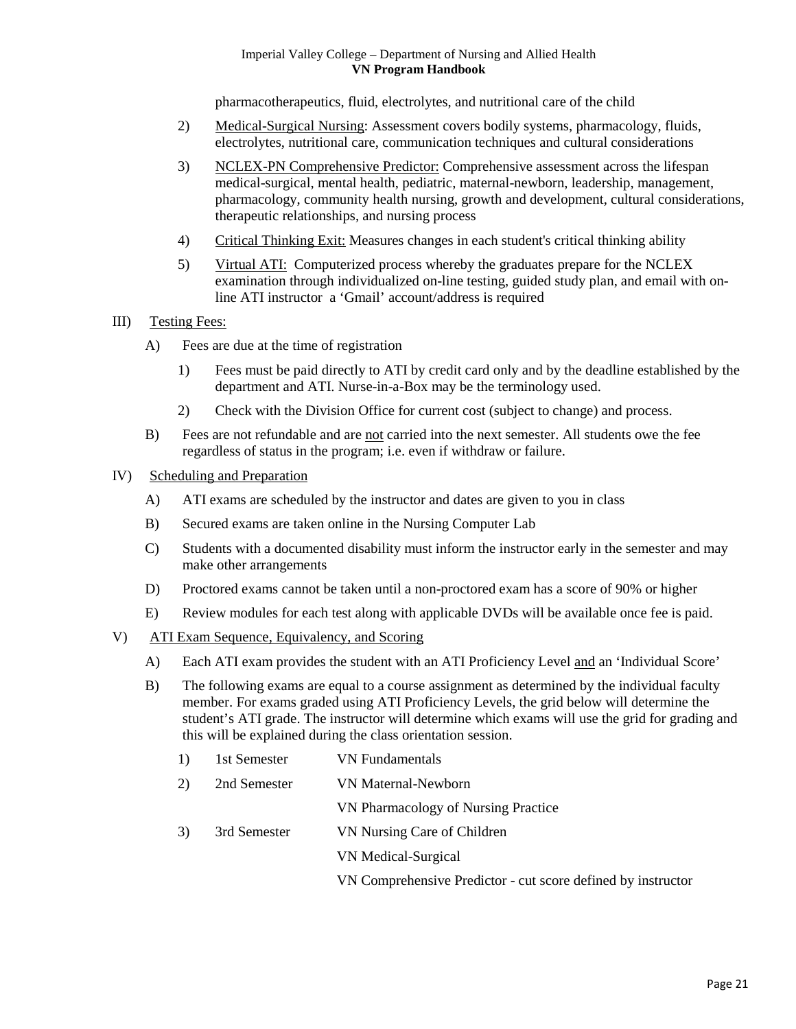pharmacotherapeutics, fluid, electrolytes, and nutritional care of the child

2) Medical-Surgical Nursing: Assessment covers bodily systems, pharmacology, fluids, electrolytes, nutritional care, communication techniques and cultural considerations

3) NCLEX-PN Comprehensive Predictor: Comprehensive assessment across the lifespan medical-surgical, mental health, pediatric, maternal-newborn, leadership, management, pharmacology, community health nursing, growth and development, cultural considerations, therapeutic relationships, and nursing process

4) Critical Thinking Exit: Measures changes in each student's critical thinking ability

5) Virtual ATI: Computerized process whereby the graduates prepare for the NCLEX examination through individualized on-line testing, guided study plan, and email with on-line ATI instructor a 'Gmail' account/address is required

III) Testing Fees:

A) Fees are due at the time of registration

1) Fees must be paid directly to ATI by credit card only and by the deadline established by the department and ATI. Nurse-in-a-Box may be the terminology used.

2) Check with the Division Office for current cost (subject to change) and process.

B) Fees are not refundable and are not carried into the next semester. All students owe the fee regardless of status in the program; i.e. even if withdraw or failure.

IV) Scheduling and Preparation

A) ATI exams are scheduled by the instructor and dates are given to you in class

B) Secured exams are taken online in the Nursing Computer Lab

C) Students with a documented disability must inform the instructor early in the semester and may make other arrangements

D) Proctored exams cannot be taken until a non-proctored exam has a score of 90% or higher

E) Review modules for each test along with applicable DVDs will be available once fee is paid.

V) ATI Exam Sequence, Equivalency, and Scoring

A) Each ATI exam provides the student with an ATI Proficiency Level and an 'Individual Score'

B) The following exams are equal to a course assignment as determined by the individual faculty member. For exams graded using ATI Proficiency Levels, the grid below will determine the student's ATI grade. The instructor will determine which exams will use the grid for grading and this will be explained during the class orientation session.

1) 1st Semester — VN Fundamentals

2) 2nd Semester — VN Maternal-Newborn
   VN Pharmacology of Nursing Practice

3) 3rd Semester — VN Nursing Care of Children
   VN Medical-Surgical
   VN Comprehensive Predictor - cut score defined by instructor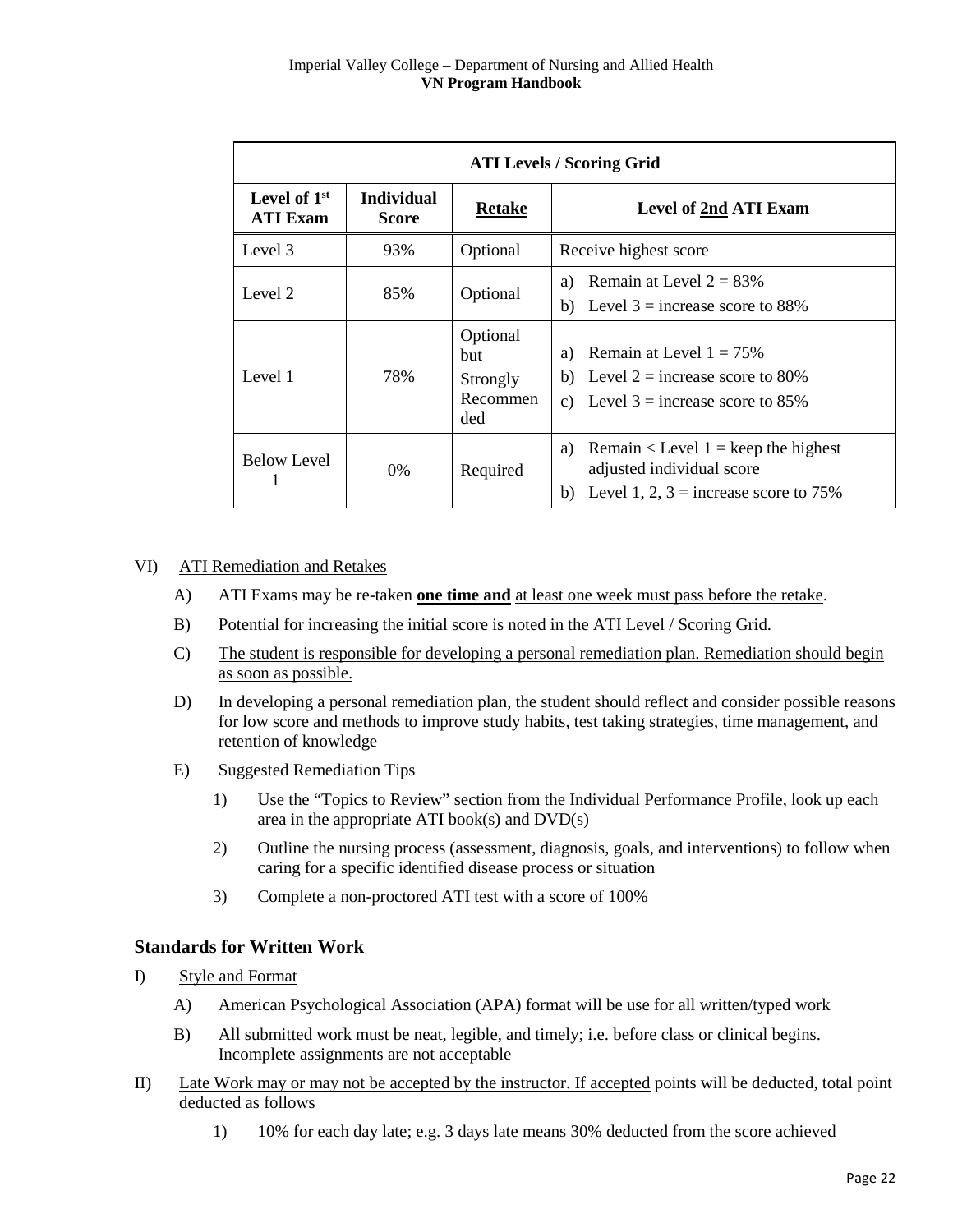| ATI Levels / Scoring Grid | | | |
|---|---|---|---|
| **Level of 1st ATI Exam** | **Individual Score** | **Retake** | **Level of 2nd ATI Exam** |
| Level 3 | 93% | Optional | Receive highest score |
| Level 2 | 85% | Optional | a) Remain at Level 2 = 83%<br>b) Level 3 = increase score to 88% |
| Level 1 | 78% | Optional but Strongly Recommended | a) Remain at Level 1 = 75%<br>b) Level 2 = increase score to 80%<br>c) Level 3 = increase score to 85% |
| Below Level 1 | 0% | Required | a) Remain < Level 1 = keep the highest adjusted individual score<br>b) Level 1, 2, 3 = increase score to 75% |

VI) ATI Remediation and Retakes

A) ATI Exams may be re-taken **one time and** at least one week must pass before the retake.

B) Potential for increasing the initial score is noted in the ATI Level / Scoring Grid.

C) The student is responsible for developing a personal remediation plan. Remediation should begin as soon as possible.

D) In developing a personal remediation plan, the student should reflect and consider possible reasons for low score and methods to improve study habits, test taking strategies, time management, and retention of knowledge

E) Suggested Remediation Tips

1) Use the "Topics to Review" section from the Individual Performance Profile, look up each area in the appropriate ATI book(s) and DVD(s)

2) Outline the nursing process (assessment, diagnosis, goals, and interventions) to follow when caring for a specific identified disease process or situation

3) Complete a non-proctored ATI test with a score of 100%

## Standards for Written Work

I) Style and Format

A) American Psychological Association (APA) format will be use for all written/typed work

B) All submitted work must be neat, legible, and timely; i.e. before class or clinical begins. Incomplete assignments are not acceptable

II) Late Work may or may not be accepted by the instructor. If accepted points will be deducted, total point deducted as follows

1) 10% for each day late; e.g. 3 days late means 30% deducted from the score achieved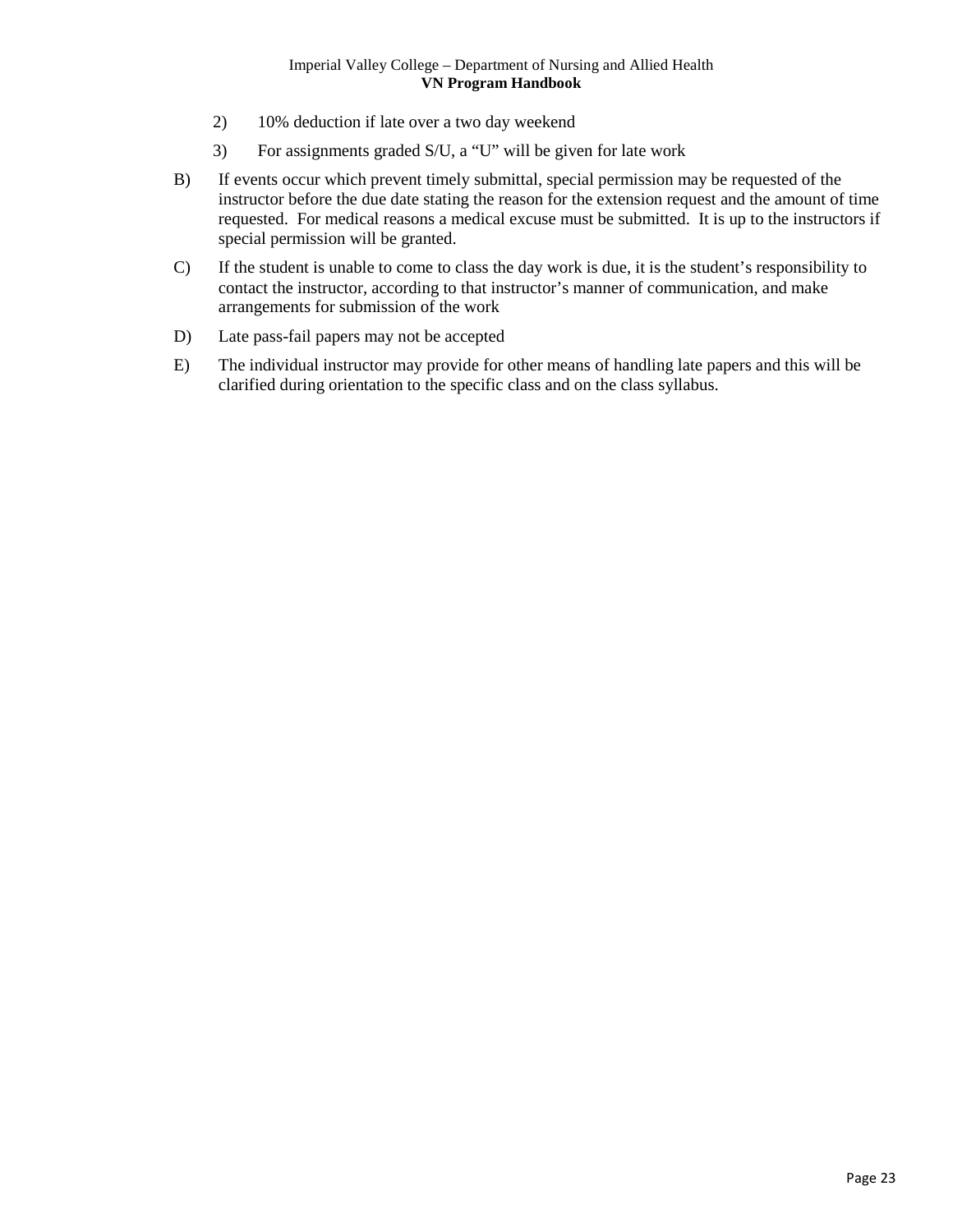2) 10% deduction if late over a two day weekend

3) For assignments graded S/U, a “U” will be given for late work

B) If events occur which prevent timely submittal, special permission may be requested of the instructor before the due date stating the reason for the extension request and the amount of time requested. For medical reasons a medical excuse must be submitted. It is up to the instructors if special permission will be granted.

C) If the student is unable to come to class the day work is due, it is the student’s responsibility to contact the instructor, according to that instructor’s manner of communication, and make arrangements for submission of the work

D) Late pass-fail papers may not be accepted

E) The individual instructor may provide for other means of handling late papers and this will be clarified during orientation to the specific class and on the class syllabus.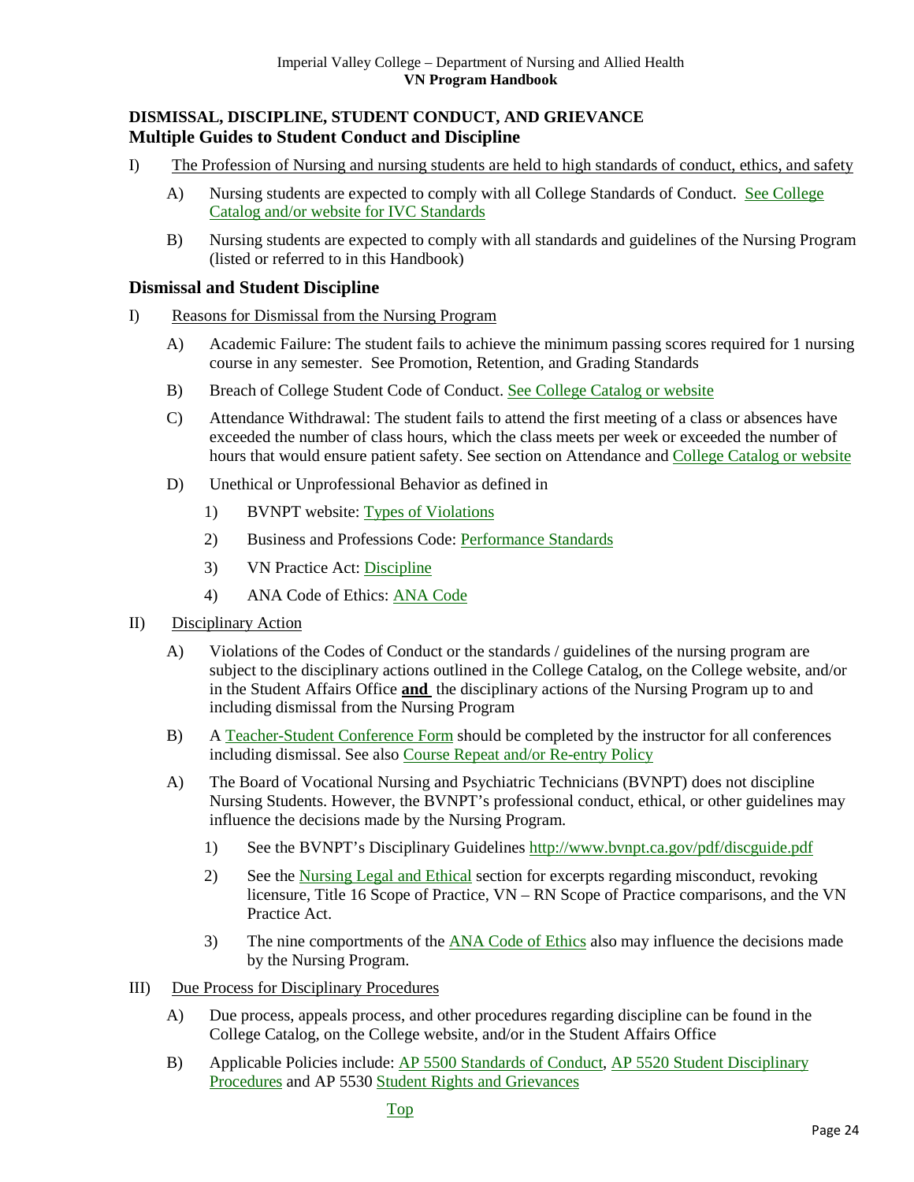## DISMISSAL, DISCIPLINE, STUDENT CONDUCT, AND GRIEVANCE

### Multiple Guides to Student Conduct and Discipline

I) The Profession of Nursing and nursing students are held to high standards of conduct, ethics, and safety

- A) Nursing students are expected to comply with all College Standards of Conduct. See College Catalog and/or website for IVC Standards
- B) Nursing students are expected to comply with all standards and guidelines of the Nursing Program (listed or referred to in this Handbook)

### Dismissal and Student Discipline

I) Reasons for Dismissal from the Nursing Program

- A) Academic Failure: The student fails to achieve the minimum passing scores required for 1 nursing course in any semester. See Promotion, Retention, and Grading Standards
- B) Breach of College Student Code of Conduct. See College Catalog or website
- C) Attendance Withdrawal: The student fails to attend the first meeting of a class or absences have exceeded the number of class hours, which the class meets per week or exceeded the number of hours that would ensure patient safety. See section on Attendance and College Catalog or website
- D) Unethical or Unprofessional Behavior as defined in
  1) BVNPT website: Types of Violations
  2) Business and Professions Code: Performance Standards
  3) VN Practice Act: Discipline
  4) ANA Code of Ethics: ANA Code

II) Disciplinary Action

- A) Violations of the Codes of Conduct or the standards / guidelines of the nursing program are subject to the disciplinary actions outlined in the College Catalog, on the College website, and/or in the Student Affairs Office **and** the disciplinary actions of the Nursing Program up to and including dismissal from the Nursing Program
- B) A Teacher-Student Conference Form should be completed by the instructor for all conferences including dismissal. See also Course Repeat and/or Re-entry Policy
- A) The Board of Vocational Nursing and Psychiatric Technicians (BVNPT) does not discipline Nursing Students. However, the BVNPT's professional conduct, ethical, or other guidelines may influence the decisions made by the Nursing Program.
  1) See the BVNPT's Disciplinary Guidelines http://www.bvnpt.ca.gov/pdf/discguide.pdf
  2) See the Nursing Legal and Ethical section for excerpts regarding misconduct, revoking licensure, Title 16 Scope of Practice, VN – RN Scope of Practice comparisons, and the VN Practice Act.
  3) The nine comportments of the ANA Code of Ethics also may influence the decisions made by the Nursing Program.

III) Due Process for Disciplinary Procedures

- A) Due process, appeals process, and other procedures regarding discipline can be found in the College Catalog, on the College website, and/or in the Student Affairs Office
- B) Applicable Policies include: AP 5500 Standards of Conduct, AP 5520 Student Disciplinary Procedures and AP 5530 Student Rights and Grievances

Top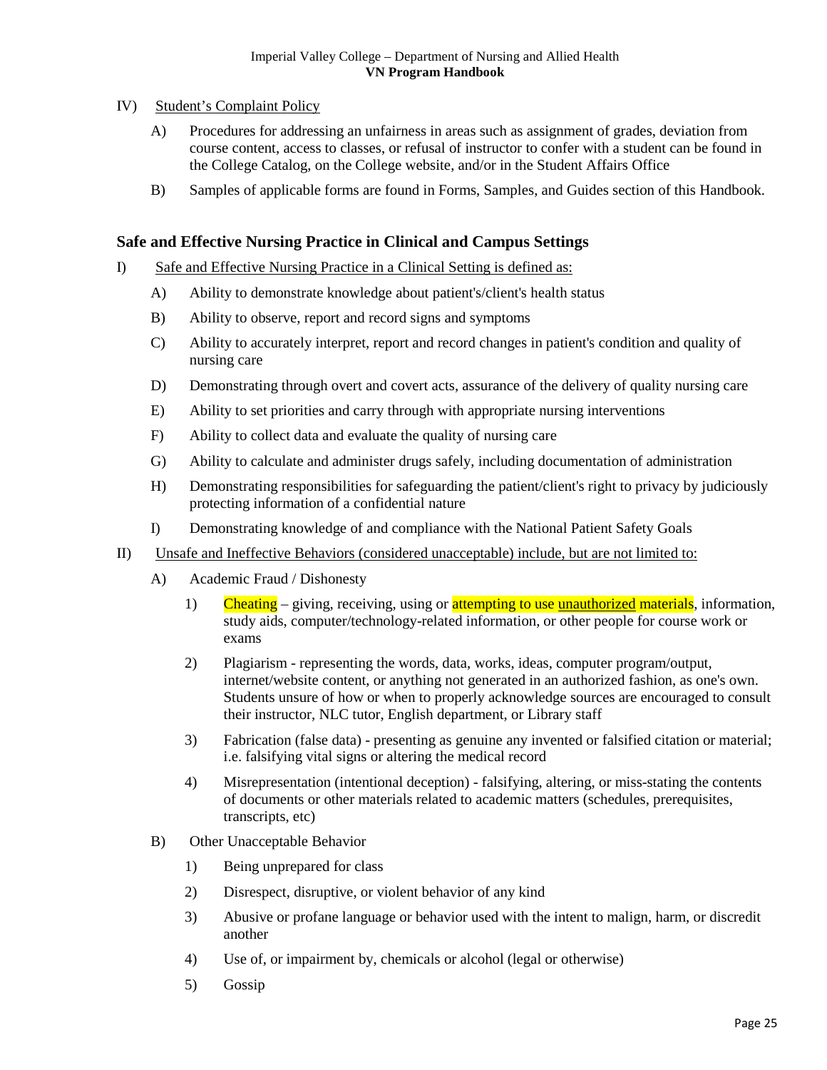IV) Student's Complaint Policy

A) Procedures for addressing an unfairness in areas such as assignment of grades, deviation from course content, access to classes, or refusal of instructor to confer with a student can be found in the College Catalog, on the College website, and/or in the Student Affairs Office

B) Samples of applicable forms are found in Forms, Samples, and Guides section of this Handbook.

## Safe and Effective Nursing Practice in Clinical and Campus Settings

I) Safe and Effective Nursing Practice in a Clinical Setting is defined as:

A) Ability to demonstrate knowledge about patient's/client's health status

B) Ability to observe, report and record signs and symptoms

C) Ability to accurately interpret, report and record changes in patient's condition and quality of nursing care

D) Demonstrating through overt and covert acts, assurance of the delivery of quality nursing care

E) Ability to set priorities and carry through with appropriate nursing interventions

F) Ability to collect data and evaluate the quality of nursing care

G) Ability to calculate and administer drugs safely, including documentation of administration

H) Demonstrating responsibilities for safeguarding the patient/client's right to privacy by judiciously protecting information of a confidential nature

I) Demonstrating knowledge of and compliance with the National Patient Safety Goals

II) Unsafe and Ineffective Behaviors (considered unacceptable) include, but are not limited to:

A) Academic Fraud / Dishonesty

1) Cheating – giving, receiving, using or attempting to use unauthorized materials, information, study aids, computer/technology-related information, or other people for course work or exams

2) Plagiarism - representing the words, data, works, ideas, computer program/output, internet/website content, or anything not generated in an authorized fashion, as one's own. Students unsure of how or when to properly acknowledge sources are encouraged to consult their instructor, NLC tutor, English department, or Library staff

3) Fabrication (false data) - presenting as genuine any invented or falsified citation or material; i.e. falsifying vital signs or altering the medical record

4) Misrepresentation (intentional deception) - falsifying, altering, or miss-stating the contents of documents or other materials related to academic matters (schedules, prerequisites, transcripts, etc)

B) Other Unacceptable Behavior

1) Being unprepared for class

2) Disrespect, disruptive, or violent behavior of any kind

3) Abusive or profane language or behavior used with the intent to malign, harm, or discredit another

4) Use of, or impairment by, chemicals or alcohol (legal or otherwise)

5) Gossip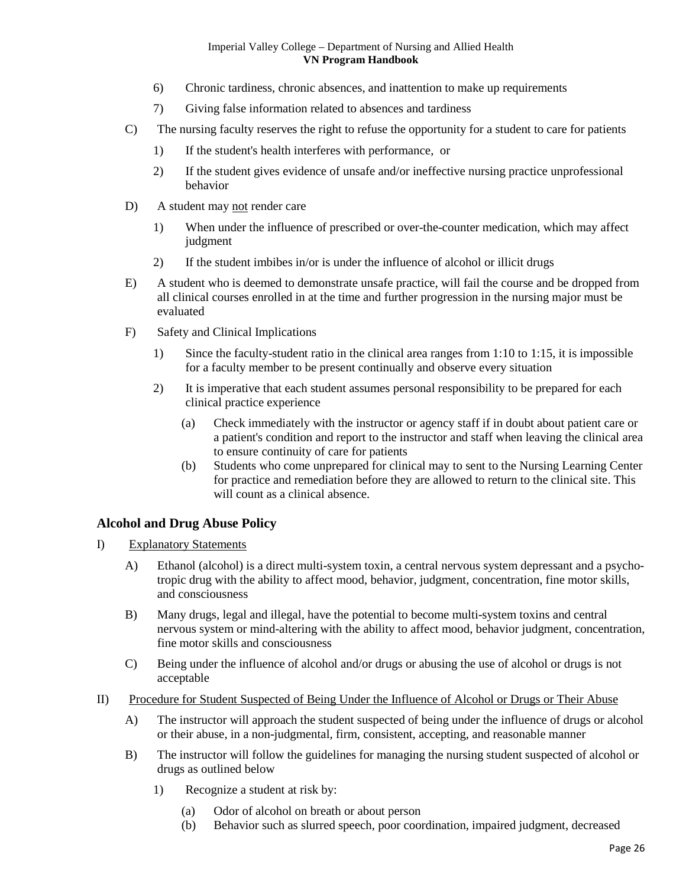6) Chronic tardiness, chronic absences, and inattention to make up requirements

7) Giving false information related to absences and tardiness

C) The nursing faculty reserves the right to refuse the opportunity for a student to care for patients

1) If the student's health interferes with performance, or

2) If the student gives evidence of unsafe and/or ineffective nursing practice unprofessional behavior

D) A student may <u>not</u> render care

1) When under the influence of prescribed or over-the-counter medication, which may affect judgment

2) If the student imbibes in/or is under the influence of alcohol or illicit drugs

E) A student who is deemed to demonstrate unsafe practice, will fail the course and be dropped from all clinical courses enrolled in at the time and further progression in the nursing major must be evaluated

F) Safety and Clinical Implications

1) Since the faculty-student ratio in the clinical area ranges from 1:10 to 1:15, it is impossible for a faculty member to be present continually and observe every situation

2) It is imperative that each student assumes personal responsibility to be prepared for each clinical practice experience

(a) Check immediately with the instructor or agency staff if in doubt about patient care or a patient's condition and report to the instructor and staff when leaving the clinical area to ensure continuity of care for patients

(b) Students who come unprepared for clinical may to sent to the Nursing Learning Center for practice and remediation before they are allowed to return to the clinical site. This will count as a clinical absence.

### Alcohol and Drug Abuse Policy

I) <u>Explanatory Statements</u>

A) Ethanol (alcohol) is a direct multi-system toxin, a central nervous system depressant and a psycho-tropic drug with the ability to affect mood, behavior, judgment, concentration, fine motor skills, and consciousness

B) Many drugs, legal and illegal, have the potential to become multi-system toxins and central nervous system or mind-altering with the ability to affect mood, behavior judgment, concentration, fine motor skills and consciousness

C) Being under the influence of alcohol and/or drugs or abusing the use of alcohol or drugs is not acceptable

II) <u>Procedure for Student Suspected of Being Under the Influence of Alcohol or Drugs or Their Abuse</u>

A) The instructor will approach the student suspected of being under the influence of drugs or alcohol or their abuse, in a non-judgmental, firm, consistent, accepting, and reasonable manner

B) The instructor will follow the guidelines for managing the nursing student suspected of alcohol or drugs as outlined below

1) Recognize a student at risk by:

(a) Odor of alcohol on breath or about person

(b) Behavior such as slurred speech, poor coordination, impaired judgment, decreased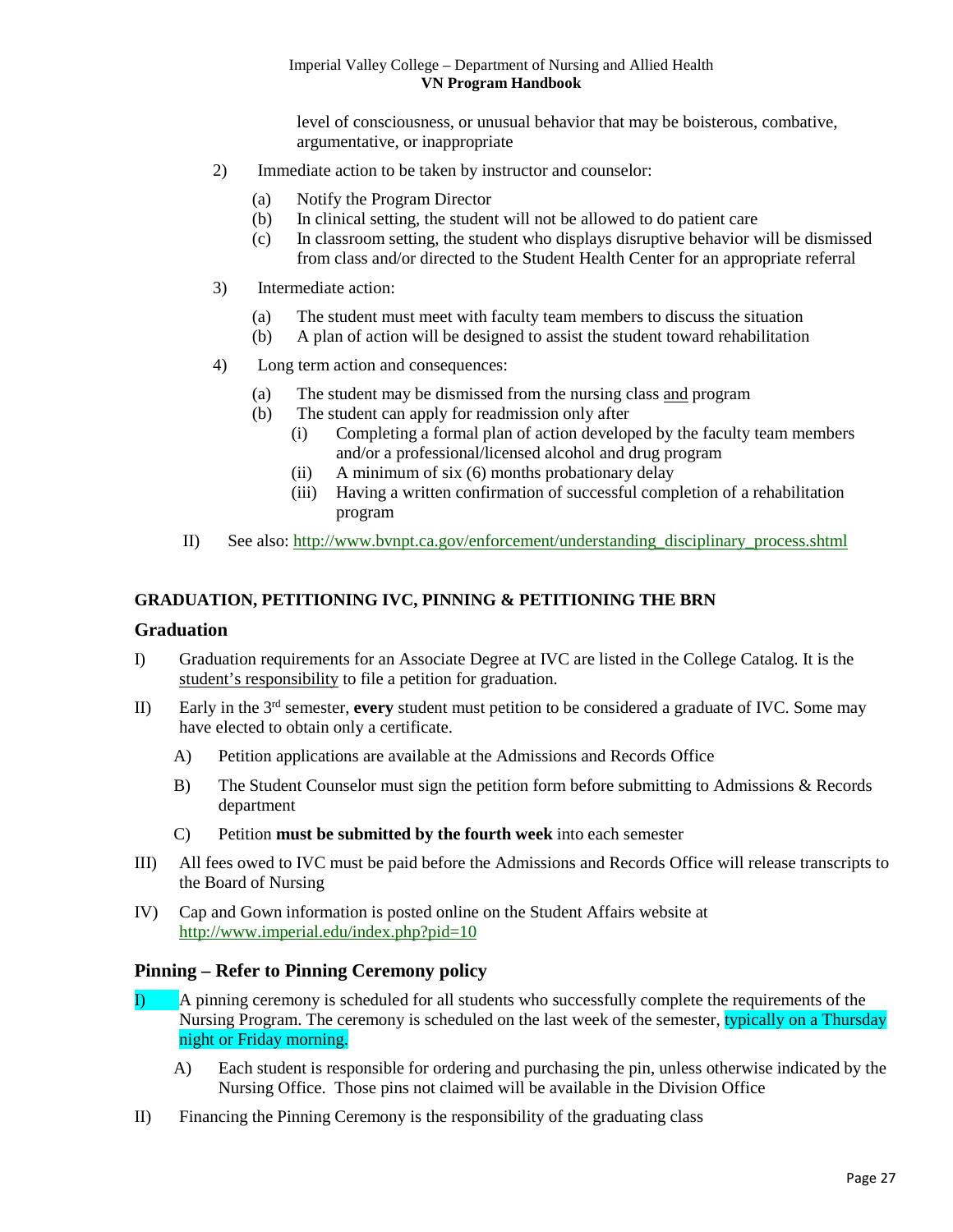level of consciousness, or unusual behavior that may be boisterous, combative, argumentative, or inappropriate

2) Immediate action to be taken by instructor and counselor:

   (a) Notify the Program Director
   (b) In clinical setting, the student will not be allowed to do patient care
   (c) In classroom setting, the student who displays disruptive behavior will be dismissed from class and/or directed to the Student Health Center for an appropriate referral

3) Intermediate action:

   (a) The student must meet with faculty team members to discuss the situation
   (b) A plan of action will be designed to assist the student toward rehabilitation

4) Long term action and consequences:

   (a) The student may be dismissed from the nursing class and program
   (b) The student can apply for readmission only after
      (i) Completing a formal plan of action developed by the faculty team members and/or a professional/licensed alcohol and drug program
      (ii) A minimum of six (6) months probationary delay
      (iii) Having a written confirmation of successful completion of a rehabilitation program

II) See also: http://www.bvnpt.ca.gov/enforcement/understanding_disciplinary_process.shtml

**GRADUATION, PETITIONING IVC, PINNING & PETITIONING THE BRN**

## Graduation

I) Graduation requirements for an Associate Degree at IVC are listed in the College Catalog. It is the student's responsibility to file a petition for graduation.

II) Early in the 3rd semester, **every** student must petition to be considered a graduate of IVC. Some may have elected to obtain only a certificate.

   A) Petition applications are available at the Admissions and Records Office

   B) The Student Counselor must sign the petition form before submitting to Admissions & Records department

   C) Petition **must be submitted by the fourth week** into each semester

III) All fees owed to IVC must be paid before the Admissions and Records Office will release transcripts to the Board of Nursing

IV) Cap and Gown information is posted online on the Student Affairs website at http://www.imperial.edu/index.php?pid=10

## Pinning – Refer to Pinning Ceremony policy

I) A pinning ceremony is scheduled for all students who successfully complete the requirements of the Nursing Program. The ceremony is scheduled on the last week of the semester, typically on a Thursday night or Friday morning.

   A) Each student is responsible for ordering and purchasing the pin, unless otherwise indicated by the Nursing Office. Those pins not claimed will be available in the Division Office

II) Financing the Pinning Ceremony is the responsibility of the graduating class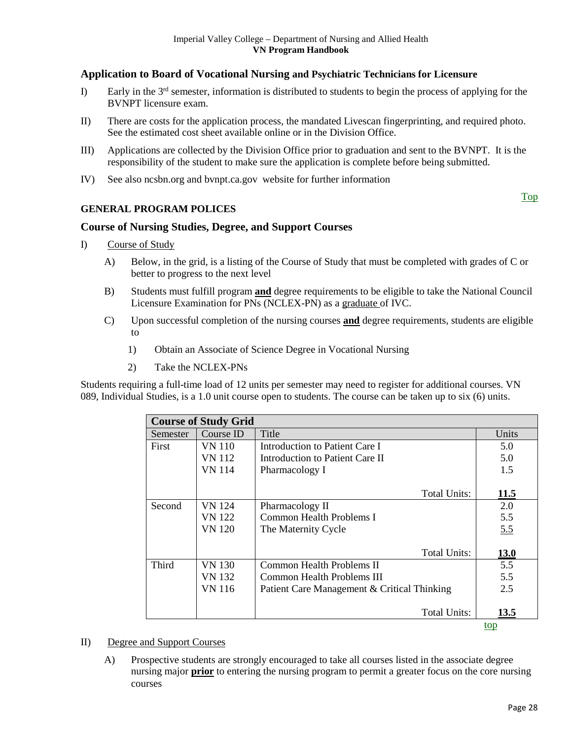## Application to Board of Vocational Nursing and Psychiatric Technicians for Licensure

I) Early in the 3rd semester, information is distributed to students to begin the process of applying for the BVNPT licensure exam.

II) There are costs for the application process, the mandated Livescan fingerprinting, and required photo. See the estimated cost sheet available online or in the Division Office.

III) Applications are collected by the Division Office prior to graduation and sent to the BVNPT. It is the responsibility of the student to make sure the application is complete before being submitted.

IV) See also ncsbn.org and bvnpt.ca.gov website for further information

Top

**GENERAL PROGRAM POLICES**

## Course of Nursing Studies, Degree, and Support Courses

I) Course of Study

A) Below, in the grid, is a listing of the Course of Study that must be completed with grades of C or better to progress to the next level

B) Students must fulfill program **and** degree requirements to be eligible to take the National Council Licensure Examination for PNs (NCLEX-PN) as a graduate of IVC.

C) Upon successful completion of the nursing courses **and** degree requirements, students are eligible to

1) Obtain an Associate of Science Degree in Vocational Nursing

2) Take the NCLEX-PNs

Students requiring a full-time load of 12 units per semester may need to register for additional courses. VN 089, Individual Studies, is a 1.0 unit course open to students. The course can be taken up to six (6) units.

| **Course of Study Grid** | | | |
|---|---|---|---|
| Semester | Course ID | Title | Units |
| First | VN 110 | Introduction to Patient Care I | 5.0 |
| | VN 112 | Introduction to Patient Care II | 5.0 |
| | VN 114 | Pharmacology I | 1.5 |
| | | Total Units: | **11.5** |
| Second | VN 124 | Pharmacology II | 2.0 |
| | VN 122 | Common Health Problems I | 5.5 |
| | VN 120 | The Maternity Cycle | 5.5 |
| | | Total Units: | **13.0** |
| Third | VN 130 | Common Health Problems II | 5.5 |
| | VN 132 | Common Health Problems III | 5.5 |
| | VN 116 | Patient Care Management & Critical Thinking | 2.5 |
| | | Total Units: | **13.5** |

top

II) Degree and Support Courses

A) Prospective students are strongly encouraged to take all courses listed in the associate degree nursing major **prior** to entering the nursing program to permit a greater focus on the core nursing courses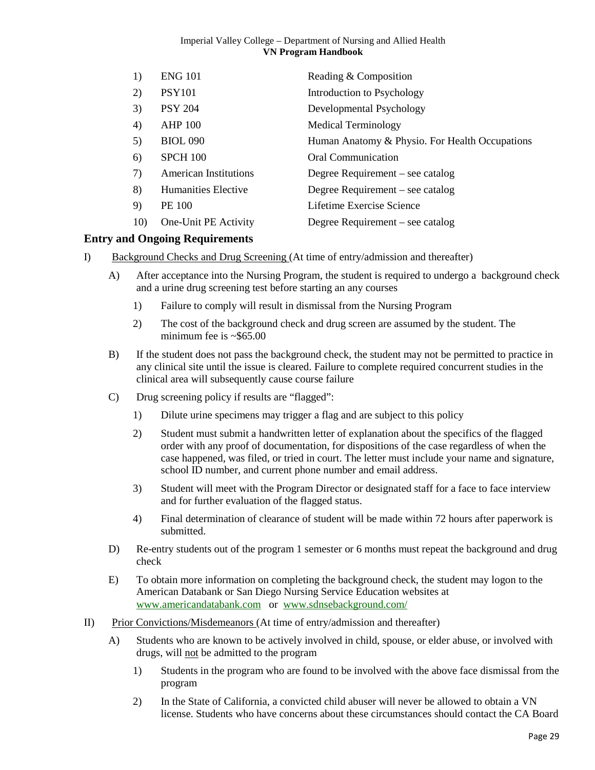| | | |
|---|---|---|
| 1) | ENG 101 | Reading & Composition |
| 2) | PSY101 | Introduction to Psychology |
| 3) | PSY 204 | Developmental Psychology |
| 4) | AHP 100 | Medical Terminology |
| 5) | BIOL 090 | Human Anatomy & Physio. For Health Occupations |
| 6) | SPCH 100 | Oral Communication |
| 7) | American Institutions | Degree Requirement – see catalog |
| 8) | Humanities Elective | Degree Requirement – see catalog |
| 9) | PE 100 | Lifetime Exercise Science |
| 10) | One-Unit PE Activity | Degree Requirement – see catalog |

## Entry and Ongoing Requirements

I) <u>Background Checks and Drug Screening</u> (At time of entry/admission and thereafter)

- A) After acceptance into the Nursing Program, the student is required to undergo a background check and a urine drug screening test before starting an any courses
  - 1) Failure to comply will result in dismissal from the Nursing Program
  - 2) The cost of the background check and drug screen are assumed by the student. The minimum fee is ~$65.00
- B) If the student does not pass the background check, the student may not be permitted to practice in any clinical site until the issue is cleared. Failure to complete required concurrent studies in the clinical area will subsequently cause course failure
- C) Drug screening policy if results are "flagged":
  - 1) Dilute urine specimens may trigger a flag and are subject to this policy
  - 2) Student must submit a handwritten letter of explanation about the specifics of the flagged order with any proof of documentation, for dispositions of the case regardless of when the case happened, was filed, or tried in court. The letter must include your name and signature, school ID number, and current phone number and email address.
  - 3) Student will meet with the Program Director or designated staff for a face to face interview and for further evaluation of the flagged status.
  - 4) Final determination of clearance of student will be made within 72 hours after paperwork is submitted.
- D) Re-entry students out of the program 1 semester or 6 months must repeat the background and drug check
- E) To obtain more information on completing the background check, the student may logon to the American Databank or San Diego Nursing Service Education websites at www.americandatabank.com or www.sdnsebackground.com/

II) <u>Prior Convictions/Misdemeanors</u> (At time of entry/admission and thereafter)

- A) Students who are known to be actively involved in child, spouse, or elder abuse, or involved with drugs, will <u>not</u> be admitted to the program
  - 1) Students in the program who are found to be involved with the above face dismissal from the program
  - 2) In the State of California, a convicted child abuser will never be allowed to obtain a VN license. Students who have concerns about these circumstances should contact the CA Board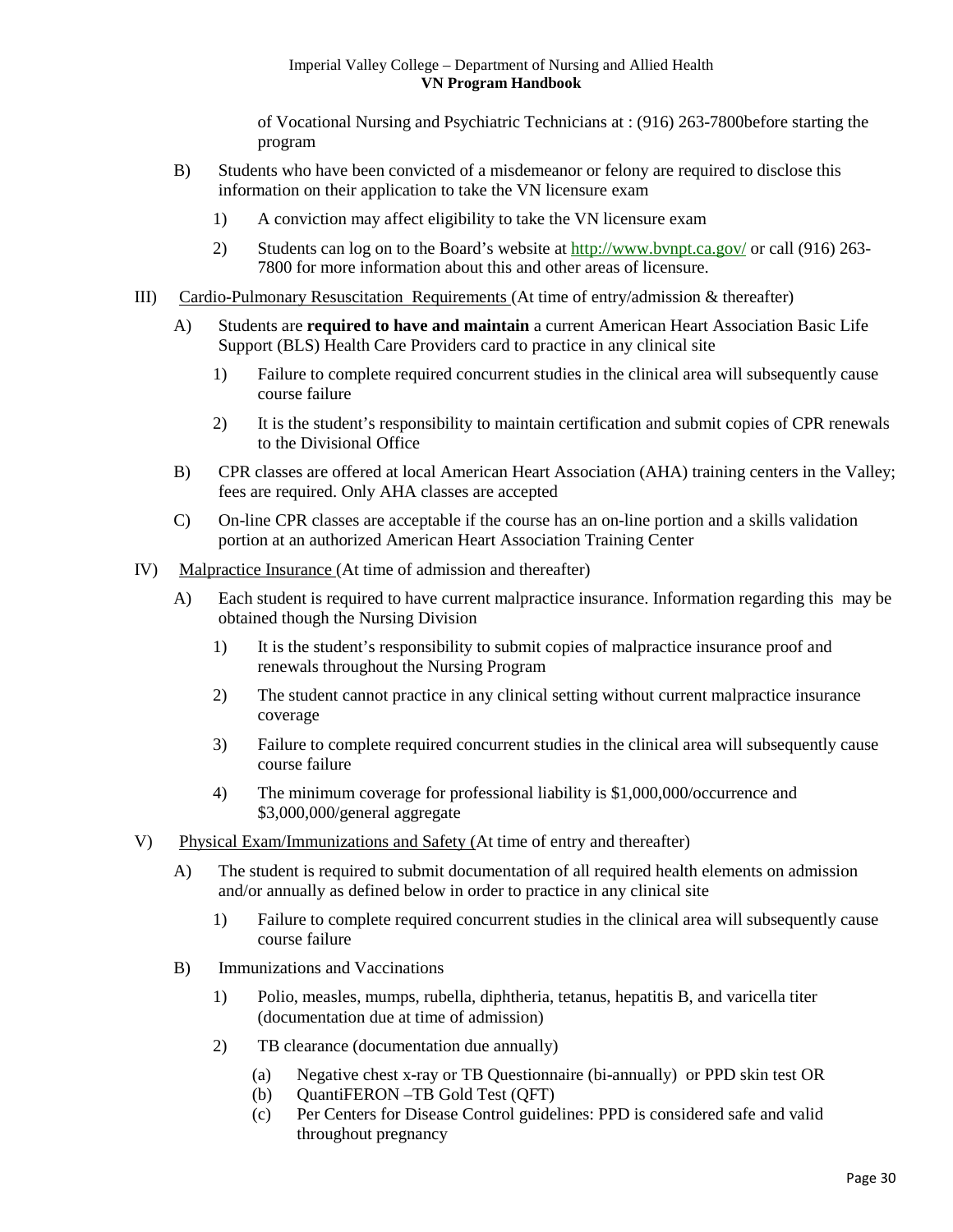of Vocational Nursing and Psychiatric Technicians at : (916) 263-7800before starting the program

B) Students who have been convicted of a misdemeanor or felony are required to disclose this information on their application to take the VN licensure exam

   1) A conviction may affect eligibility to take the VN licensure exam

   2) Students can log on to the Board's website at http://www.bvnpt.ca.gov/ or call (916) 263-7800 for more information about this and other areas of licensure.

III) <u>Cardio-Pulmonary Resuscitation Requirements</u> (At time of entry/admission & thereafter)

A) Students are **required to have and maintain** a current American Heart Association Basic Life Support (BLS) Health Care Providers card to practice in any clinical site

   1) Failure to complete required concurrent studies in the clinical area will subsequently cause course failure

   2) It is the student's responsibility to maintain certification and submit copies of CPR renewals to the Divisional Office

B) CPR classes are offered at local American Heart Association (AHA) training centers in the Valley; fees are required. Only AHA classes are accepted

C) On-line CPR classes are acceptable if the course has an on-line portion and a skills validation portion at an authorized American Heart Association Training Center

IV) <u>Malpractice Insurance</u> (At time of admission and thereafter)

A) Each student is required to have current malpractice insurance. Information regarding this may be obtained though the Nursing Division

   1) It is the student's responsibility to submit copies of malpractice insurance proof and renewals throughout the Nursing Program

   2) The student cannot practice in any clinical setting without current malpractice insurance coverage

   3) Failure to complete required concurrent studies in the clinical area will subsequently cause course failure

   4) The minimum coverage for professional liability is $1,000,000/occurrence and $3,000,000/general aggregate

V) <u>Physical Exam/Immunizations and Safety</u> (At time of entry and thereafter)

A) The student is required to submit documentation of all required health elements on admission and/or annually as defined below in order to practice in any clinical site

   1) Failure to complete required concurrent studies in the clinical area will subsequently cause course failure

B) Immunizations and Vaccinations

   1) Polio, measles, mumps, rubella, diphtheria, tetanus, hepatitis B, and varicella titer (documentation due at time of admission)

   2) TB clearance (documentation due annually)

      (a) Negative chest x-ray or TB Questionnaire (bi-annually) or PPD skin test OR
      (b) QuantiFERON –TB Gold Test (QFT)
      (c) Per Centers for Disease Control guidelines: PPD is considered safe and valid throughout pregnancy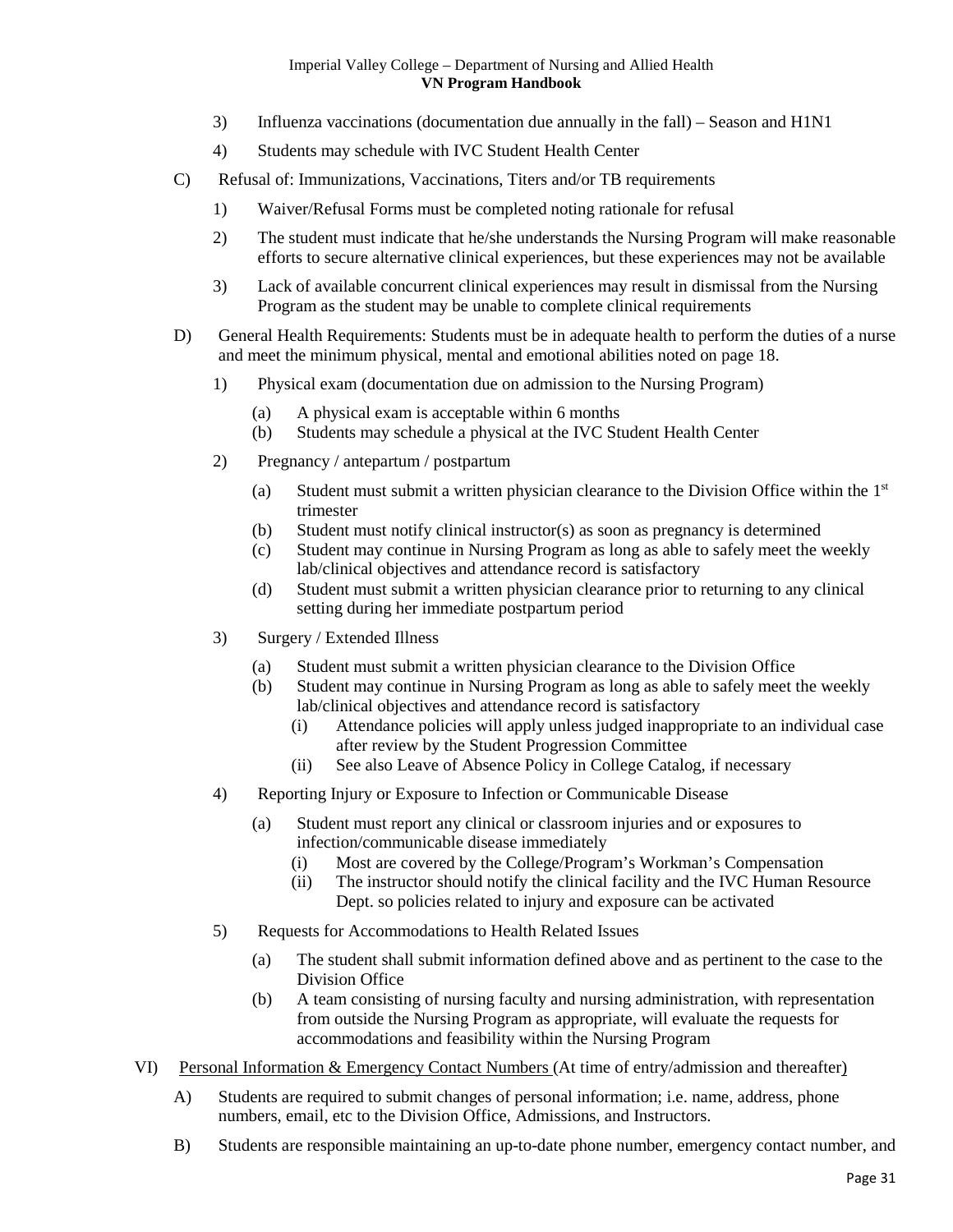3) Influenza vaccinations (documentation due annually in the fall) – Season and H1N1

4) Students may schedule with IVC Student Health Center

C) Refusal of: Immunizations, Vaccinations, Titers and/or TB requirements

1) Waiver/Refusal Forms must be completed noting rationale for refusal

2) The student must indicate that he/she understands the Nursing Program will make reasonable efforts to secure alternative clinical experiences, but these experiences may not be available

3) Lack of available concurrent clinical experiences may result in dismissal from the Nursing Program as the student may be unable to complete clinical requirements

D) General Health Requirements: Students must be in adequate health to perform the duties of a nurse and meet the minimum physical, mental and emotional abilities noted on page 18.

1) Physical exam (documentation due on admission to the Nursing Program)

(a) A physical exam is acceptable within 6 months
(b) Students may schedule a physical at the IVC Student Health Center

2) Pregnancy / antepartum / postpartum

(a) Student must submit a written physician clearance to the Division Office within the 1st trimester
(b) Student must notify clinical instructor(s) as soon as pregnancy is determined
(c) Student may continue in Nursing Program as long as able to safely meet the weekly lab/clinical objectives and attendance record is satisfactory
(d) Student must submit a written physician clearance prior to returning to any clinical setting during her immediate postpartum period

3) Surgery / Extended Illness

(a) Student must submit a written physician clearance to the Division Office
(b) Student may continue in Nursing Program as long as able to safely meet the weekly lab/clinical objectives and attendance record is satisfactory
   (i) Attendance policies will apply unless judged inappropriate to an individual case after review by the Student Progression Committee
   (ii) See also Leave of Absence Policy in College Catalog, if necessary

4) Reporting Injury or Exposure to Infection or Communicable Disease

(a) Student must report any clinical or classroom injuries and or exposures to infection/communicable disease immediately
   (i) Most are covered by the College/Program's Workman's Compensation
   (ii) The instructor should notify the clinical facility and the IVC Human Resource Dept. so policies related to injury and exposure can be activated

5) Requests for Accommodations to Health Related Issues

(a) The student shall submit information defined above and as pertinent to the case to the Division Office
(b) A team consisting of nursing faculty and nursing administration, with representation from outside the Nursing Program as appropriate, will evaluate the requests for accommodations and feasibility within the Nursing Program

VI) <u>Personal Information & Emergency Contact Numbers (At time of entry/admission and thereafter)</u>

A) Students are required to submit changes of personal information; i.e. name, address, phone numbers, email, etc to the Division Office, Admissions, and Instructors.

B) Students are responsible maintaining an up-to-date phone number, emergency contact number, and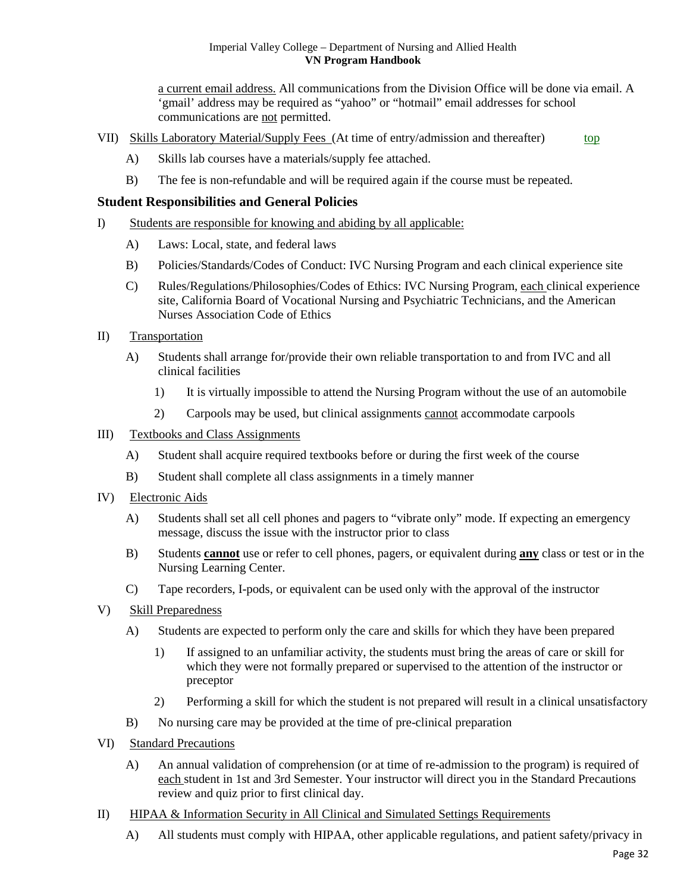a current email address. All communications from the Division Office will be done via email. A 'gmail' address may be required as "yahoo" or "hotmail" email addresses for school communications are not permitted.

VII) Skills Laboratory Material/Supply Fees (At time of entry/admission and thereafter) top

- A) Skills lab courses have a materials/supply fee attached.
- B) The fee is non-refundable and will be required again if the course must be repeated.

## Student Responsibilities and General Policies

I) Students are responsible for knowing and abiding by all applicable:

- A) Laws: Local, state, and federal laws
- B) Policies/Standards/Codes of Conduct: IVC Nursing Program and each clinical experience site
- C) Rules/Regulations/Philosophies/Codes of Ethics: IVC Nursing Program, each clinical experience site, California Board of Vocational Nursing and Psychiatric Technicians, and the American Nurses Association Code of Ethics

II) Transportation

- A) Students shall arrange for/provide their own reliable transportation to and from IVC and all clinical facilities
  - 1) It is virtually impossible to attend the Nursing Program without the use of an automobile
  - 2) Carpools may be used, but clinical assignments cannot accommodate carpools

III) Textbooks and Class Assignments

- A) Student shall acquire required textbooks before or during the first week of the course
- B) Student shall complete all class assignments in a timely manner

IV) Electronic Aids

- A) Students shall set all cell phones and pagers to "vibrate only" mode. If expecting an emergency message, discuss the issue with the instructor prior to class
- B) Students **cannot** use or refer to cell phones, pagers, or equivalent during **any** class or test or in the Nursing Learning Center.
- C) Tape recorders, I-pods, or equivalent can be used only with the approval of the instructor

V) Skill Preparedness

- A) Students are expected to perform only the care and skills for which they have been prepared
  - 1) If assigned to an unfamiliar activity, the students must bring the areas of care or skill for which they were not formally prepared or supervised to the attention of the instructor or preceptor
  - 2) Performing a skill for which the student is not prepared will result in a clinical unsatisfactory
- B) No nursing care may be provided at the time of pre-clinical preparation

VI) Standard Precautions

- A) An annual validation of comprehension (or at time of re-admission to the program) is required of each student in 1st and 3rd Semester. Your instructor will direct you in the Standard Precautions review and quiz prior to first clinical day.

II) HIPAA & Information Security in All Clinical and Simulated Settings Requirements

- A) All students must comply with HIPAA, other applicable regulations, and patient safety/privacy in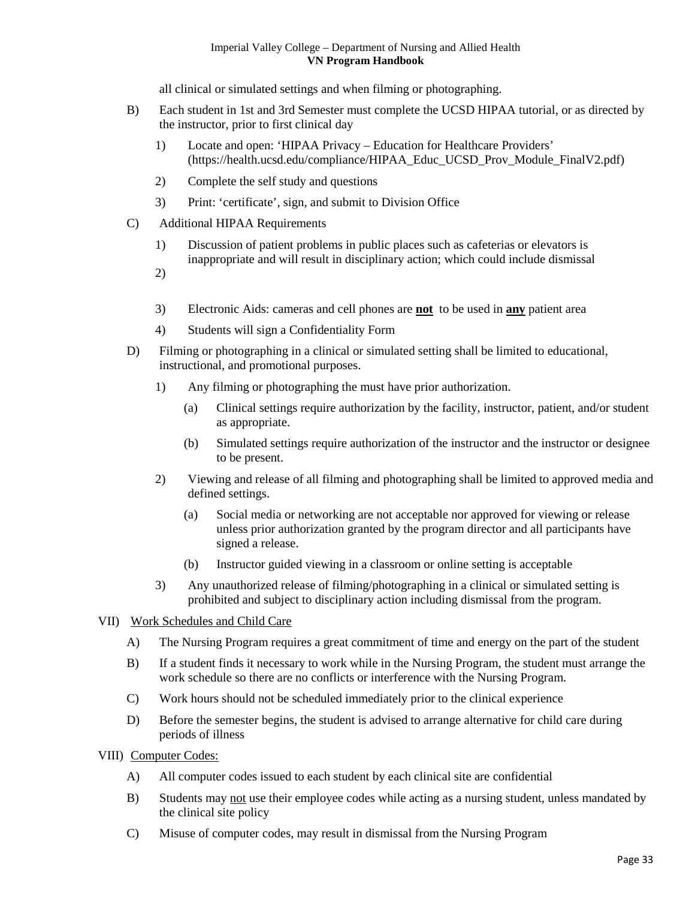all clinical or simulated settings and when filming or photographing.

B) Each student in 1st and 3rd Semester must complete the UCSD HIPAA tutorial, or as directed by the instructor, prior to first clinical day

   1) Locate and open: 'HIPAA Privacy – Education for Healthcare Providers' (https://health.ucsd.edu/compliance/HIPAA_Educ_UCSD_Prov_Module_FinalV2.pdf)

   2) Complete the self study and questions

   3) Print: 'certificate', sign, and submit to Division Office

C) Additional HIPAA Requirements

   1) Discussion of patient problems in public places such as cafeterias or elevators is inappropriate and will result in disciplinary action; which could include dismissal

   2)

   3) Electronic Aids: cameras and cell phones are **<u>not</u>** to be used in **<u>any</u>** patient area

   4) Students will sign a Confidentiality Form

D) Filming or photographing in a clinical or simulated setting shall be limited to educational, instructional, and promotional purposes.

   1) Any filming or photographing the must have prior authorization.

      (a) Clinical settings require authorization by the facility, instructor, patient, and/or student as appropriate.

      (b) Simulated settings require authorization of the instructor and the instructor or designee to be present.

   2) Viewing and release of all filming and photographing shall be limited to approved media and defined settings.

      (a) Social media or networking are not acceptable nor approved for viewing or release unless prior authorization granted by the program director and all participants have signed a release.

      (b) Instructor guided viewing in a classroom or online setting is acceptable

   3) Any unauthorized release of filming/photographing in a clinical or simulated setting is prohibited and subject to disciplinary action including dismissal from the program.

VII) <u>Work Schedules and Child Care</u>

A) The Nursing Program requires a great commitment of time and energy on the part of the student

B) If a student finds it necessary to work while in the Nursing Program, the student must arrange the work schedule so there are no conflicts or interference with the Nursing Program.

C) Work hours should not be scheduled immediately prior to the clinical experience

D) Before the semester begins, the student is advised to arrange alternative for child care during periods of illness

VIII) <u>Computer Codes:</u>

A) All computer codes issued to each student by each clinical site are confidential

B) Students may <u>not</u> use their employee codes while acting as a nursing student, unless mandated by the clinical site policy

C) Misuse of computer codes, may result in dismissal from the Nursing Program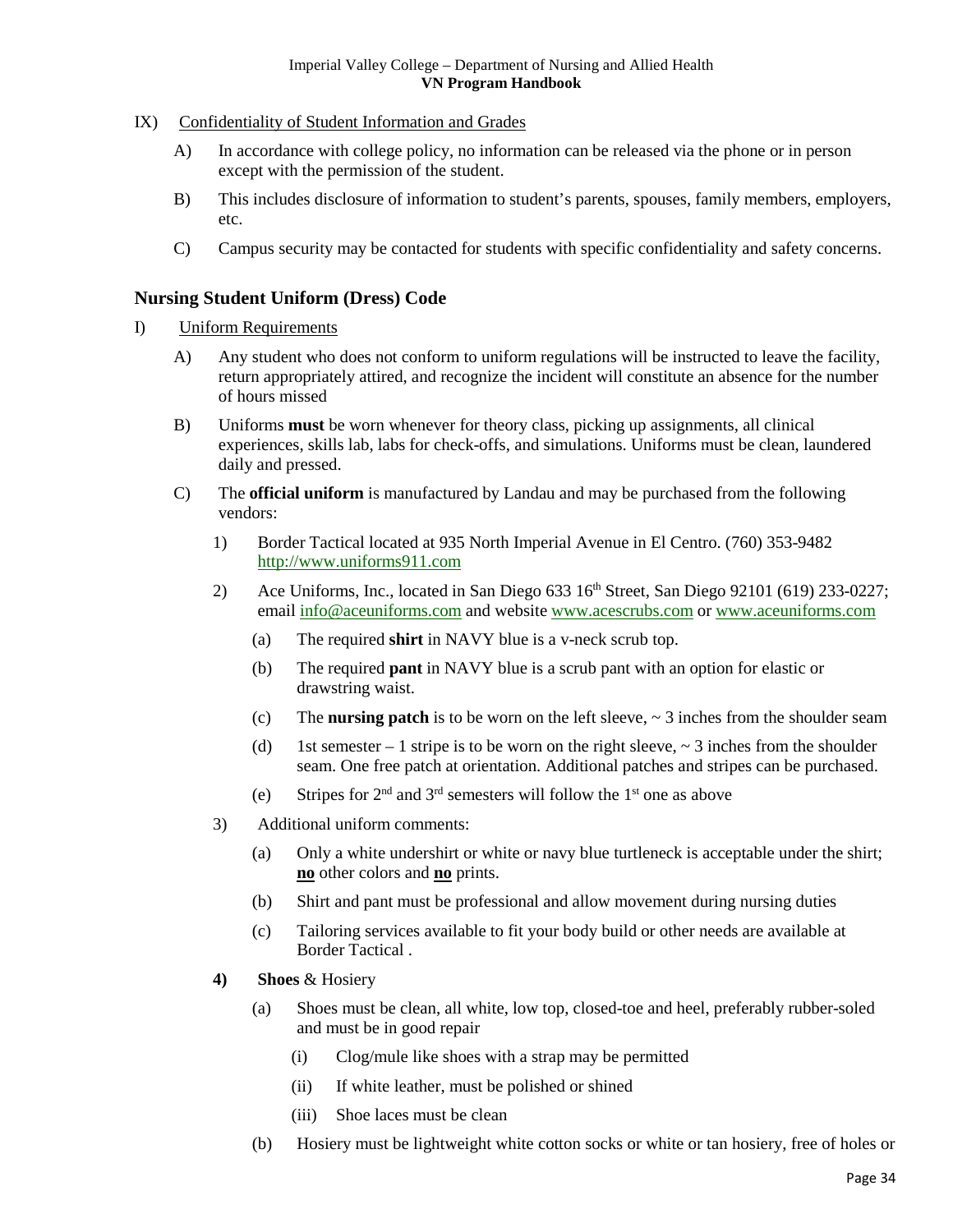IX) Confidentiality of Student Information and Grades

A) In accordance with college policy, no information can be released via the phone or in person except with the permission of the student.

B) This includes disclosure of information to student's parents, spouses, family members, employers, etc.

C) Campus security may be contacted for students with specific confidentiality and safety concerns.

## Nursing Student Uniform (Dress) Code

I) Uniform Requirements

A) Any student who does not conform to uniform regulations will be instructed to leave the facility, return appropriately attired, and recognize the incident will constitute an absence for the number of hours missed

B) Uniforms **must** be worn whenever for theory class, picking up assignments, all clinical experiences, skills lab, labs for check-offs, and simulations. Uniforms must be clean, laundered daily and pressed.

C) The **official uniform** is manufactured by Landau and may be purchased from the following vendors:

1) Border Tactical located at 935 North Imperial Avenue in El Centro. (760) 353-9482 http://www.uniforms911.com

2) Ace Uniforms, Inc., located in San Diego 633 16th Street, San Diego 92101 (619) 233-0227; email info@aceuniforms.com and website www.acescrubs.com or www.aceuniforms.com

(a) The required **shirt** in NAVY blue is a v-neck scrub top.

(b) The required **pant** in NAVY blue is a scrub pant with an option for elastic or drawstring waist.

(c) The **nursing patch** is to be worn on the left sleeve, ~ 3 inches from the shoulder seam

(d) 1st semester – 1 stripe is to be worn on the right sleeve, ~ 3 inches from the shoulder seam. One free patch at orientation. Additional patches and stripes can be purchased.

(e) Stripes for 2nd and 3rd semesters will follow the 1st one as above

3) Additional uniform comments:

(a) Only a white undershirt or white or navy blue turtleneck is acceptable under the shirt; **no** other colors and **no** prints.

(b) Shirt and pant must be professional and allow movement during nursing duties

(c) Tailoring services available to fit your body build or other needs are available at Border Tactical .

**4) Shoes** & Hosiery

(a) Shoes must be clean, all white, low top, closed-toe and heel, preferably rubber-soled and must be in good repair

(i) Clog/mule like shoes with a strap may be permitted

(ii) If white leather, must be polished or shined

(iii) Shoe laces must be clean

(b) Hosiery must be lightweight white cotton socks or white or tan hosiery, free of holes or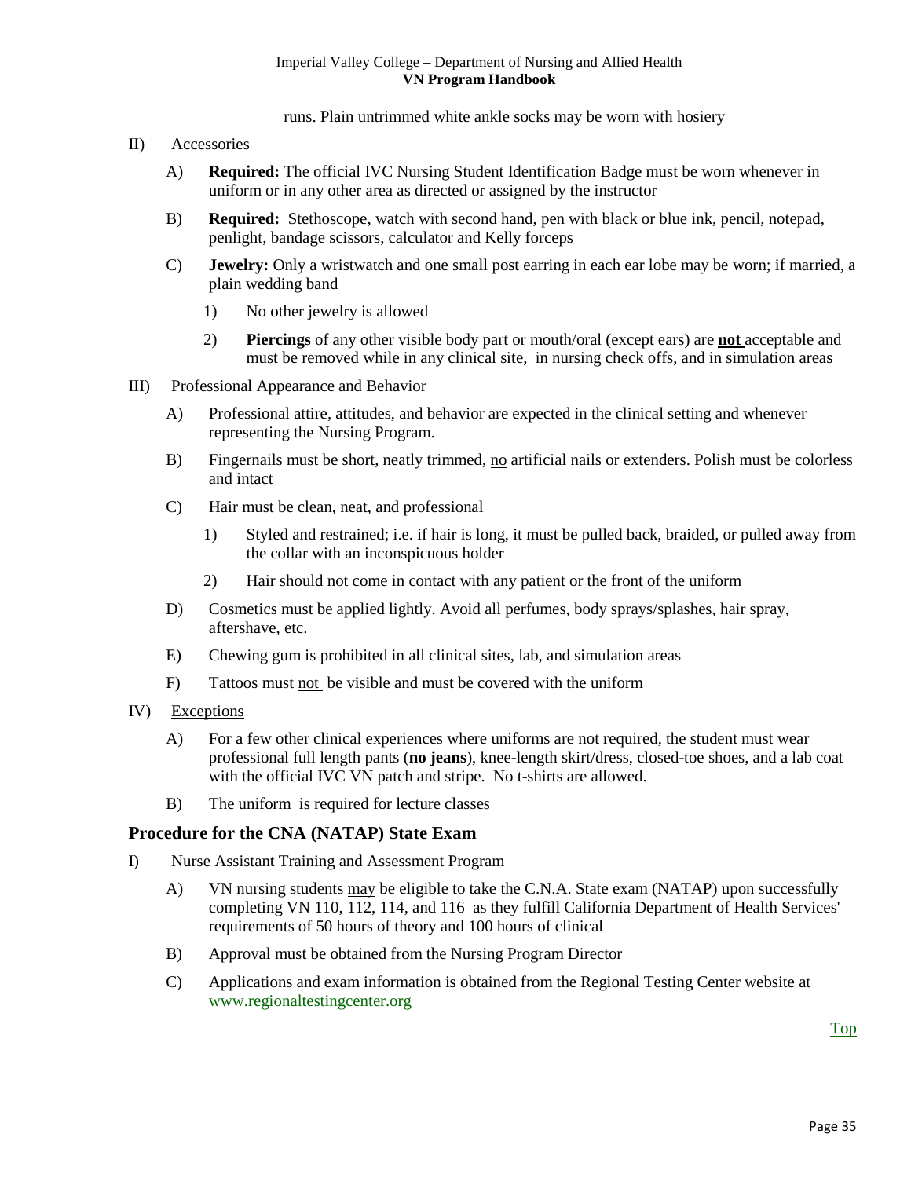runs. Plain untrimmed white ankle socks may be worn with hosiery

II) Accessories

A) **Required:** The official IVC Nursing Student Identification Badge must be worn whenever in uniform or in any other area as directed or assigned by the instructor

B) **Required:** Stethoscope, watch with second hand, pen with black or blue ink, pencil, notepad, penlight, bandage scissors, calculator and Kelly forceps

C) **Jewelry:** Only a wristwatch and one small post earring in each ear lobe may be worn; if married, a plain wedding band

1) No other jewelry is allowed

2) **Piercings** of any other visible body part or mouth/oral (except ears) are **not** acceptable and must be removed while in any clinical site, in nursing check offs, and in simulation areas

III) Professional Appearance and Behavior

A) Professional attire, attitudes, and behavior are expected in the clinical setting and whenever representing the Nursing Program.

B) Fingernails must be short, neatly trimmed, no artificial nails or extenders. Polish must be colorless and intact

C) Hair must be clean, neat, and professional

1) Styled and restrained; i.e. if hair is long, it must be pulled back, braided, or pulled away from the collar with an inconspicuous holder

2) Hair should not come in contact with any patient or the front of the uniform

D) Cosmetics must be applied lightly. Avoid all perfumes, body sprays/splashes, hair spray, aftershave, etc.

E) Chewing gum is prohibited in all clinical sites, lab, and simulation areas

F) Tattoos must not be visible and must be covered with the uniform

IV) Exceptions

A) For a few other clinical experiences where uniforms are not required, the student must wear professional full length pants (**no jeans**), knee-length skirt/dress, closed-toe shoes, and a lab coat with the official IVC VN patch and stripe. No t-shirts are allowed.

B) The uniform is required for lecture classes

## Procedure for the CNA (NATAP) State Exam

I) Nurse Assistant Training and Assessment Program

A) VN nursing students may be eligible to take the C.N.A. State exam (NATAP) upon successfully completing VN 110, 112, 114, and 116 as they fulfill California Department of Health Services' requirements of 50 hours of theory and 100 hours of clinical

B) Approval must be obtained from the Nursing Program Director

C) Applications and exam information is obtained from the Regional Testing Center website at www.regionaltestingcenter.org

Top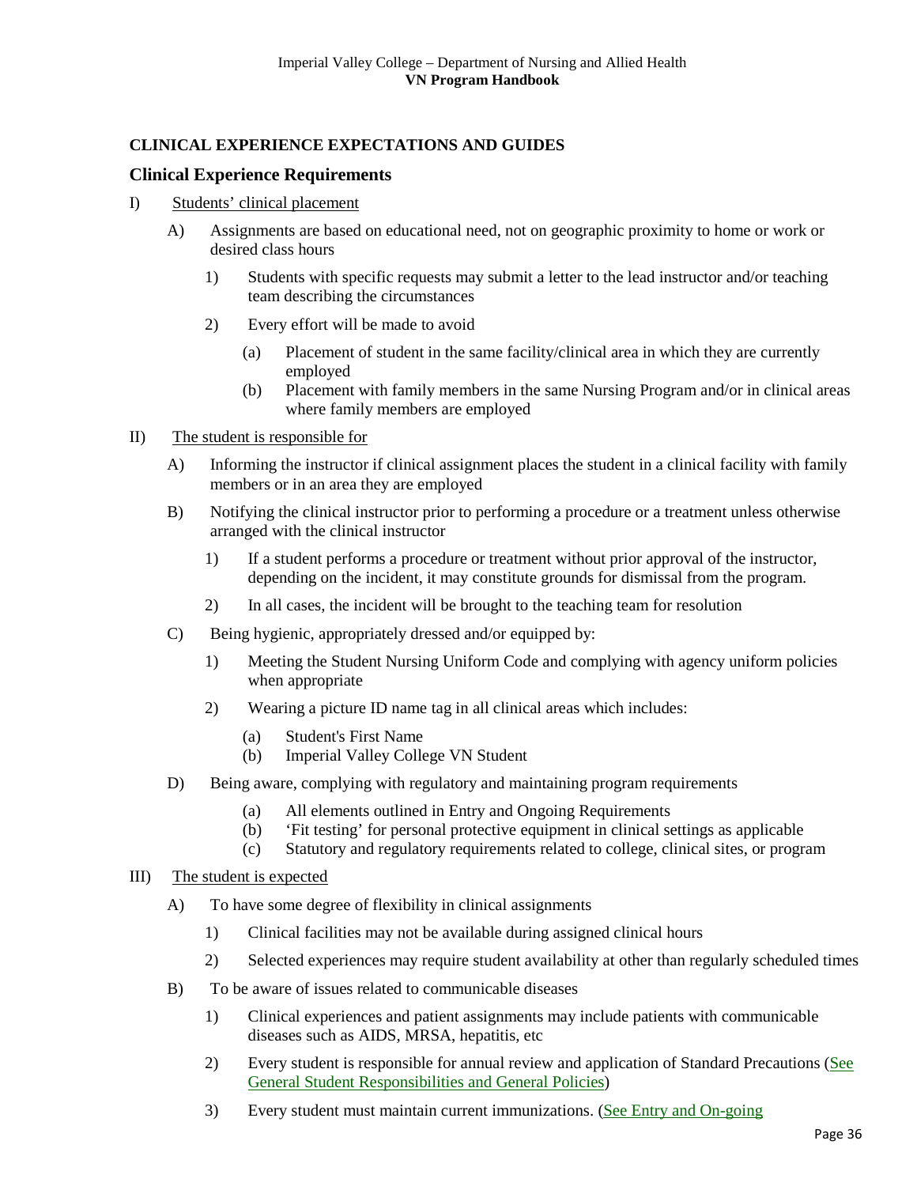## CLINICAL EXPERIENCE EXPECTATIONS AND GUIDES

### Clinical Experience Requirements

I) <u>Students' clinical placement</u>

- A) Assignments are based on educational need, not on geographic proximity to home or work or desired class hours
  - 1) Students with specific requests may submit a letter to the lead instructor and/or teaching team describing the circumstances
  - 2) Every effort will be made to avoid
    - (a) Placement of student in the same facility/clinical area in which they are currently employed
    - (b) Placement with family members in the same Nursing Program and/or in clinical areas where family members are employed

II) <u>The student is responsible for</u>

- A) Informing the instructor if clinical assignment places the student in a clinical facility with family members or in an area they are employed
- B) Notifying the clinical instructor prior to performing a procedure or a treatment unless otherwise arranged with the clinical instructor
  - 1) If a student performs a procedure or treatment without prior approval of the instructor, depending on the incident, it may constitute grounds for dismissal from the program.
  - 2) In all cases, the incident will be brought to the teaching team for resolution
- C) Being hygienic, appropriately dressed and/or equipped by:
  - 1) Meeting the Student Nursing Uniform Code and complying with agency uniform policies when appropriate
  - 2) Wearing a picture ID name tag in all clinical areas which includes:
    - (a) Student's First Name
    - (b) Imperial Valley College VN Student
- D) Being aware, complying with regulatory and maintaining program requirements
    - (a) All elements outlined in Entry and Ongoing Requirements
    - (b) 'Fit testing' for personal protective equipment in clinical settings as applicable
    - (c) Statutory and regulatory requirements related to college, clinical sites, or program

III) <u>The student is expected</u>

- A) To have some degree of flexibility in clinical assignments
  - 1) Clinical facilities may not be available during assigned clinical hours
  - 2) Selected experiences may require student availability at other than regularly scheduled times
- B) To be aware of issues related to communicable diseases
  - 1) Clinical experiences and patient assignments may include patients with communicable diseases such as AIDS, MRSA, hepatitis, etc
  - 2) Every student is responsible for annual review and application of Standard Precautions (See General Student Responsibilities and General Policies)
  - 3) Every student must maintain current immunizations. (See Entry and On-going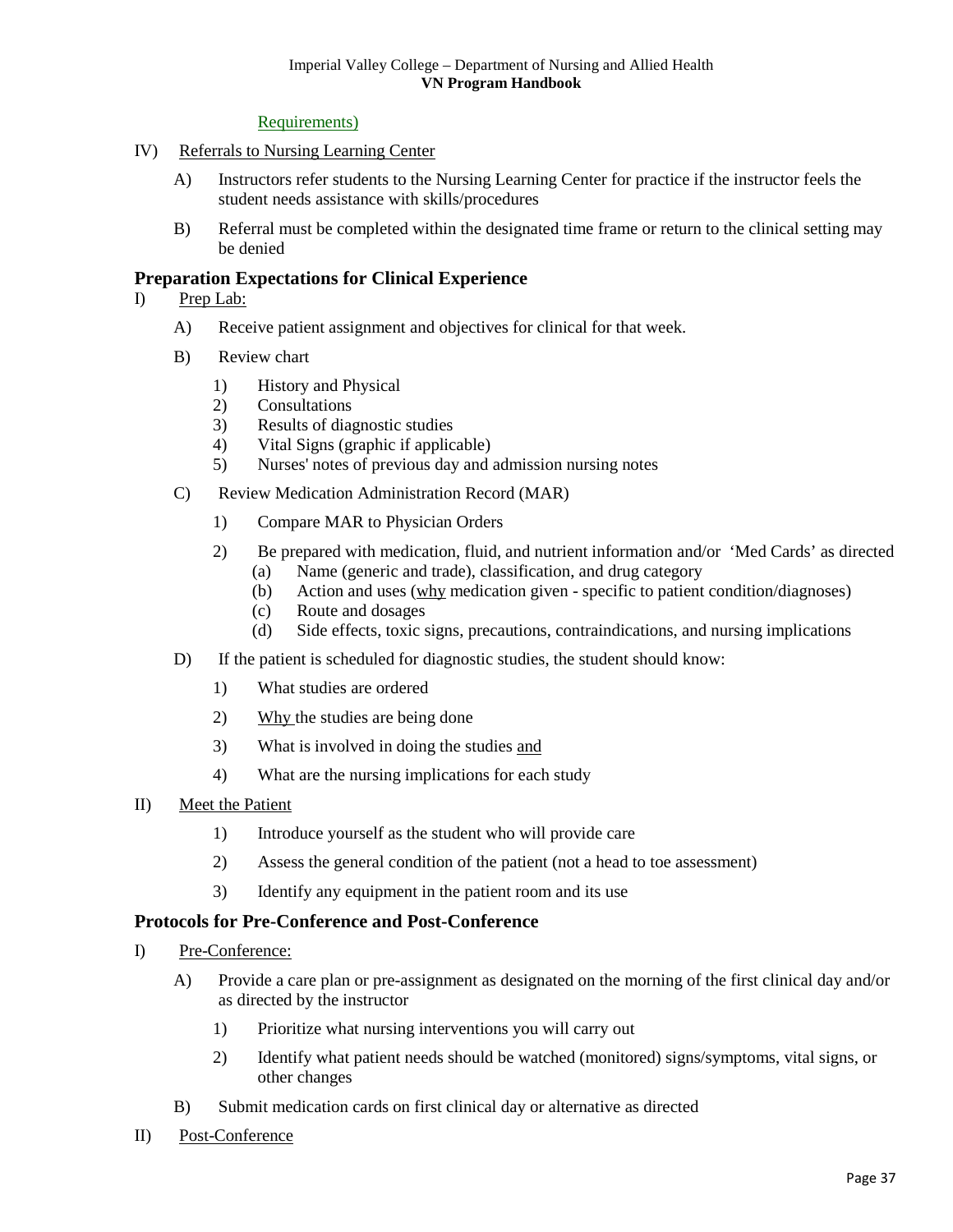Requirements)

IV) Referrals to Nursing Learning Center

A) Instructors refer students to the Nursing Learning Center for practice if the instructor feels the student needs assistance with skills/procedures

B) Referral must be completed within the designated time frame or return to the clinical setting may be denied

## Preparation Expectations for Clinical Experience

I) Prep Lab:

A) Receive patient assignment and objectives for clinical for that week.

B) Review chart

1) History and Physical
2) Consultations
3) Results of diagnostic studies
4) Vital Signs (graphic if applicable)
5) Nurses' notes of previous day and admission nursing notes

C) Review Medication Administration Record (MAR)

1) Compare MAR to Physician Orders

2) Be prepared with medication, fluid, and nutrient information and/or 'Med Cards' as directed
   (a) Name (generic and trade), classification, and drug category
   (b) Action and uses (why medication given - specific to patient condition/diagnoses)
   (c) Route and dosages
   (d) Side effects, toxic signs, precautions, contraindications, and nursing implications

D) If the patient is scheduled for diagnostic studies, the student should know:

1) What studies are ordered

2) Why the studies are being done

3) What is involved in doing the studies and

4) What are the nursing implications for each study

II) Meet the Patient

1) Introduce yourself as the student who will provide care

2) Assess the general condition of the patient (not a head to toe assessment)

3) Identify any equipment in the patient room and its use

## Protocols for Pre-Conference and Post-Conference

I) Pre-Conference:

A) Provide a care plan or pre-assignment as designated on the morning of the first clinical day and/or as directed by the instructor

1) Prioritize what nursing interventions you will carry out

2) Identify what patient needs should be watched (monitored) signs/symptoms, vital signs, or other changes

B) Submit medication cards on first clinical day or alternative as directed

II) Post-Conference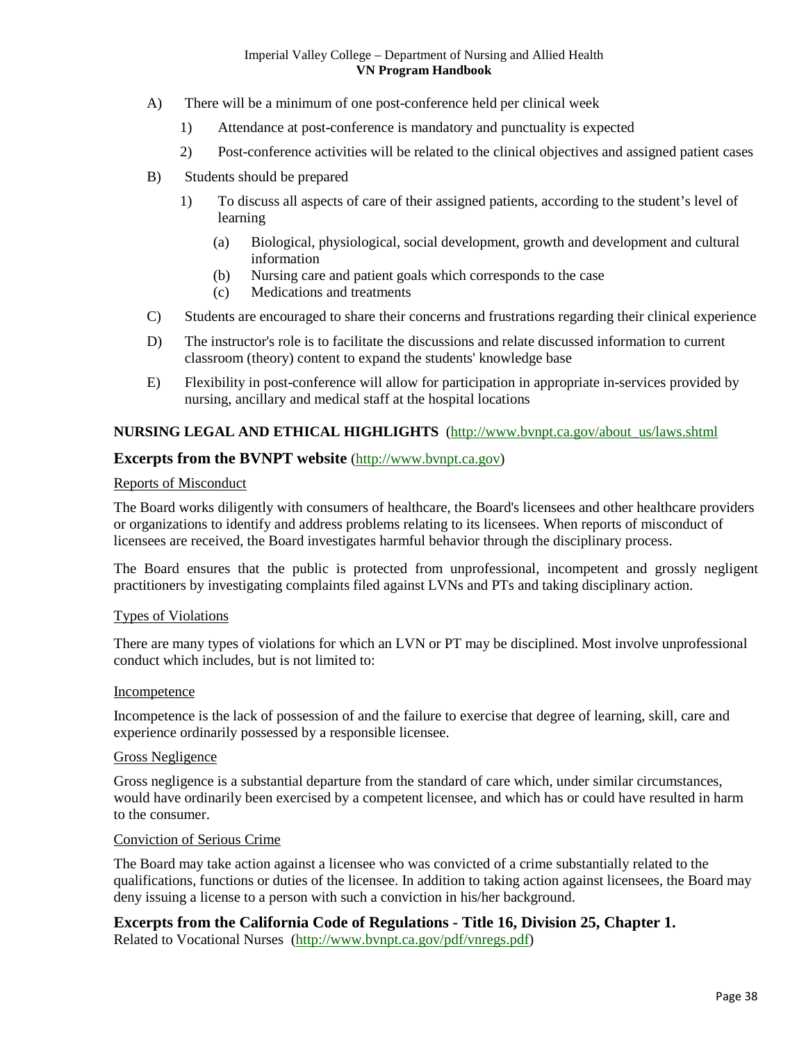A) There will be a minimum of one post-conference held per clinical week

   1) Attendance at post-conference is mandatory and punctuality is expected

   2) Post-conference activities will be related to the clinical objectives and assigned patient cases

B) Students should be prepared

   1) To discuss all aspects of care of their assigned patients, according to the student's level of learning

      (a) Biological, physiological, social development, growth and development and cultural information
      (b) Nursing care and patient goals which corresponds to the case
      (c) Medications and treatments

C) Students are encouraged to share their concerns and frustrations regarding their clinical experience

D) The instructor's role is to facilitate the discussions and relate discussed information to current classroom (theory) content to expand the students' knowledge base

E) Flexibility in post-conference will allow for participation in appropriate in-services provided by nursing, ancillary and medical staff at the hospital locations

**NURSING LEGAL AND ETHICAL HIGHLIGHTS** (http://www.bvnpt.ca.gov/about_us/laws.shtml

## Excerpts from the BVNPT website (http://www.bvnpt.ca.gov)

Reports of Misconduct

The Board works diligently with consumers of healthcare, the Board's licensees and other healthcare providers or organizations to identify and address problems relating to its licensees. When reports of misconduct of licensees are received, the Board investigates harmful behavior through the disciplinary process.

The Board ensures that the public is protected from unprofessional, incompetent and grossly negligent practitioners by investigating complaints filed against LVNs and PTs and taking disciplinary action.

Types of Violations

There are many types of violations for which an LVN or PT may be disciplined. Most involve unprofessional conduct which includes, but is not limited to:

Incompetence

Incompetence is the lack of possession of and the failure to exercise that degree of learning, skill, care and experience ordinarily possessed by a responsible licensee.

Gross Negligence

Gross negligence is a substantial departure from the standard of care which, under similar circumstances, would have ordinarily been exercised by a competent licensee, and which has or could have resulted in harm to the consumer.

Conviction of Serious Crime

The Board may take action against a licensee who was convicted of a crime substantially related to the qualifications, functions or duties of the licensee. In addition to taking action against licensees, the Board may deny issuing a license to a person with such a conviction in his/her background.

## Excerpts from the California Code of Regulations - Title 16, Division 25, Chapter 1.

Related to Vocational Nurses (http://www.bvnpt.ca.gov/pdf/vnregs.pdf)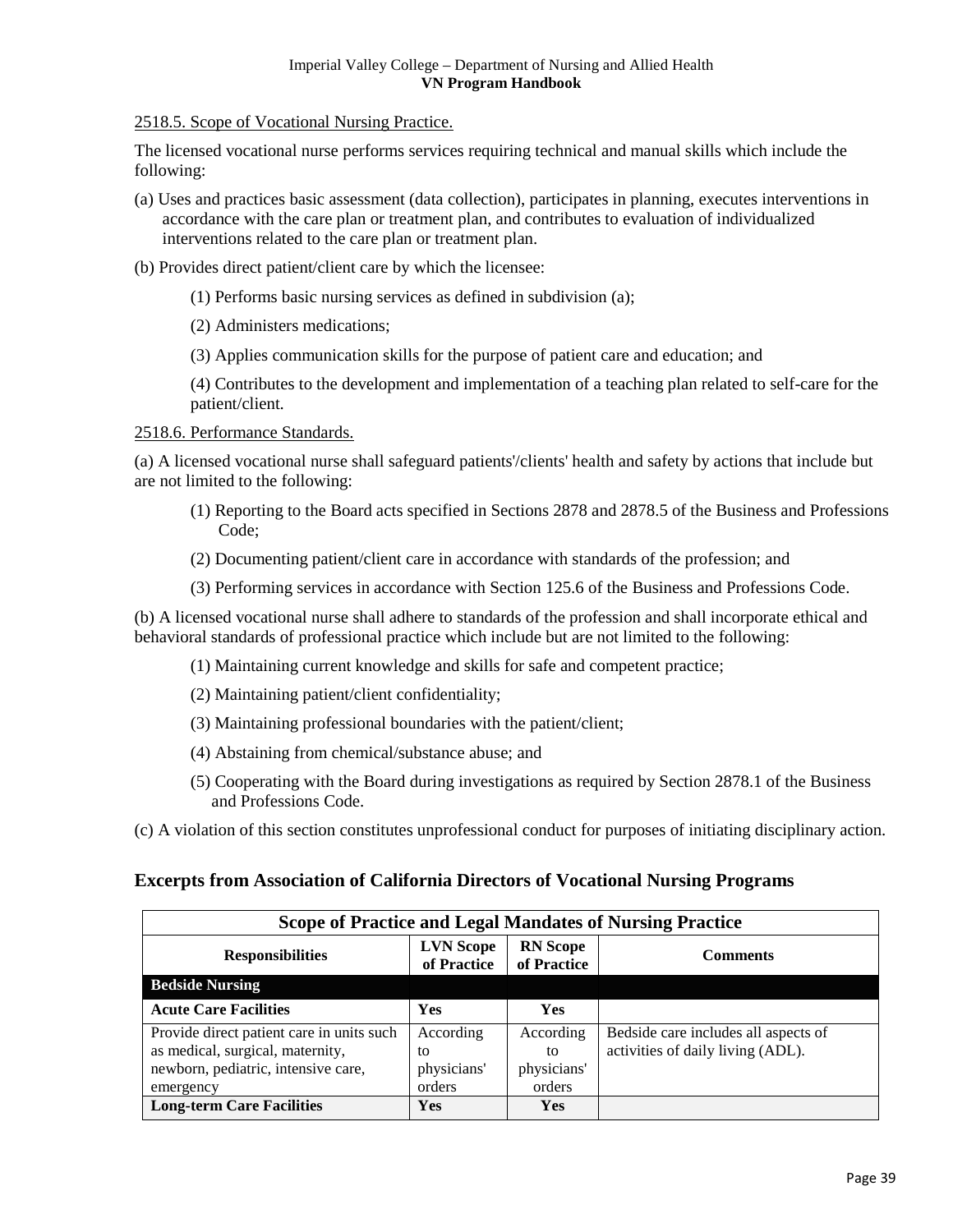2518.5. Scope of Vocational Nursing Practice.

The licensed vocational nurse performs services requiring technical and manual skills which include the following:

(a) Uses and practices basic assessment (data collection), participates in planning, executes interventions in accordance with the care plan or treatment plan, and contributes to evaluation of individualized interventions related to the care plan or treatment plan.

(b) Provides direct patient/client care by which the licensee:

(1) Performs basic nursing services as defined in subdivision (a);

(2) Administers medications;

(3) Applies communication skills for the purpose of patient care and education; and

(4) Contributes to the development and implementation of a teaching plan related to self-care for the patient/client.

2518.6. Performance Standards.

(a) A licensed vocational nurse shall safeguard patients'/clients' health and safety by actions that include but are not limited to the following:

(1) Reporting to the Board acts specified in Sections 2878 and 2878.5 of the Business and Professions Code;

(2) Documenting patient/client care in accordance with standards of the profession; and

(3) Performing services in accordance with Section 125.6 of the Business and Professions Code.

(b) A licensed vocational nurse shall adhere to standards of the profession and shall incorporate ethical and behavioral standards of professional practice which include but are not limited to the following:

(1) Maintaining current knowledge and skills for safe and competent practice;

(2) Maintaining patient/client confidentiality;

(3) Maintaining professional boundaries with the patient/client;

(4) Abstaining from chemical/substance abuse; and

(5) Cooperating with the Board during investigations as required by Section 2878.1 of the Business and Professions Code.

(c) A violation of this section constitutes unprofessional conduct for purposes of initiating disciplinary action.

## Excerpts from Association of California Directors of Vocational Nursing Programs

| Scope of Practice and Legal Mandates of Nursing Practice | | | |
|---|---|---|---|
| **Responsibilities** | **LVN Scope of Practice** | **RN Scope of Practice** | **Comments** |
| **Bedside Nursing** | | | |
| **Acute Care Facilities** | **Yes** | **Yes** | |
| Provide direct patient care in units such as medical, surgical, maternity, newborn, pediatric, intensive care, emergency | According to physicians' orders | According to physicians' orders | Bedside care includes all aspects of activities of daily living (ADL). |
| **Long-term Care Facilities** | **Yes** | **Yes** | |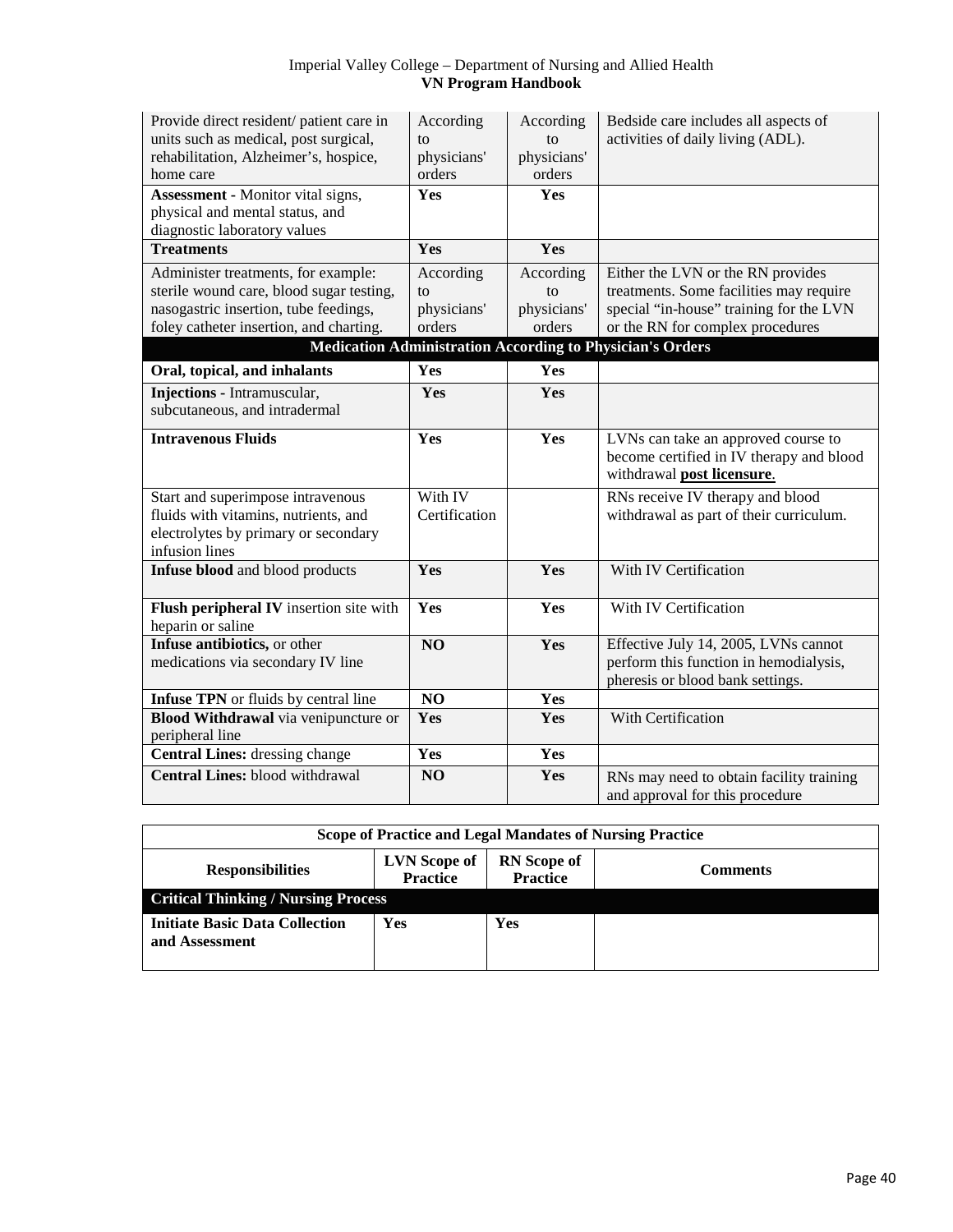| | | | |
|---|---|---|---|
| Provide direct resident/ patient care in units such as medical, post surgical, rehabilitation, Alzheimer's, hospice, home care | According to physicians' orders | According to physicians' orders | Bedside care includes all aspects of activities of daily living (ADL). |
| **Assessment -** Monitor vital signs, physical and mental status, and diagnostic laboratory values | **Yes** | **Yes** | |
| **Treatments** | **Yes** | **Yes** | |
| Administer treatments, for example: sterile wound care, blood sugar testing, nasogastric insertion, tube feedings, foley catheter insertion, and charting. | According to physicians' orders | According to physicians' orders | Either the LVN or the RN provides treatments. Some facilities may require special "in-house" training for the LVN or the RN for complex procedures |
| **Medication Administration According to Physician's Orders** | | | |
| **Oral, topical, and inhalants** | **Yes** | **Yes** | |
| **Injections -** Intramuscular, subcutaneous, and intradermal | **Yes** | **Yes** | |
| **Intravenous Fluids** | **Yes** | **Yes** | LVNs can take an approved course to become certified in IV therapy and blood withdrawal **post licensure**. |
| Start and superimpose intravenous fluids with vitamins, nutrients, and electrolytes by primary or secondary infusion lines | With IV Certification | | RNs receive IV therapy and blood withdrawal as part of their curriculum. |
| **Infuse blood** and blood products | **Yes** | **Yes** | With IV Certification |
| **Flush peripheral IV** insertion site with heparin or saline | **Yes** | **Yes** | With IV Certification |
| **Infuse antibiotics,** or other medications via secondary IV line | **NO** | **Yes** | Effective July 14, 2005, LVNs cannot perform this function in hemodialysis, pheresis or blood bank settings. |
| **Infuse TPN** or fluids by central line | **NO** | **Yes** | |
| **Blood Withdrawal** via venipuncture or peripheral line | **Yes** | **Yes** | With Certification |
| **Central Lines:** dressing change | **Yes** | **Yes** | |
| **Central Lines:** blood withdrawal | **NO** | **Yes** | RNs may need to obtain facility training and approval for this procedure |

| **Scope of Practice and Legal Mandates of Nursing Practice** | | | |
|---|---|---|---|
| **Responsibilities** | **LVN Scope of Practice** | **RN Scope of Practice** | **Comments** |
| **Critical Thinking / Nursing Process** | | | |
| **Initiate Basic Data Collection and Assessment** | **Yes** | **Yes** | |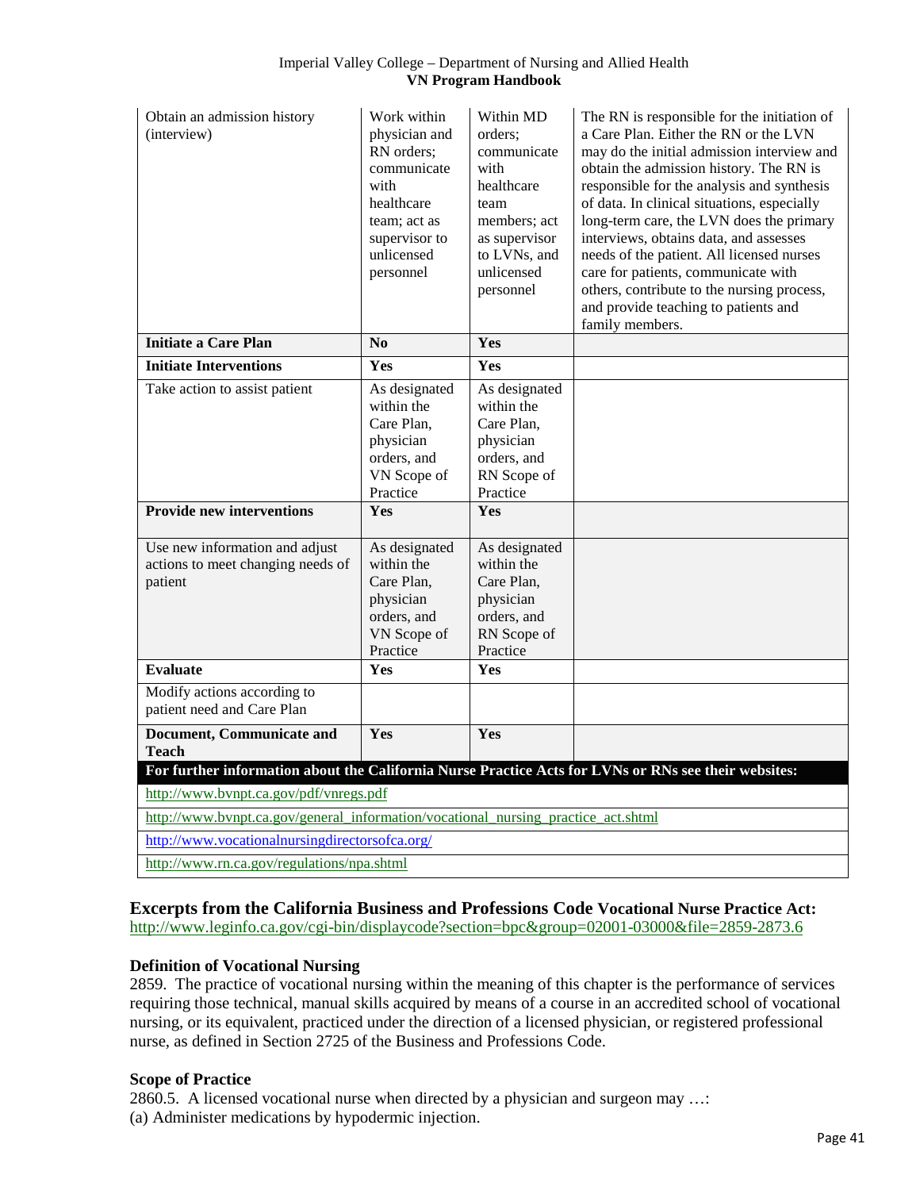| | | | |
|---|---|---|---|
| Obtain an admission history (interview) | Work within physician and RN orders; communicate with healthcare team; act as supervisor to unlicensed personnel | Within MD orders; communicate with healthcare team members; act as supervisor to LVNs, and unlicensed personnel | The RN is responsible for the initiation of a Care Plan. Either the RN or the LVN may do the initial admission interview and obtain the admission history. The RN is responsible for the analysis and synthesis of data. In clinical situations, especially long-term care, the LVN does the primary interviews, obtains data, and assesses needs of the patient. All licensed nurses care for patients, communicate with others, contribute to the nursing process, and provide teaching to patients and family members. |
| **Initiate a Care Plan** | **No** | **Yes** | |
| **Initiate Interventions** | **Yes** | **Yes** | |
| Take action to assist patient | As designated within the Care Plan, physician orders, and VN Scope of Practice | As designated within the Care Plan, physician orders, and RN Scope of Practice | |
| **Provide new interventions** | **Yes** | **Yes** | |
| Use new information and adjust actions to meet changing needs of patient | As designated within the Care Plan, physician orders, and VN Scope of Practice | As designated within the Care Plan, physician orders, and RN Scope of Practice | |
| **Evaluate** | **Yes** | **Yes** | |
| Modify actions according to patient need and Care Plan | | | |
| **Document, Communicate and Teach** | **Yes** | **Yes** | |
| **For further information about the California Nurse Practice Acts for LVNs or RNs see their websites:** | | | |
| http://www.bvnpt.ca.gov/pdf/vnregs.pdf | | | |
| http://www.bvnpt.ca.gov/general_information/vocational_nursing_practice_act.shtml | | | |
| http://www.vocationalnursingdirectorsofca.org/ | | | |
| http://www.rn.ca.gov/regulations/npa.shtml | | | |

## Excerpts from the California Business and Professions Code Vocational Nurse Practice Act:

http://www.leginfo.ca.gov/cgi-bin/displaycode?section=bpc&group=02001-03000&file=2859-2873.6

### Definition of Vocational Nursing

2859. The practice of vocational nursing within the meaning of this chapter is the performance of services requiring those technical, manual skills acquired by means of a course in an accredited school of vocational nursing, or its equivalent, practiced under the direction of a licensed physician, or registered professional nurse, as defined in Section 2725 of the Business and Professions Code.

### Scope of Practice

2860.5. A licensed vocational nurse when directed by a physician and surgeon may …:

(a) Administer medications by hypodermic injection.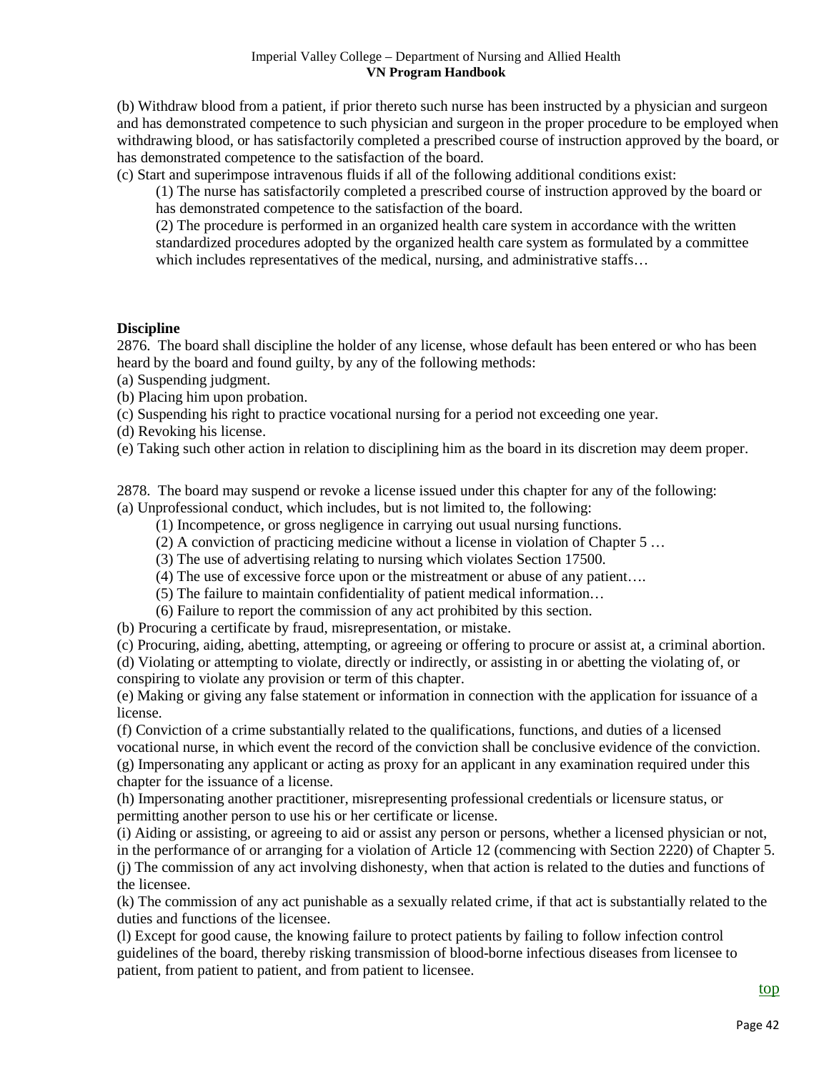(b) Withdraw blood from a patient, if prior thereto such nurse has been instructed by a physician and surgeon and has demonstrated competence to such physician and surgeon in the proper procedure to be employed when withdrawing blood, or has satisfactorily completed a prescribed course of instruction approved by the board, or has demonstrated competence to the satisfaction of the board.

(c) Start and superimpose intravenous fluids if all of the following additional conditions exist:

> (1) The nurse has satisfactorily completed a prescribed course of instruction approved by the board or has demonstrated competence to the satisfaction of the board.
>
> (2) The procedure is performed in an organized health care system in accordance with the written standardized procedures adopted by the organized health care system as formulated by a committee which includes representatives of the medical, nursing, and administrative staffs…

**Discipline**

2876. The board shall discipline the holder of any license, whose default has been entered or who has been heard by the board and found guilty, by any of the following methods:

(a) Suspending judgment.

(b) Placing him upon probation.

(c) Suspending his right to practice vocational nursing for a period not exceeding one year.

(d) Revoking his license.

(e) Taking such other action in relation to disciplining him as the board in its discretion may deem proper.

2878. The board may suspend or revoke a license issued under this chapter for any of the following:

(a) Unprofessional conduct, which includes, but is not limited to, the following:

> (1) Incompetence, or gross negligence in carrying out usual nursing functions.
>
> (2) A conviction of practicing medicine without a license in violation of Chapter 5 …
>
> (3) The use of advertising relating to nursing which violates Section 17500.
>
> (4) The use of excessive force upon or the mistreatment or abuse of any patient….
>
> (5) The failure to maintain confidentiality of patient medical information…
>
> (6) Failure to report the commission of any act prohibited by this section.

(b) Procuring a certificate by fraud, misrepresentation, or mistake.

(c) Procuring, aiding, abetting, attempting, or agreeing or offering to procure or assist at, a criminal abortion.

(d) Violating or attempting to violate, directly or indirectly, or assisting in or abetting the violating of, or conspiring to violate any provision or term of this chapter.

(e) Making or giving any false statement or information in connection with the application for issuance of a license.

(f) Conviction of a crime substantially related to the qualifications, functions, and duties of a licensed vocational nurse, in which event the record of the conviction shall be conclusive evidence of the conviction.

(g) Impersonating any applicant or acting as proxy for an applicant in any examination required under this chapter for the issuance of a license.

(h) Impersonating another practitioner, misrepresenting professional credentials or licensure status, or permitting another person to use his or her certificate or license.

(i) Aiding or assisting, or agreeing to aid or assist any person or persons, whether a licensed physician or not, in the performance of or arranging for a violation of Article 12 (commencing with Section 2220) of Chapter 5.

(j) The commission of any act involving dishonesty, when that action is related to the duties and functions of the licensee.

(k) The commission of any act punishable as a sexually related crime, if that act is substantially related to the duties and functions of the licensee.

(l) Except for good cause, the knowing failure to protect patients by failing to follow infection control guidelines of the board, thereby risking transmission of blood-borne infectious diseases from licensee to patient, from patient to patient, and from patient to licensee.

top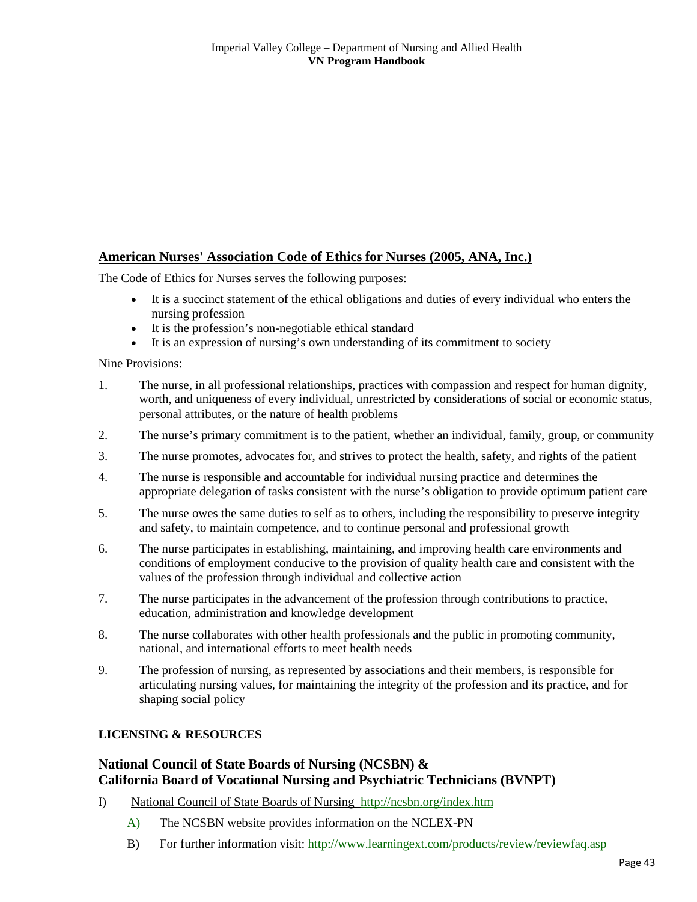## American Nurses' Association Code of Ethics for Nurses (2005, ANA, Inc.)

The Code of Ethics for Nurses serves the following purposes:

- It is a succinct statement of the ethical obligations and duties of every individual who enters the nursing profession
- It is the profession's non-negotiable ethical standard
- It is an expression of nursing's own understanding of its commitment to society

Nine Provisions:

1. The nurse, in all professional relationships, practices with compassion and respect for human dignity, worth, and uniqueness of every individual, unrestricted by considerations of social or economic status, personal attributes, or the nature of health problems
2. The nurse's primary commitment is to the patient, whether an individual, family, group, or community
3. The nurse promotes, advocates for, and strives to protect the health, safety, and rights of the patient
4. The nurse is responsible and accountable for individual nursing practice and determines the appropriate delegation of tasks consistent with the nurse's obligation to provide optimum patient care
5. The nurse owes the same duties to self as to others, including the responsibility to preserve integrity and safety, to maintain competence, and to continue personal and professional growth
6. The nurse participates in establishing, maintaining, and improving health care environments and conditions of employment conducive to the provision of quality health care and consistent with the values of the profession through individual and collective action
7. The nurse participates in the advancement of the profession through contributions to practice, education, administration and knowledge development
8. The nurse collaborates with other health professionals and the public in promoting community, national, and international efforts to meet health needs
9. The profession of nursing, as represented by associations and their members, is responsible for articulating nursing values, for maintaining the integrity of the profession and its practice, and for shaping social policy

**LICENSING & RESOURCES**

### National Council of State Boards of Nursing (NCSBN) & California Board of Vocational Nursing and Psychiatric Technicians (BVNPT)

I) National Council of State Boards of Nursing http://ncsbn.org/index.htm
   A) The NCSBN website provides information on the NCLEX-PN
   B) For further information visit: http://www.learningext.com/products/review/reviewfaq.asp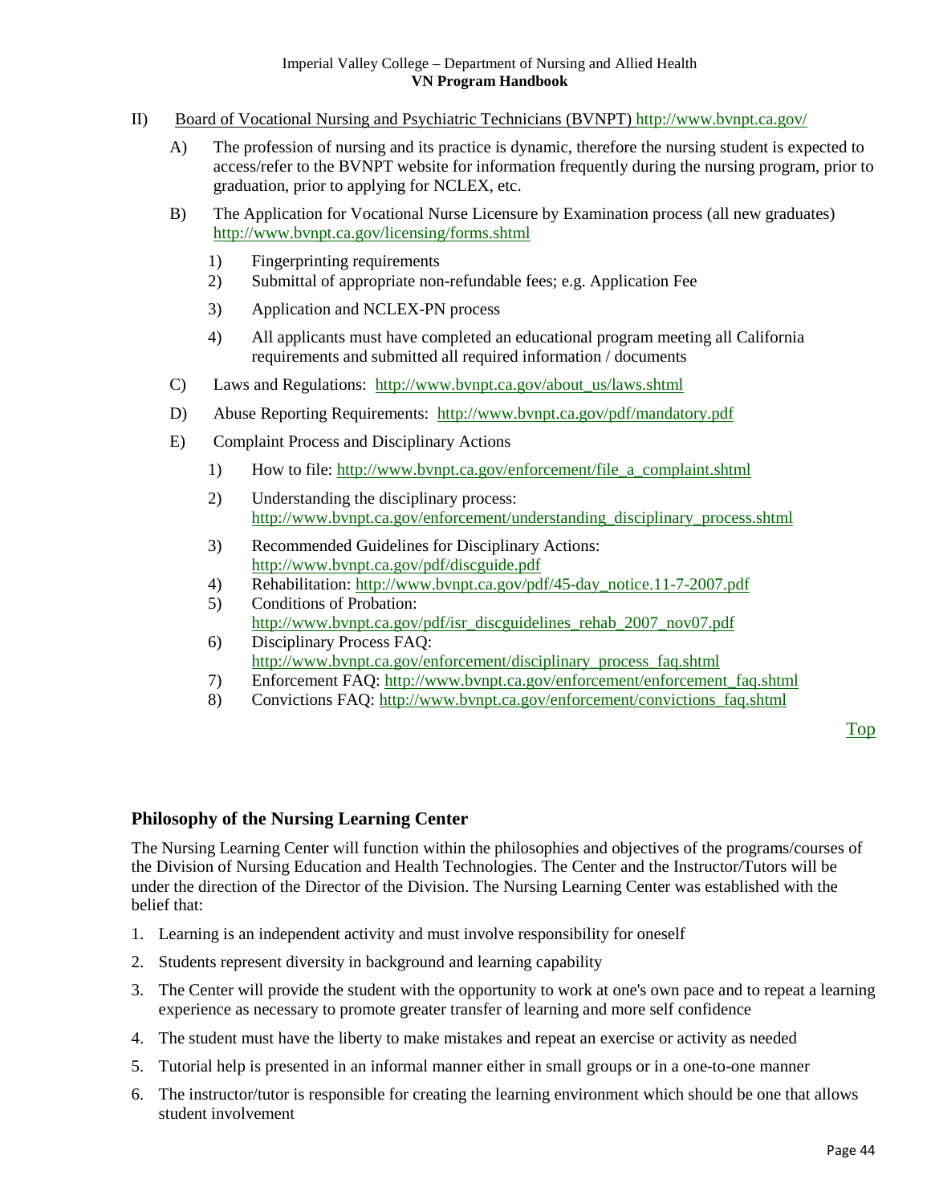II) Board of Vocational Nursing and Psychiatric Technicians (BVNPT) http://www.bvnpt.ca.gov/

A) The profession of nursing and its practice is dynamic, therefore the nursing student is expected to access/refer to the BVNPT website for information frequently during the nursing program, prior to graduation, prior to applying for NCLEX, etc.

B) The Application for Vocational Nurse Licensure by Examination process (all new graduates) http://www.bvnpt.ca.gov/licensing/forms.shtml

1) Fingerprinting requirements
2) Submittal of appropriate non-refundable fees; e.g. Application Fee
3) Application and NCLEX-PN process
4) All applicants must have completed an educational program meeting all California requirements and submitted all required information / documents

C) Laws and Regulations: http://www.bvnpt.ca.gov/about_us/laws.shtml

D) Abuse Reporting Requirements: http://www.bvnpt.ca.gov/pdf/mandatory.pdf

E) Complaint Process and Disciplinary Actions

1) How to file: http://www.bvnpt.ca.gov/enforcement/file_a_complaint.shtml
2) Understanding the disciplinary process: http://www.bvnpt.ca.gov/enforcement/understanding_disciplinary_process.shtml
3) Recommended Guidelines for Disciplinary Actions: http://www.bvnpt.ca.gov/pdf/discguide.pdf
4) Rehabilitation: http://www.bvnpt.ca.gov/pdf/45-day_notice.11-7-2007.pdf
5) Conditions of Probation: http://www.bvnpt.ca.gov/pdf/isr_discguidelines_rehab_2007_nov07.pdf
6) Disciplinary Process FAQ: http://www.bvnpt.ca.gov/enforcement/disciplinary_process_faq.shtml
7) Enforcement FAQ: http://www.bvnpt.ca.gov/enforcement/enforcement_faq.shtml
8) Convictions FAQ: http://www.bvnpt.ca.gov/enforcement/convictions_faq.shtml

Top

## Philosophy of the Nursing Learning Center

The Nursing Learning Center will function within the philosophies and objectives of the programs/courses of the Division of Nursing Education and Health Technologies. The Center and the Instructor/Tutors will be under the direction of the Director of the Division. The Nursing Learning Center was established with the belief that:

1. Learning is an independent activity and must involve responsibility for oneself
2. Students represent diversity in background and learning capability
3. The Center will provide the student with the opportunity to work at one's own pace and to repeat a learning experience as necessary to promote greater transfer of learning and more self confidence
4. The student must have the liberty to make mistakes and repeat an exercise or activity as needed
5. Tutorial help is presented in an informal manner either in small groups or in a one-to-one manner
6. The instructor/tutor is responsible for creating the learning environment which should be one that allows student involvement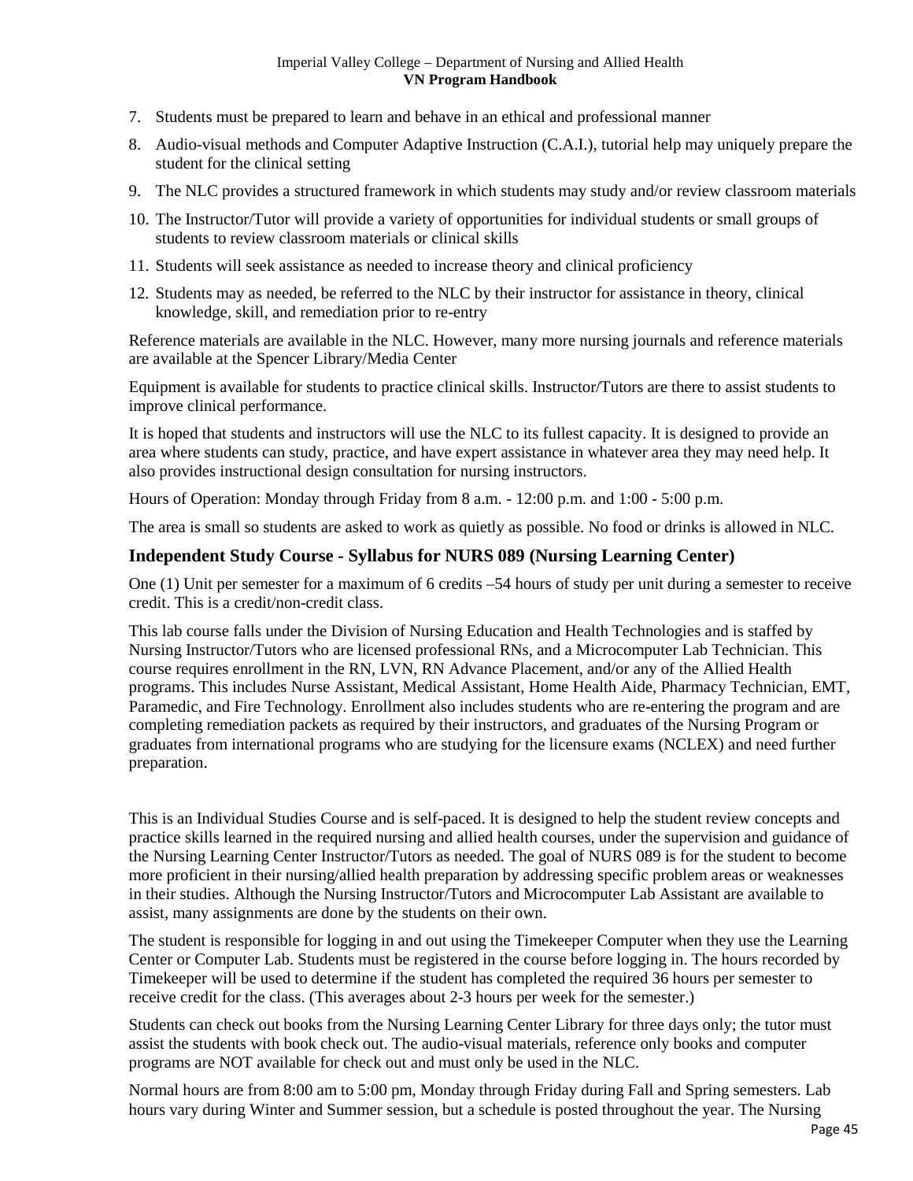7. Students must be prepared to learn and behave in an ethical and professional manner
8. Audio-visual methods and Computer Adaptive Instruction (C.A.I.), tutorial help may uniquely prepare the student for the clinical setting
9. The NLC provides a structured framework in which students may study and/or review classroom materials
10. The Instructor/Tutor will provide a variety of opportunities for individual students or small groups of students to review classroom materials or clinical skills
11. Students will seek assistance as needed to increase theory and clinical proficiency
12. Students may as needed, be referred to the NLC by their instructor for assistance in theory, clinical knowledge, skill, and remediation prior to re-entry

Reference materials are available in the NLC. However, many more nursing journals and reference materials are available at the Spencer Library/Media Center

Equipment is available for students to practice clinical skills. Instructor/Tutors are there to assist students to improve clinical performance.

It is hoped that students and instructors will use the NLC to its fullest capacity. It is designed to provide an area where students can study, practice, and have expert assistance in whatever area they may need help. It also provides instructional design consultation for nursing instructors.

Hours of Operation: Monday through Friday from 8 a.m. - 12:00 p.m. and 1:00 - 5:00 p.m.

The area is small so students are asked to work as quietly as possible. No food or drinks is allowed in NLC.

### Independent Study Course - Syllabus for NURS 089 (Nursing Learning Center)

One (1) Unit per semester for a maximum of 6 credits –54 hours of study per unit during a semester to receive credit. This is a credit/non-credit class.

This lab course falls under the Division of Nursing Education and Health Technologies and is staffed by Nursing Instructor/Tutors who are licensed professional RNs, and a Microcomputer Lab Technician. This course requires enrollment in the RN, LVN, RN Advance Placement, and/or any of the Allied Health programs. This includes Nurse Assistant, Medical Assistant, Home Health Aide, Pharmacy Technician, EMT, Paramedic, and Fire Technology. Enrollment also includes students who are re-entering the program and are completing remediation packets as required by their instructors, and graduates of the Nursing Program or graduates from international programs who are studying for the licensure exams (NCLEX) and need further preparation.

This is an Individual Studies Course and is self-paced. It is designed to help the student review concepts and practice skills learned in the required nursing and allied health courses, under the supervision and guidance of the Nursing Learning Center Instructor/Tutors as needed. The goal of NURS 089 is for the student to become more proficient in their nursing/allied health preparation by addressing specific problem areas or weaknesses in their studies. Although the Nursing Instructor/Tutors and Microcomputer Lab Assistant are available to assist, many assignments are done by the students on their own.

The student is responsible for logging in and out using the Timekeeper Computer when they use the Learning Center or Computer Lab. Students must be registered in the course before logging in. The hours recorded by Timekeeper will be used to determine if the student has completed the required 36 hours per semester to receive credit for the class. (This averages about 2-3 hours per week for the semester.)

Students can check out books from the Nursing Learning Center Library for three days only; the tutor must assist the students with book check out. The audio-visual materials, reference only books and computer programs are NOT available for check out and must only be used in the NLC.

Normal hours are from 8:00 am to 5:00 pm, Monday through Friday during Fall and Spring semesters. Lab hours vary during Winter and Summer session, but a schedule is posted throughout the year. The Nursing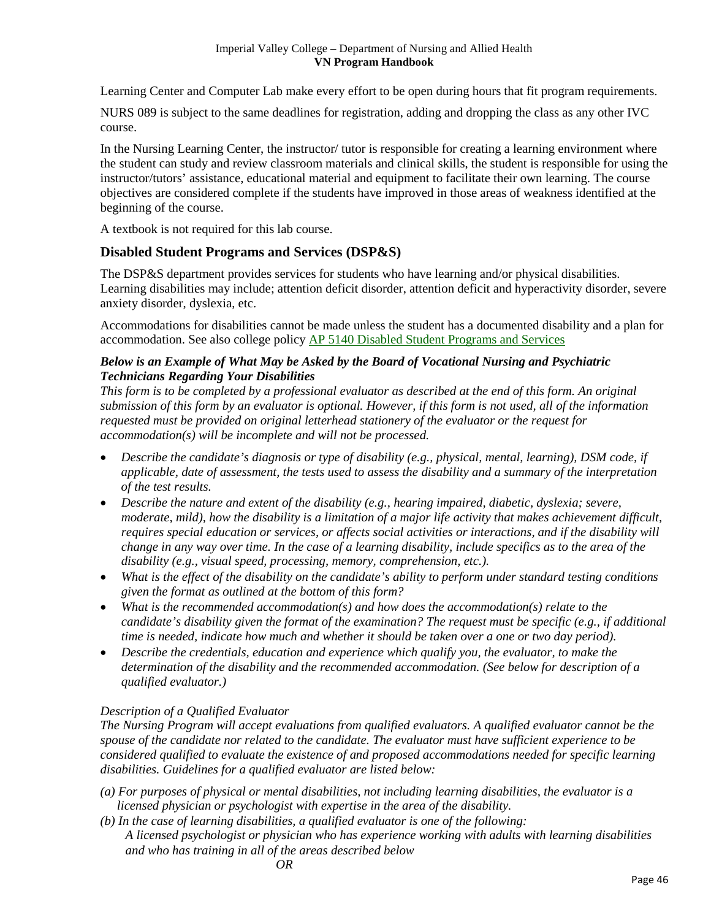Learning Center and Computer Lab make every effort to be open during hours that fit program requirements.

NURS 089 is subject to the same deadlines for registration, adding and dropping the class as any other IVC course.

In the Nursing Learning Center, the instructor/ tutor is responsible for creating a learning environment where the student can study and review classroom materials and clinical skills, the student is responsible for using the instructor/tutors' assistance, educational material and equipment to facilitate their own learning. The course objectives are considered complete if the students have improved in those areas of weakness identified at the beginning of the course.

A textbook is not required for this lab course.

## Disabled Student Programs and Services (DSP&S)

The DSP&S department provides services for students who have learning and/or physical disabilities. Learning disabilities may include; attention deficit disorder, attention deficit and hyperactivity disorder, severe anxiety disorder, dyslexia, etc.

Accommodations for disabilities cannot be made unless the student has a documented disability and a plan for accommodation. See also college policy AP 5140 Disabled Student Programs and Services

***Below is an Example of What May be Asked by the Board of Vocational Nursing and Psychiatric Technicians Regarding Your Disabilities***

*This form is to be completed by a professional evaluator as described at the end of this form. An original submission of this form by an evaluator is optional. However, if this form is not used, all of the information requested must be provided on original letterhead stationery of the evaluator or the request for accommodation(s) will be incomplete and will not be processed.*

- *Describe the candidate's diagnosis or type of disability (e.g., physical, mental, learning), DSM code, if applicable, date of assessment, the tests used to assess the disability and a summary of the interpretation of the test results.*
- *Describe the nature and extent of the disability (e.g., hearing impaired, diabetic, dyslexia; severe, moderate, mild), how the disability is a limitation of a major life activity that makes achievement difficult, requires special education or services, or affects social activities or interactions, and if the disability will change in any way over time. In the case of a learning disability, include specifics as to the area of the disability (e.g., visual speed, processing, memory, comprehension, etc.).*
- *What is the effect of the disability on the candidate's ability to perform under standard testing conditions given the format as outlined at the bottom of this form?*
- *What is the recommended accommodation(s) and how does the accommodation(s) relate to the candidate's disability given the format of the examination? The request must be specific (e.g., if additional time is needed, indicate how much and whether it should be taken over a one or two day period).*
- *Describe the credentials, education and experience which qualify you, the evaluator, to make the determination of the disability and the recommended accommodation. (See below for description of a qualified evaluator.)*

*Description of a Qualified Evaluator*

*The Nursing Program will accept evaluations from qualified evaluators. A qualified evaluator cannot be the spouse of the candidate nor related to the candidate. The evaluator must have sufficient experience to be considered qualified to evaluate the existence of and proposed accommodations needed for specific learning disabilities. Guidelines for a qualified evaluator are listed below:*

*(a) For purposes of physical or mental disabilities, not including learning disabilities, the evaluator is a licensed physician or psychologist with expertise in the area of the disability.*

*(b) In the case of learning disabilities, a qualified evaluator is one of the following:*

*A licensed psychologist or physician who has experience working with adults with learning disabilities and who has training in all of the areas described below*

*OR*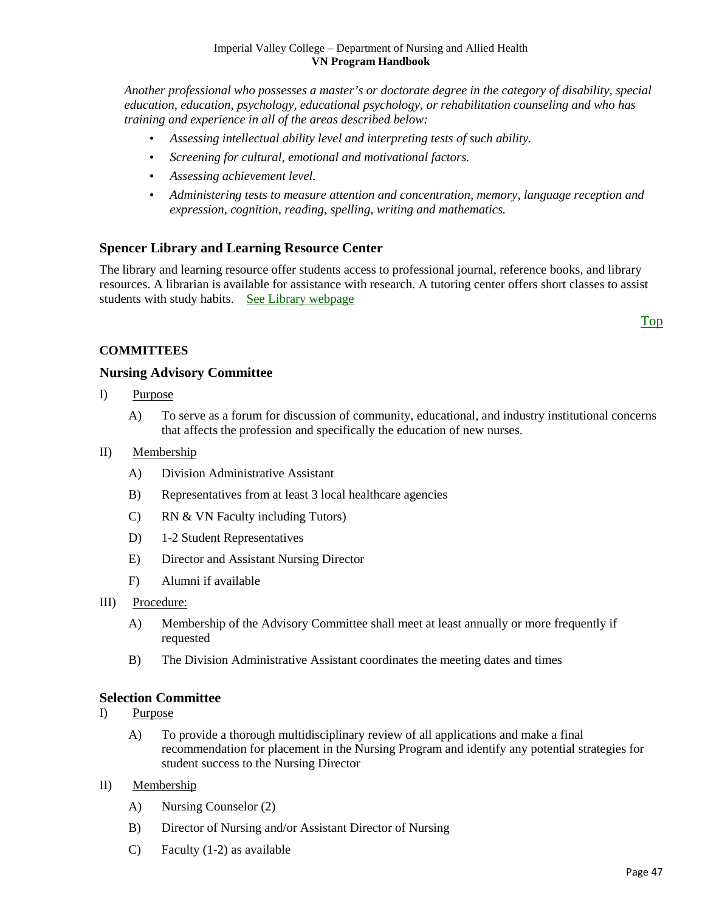*Another professional who possesses a master's or doctorate degree in the category of disability, special education, education, psychology, educational psychology, or rehabilitation counseling and who has training and experience in all of the areas described below:*

- *Assessing intellectual ability level and interpreting tests of such ability.*
- *Screening for cultural, emotional and motivational factors.*
- *Assessing achievement level.*
- *Administering tests to measure attention and concentration, memory, language reception and expression, cognition, reading, spelling, writing and mathematics.*

## Spencer Library and Learning Resource Center

The library and learning resource offer students access to professional journal, reference books, and library resources. A librarian is available for assistance with research. A tutoring center offers short classes to assist students with study habits. See Library webpage

Top

**COMMITTEES**

## Nursing Advisory Committee

I) Purpose

A) To serve as a forum for discussion of community, educational, and industry institutional concerns that affects the profession and specifically the education of new nurses.

II) Membership

A) Division Administrative Assistant

B) Representatives from at least 3 local healthcare agencies

C) RN & VN Faculty including Tutors)

D) 1-2 Student Representatives

E) Director and Assistant Nursing Director

F) Alumni if available

III) Procedure:

A) Membership of the Advisory Committee shall meet at least annually or more frequently if requested

B) The Division Administrative Assistant coordinates the meeting dates and times

## Selection Committee

I) Purpose

A) To provide a thorough multidisciplinary review of all applications and make a final recommendation for placement in the Nursing Program and identify any potential strategies for student success to the Nursing Director

II) Membership

A) Nursing Counselor (2)

B) Director of Nursing and/or Assistant Director of Nursing

C) Faculty (1-2) as available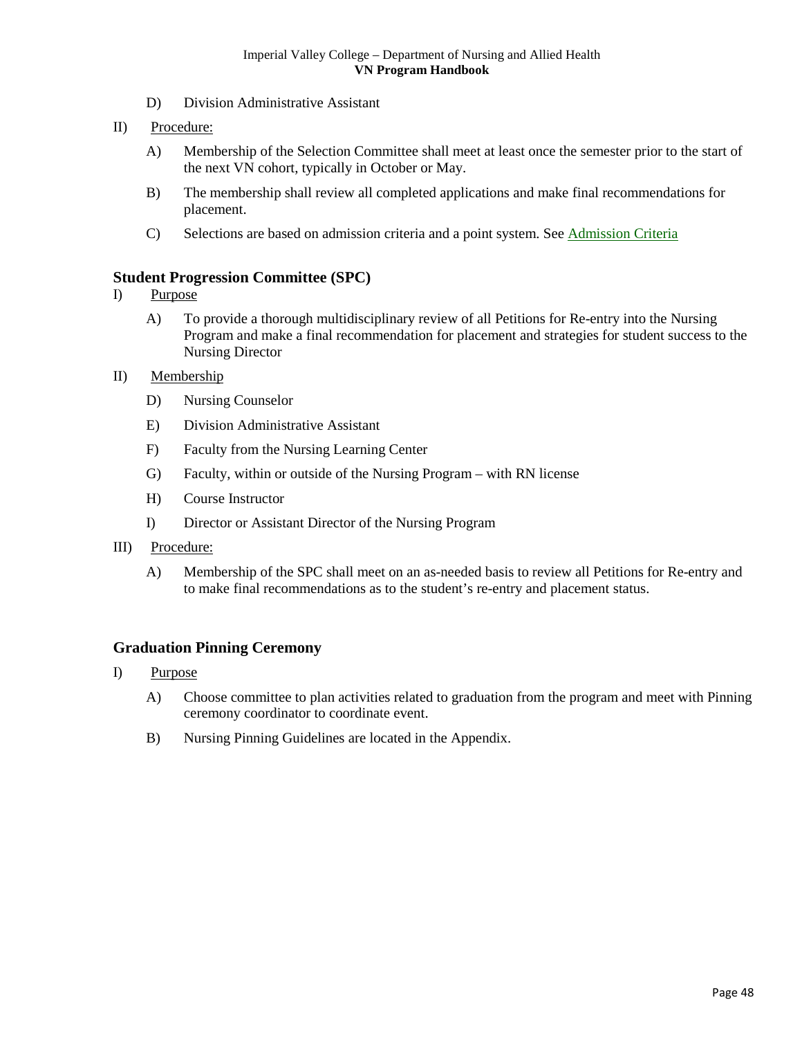D) Division Administrative Assistant

II) Procedure:

A) Membership of the Selection Committee shall meet at least once the semester prior to the start of the next VN cohort, typically in October or May.

B) The membership shall review all completed applications and make final recommendations for placement.

C) Selections are based on admission criteria and a point system. See Admission Criteria

### Student Progression Committee (SPC)

I) Purpose

A) To provide a thorough multidisciplinary review of all Petitions for Re-entry into the Nursing Program and make a final recommendation for placement and strategies for student success to the Nursing Director

II) Membership

D) Nursing Counselor

E) Division Administrative Assistant

F) Faculty from the Nursing Learning Center

G) Faculty, within or outside of the Nursing Program – with RN license

H) Course Instructor

I) Director or Assistant Director of the Nursing Program

III) Procedure:

A) Membership of the SPC shall meet on an as-needed basis to review all Petitions for Re-entry and to make final recommendations as to the student's re-entry and placement status.

### Graduation Pinning Ceremony

I) Purpose

A) Choose committee to plan activities related to graduation from the program and meet with Pinning ceremony coordinator to coordinate event.

B) Nursing Pinning Guidelines are located in the Appendix.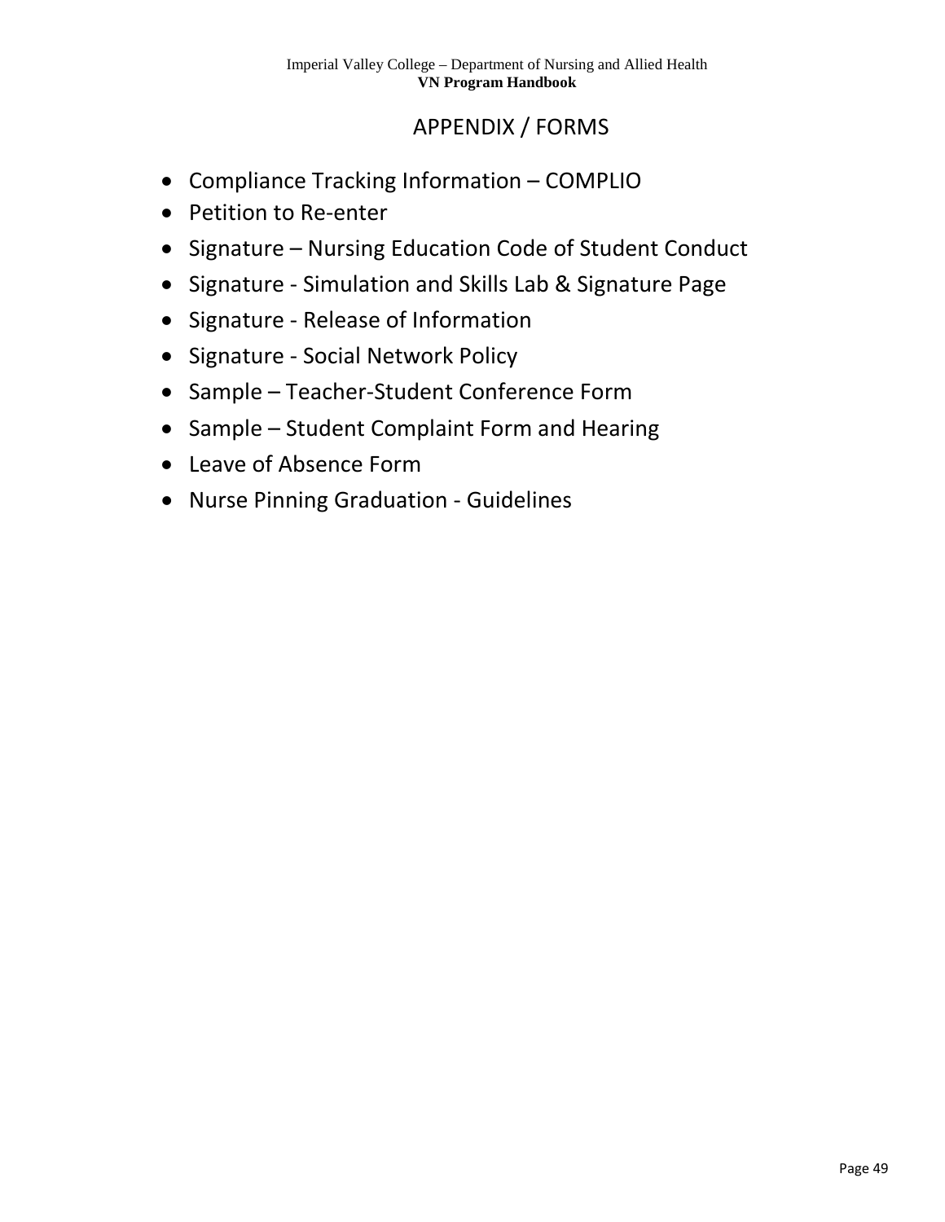# APPENDIX / FORMS

- Compliance Tracking Information – COMPLIO
- Petition to Re-enter
- Signature – Nursing Education Code of Student Conduct
- Signature - Simulation and Skills Lab & Signature Page
- Signature - Release of Information
- Signature - Social Network Policy
- Sample – Teacher-Student Conference Form
- Sample – Student Complaint Form and Hearing
- Leave of Absence Form
- Nurse Pinning Graduation - Guidelines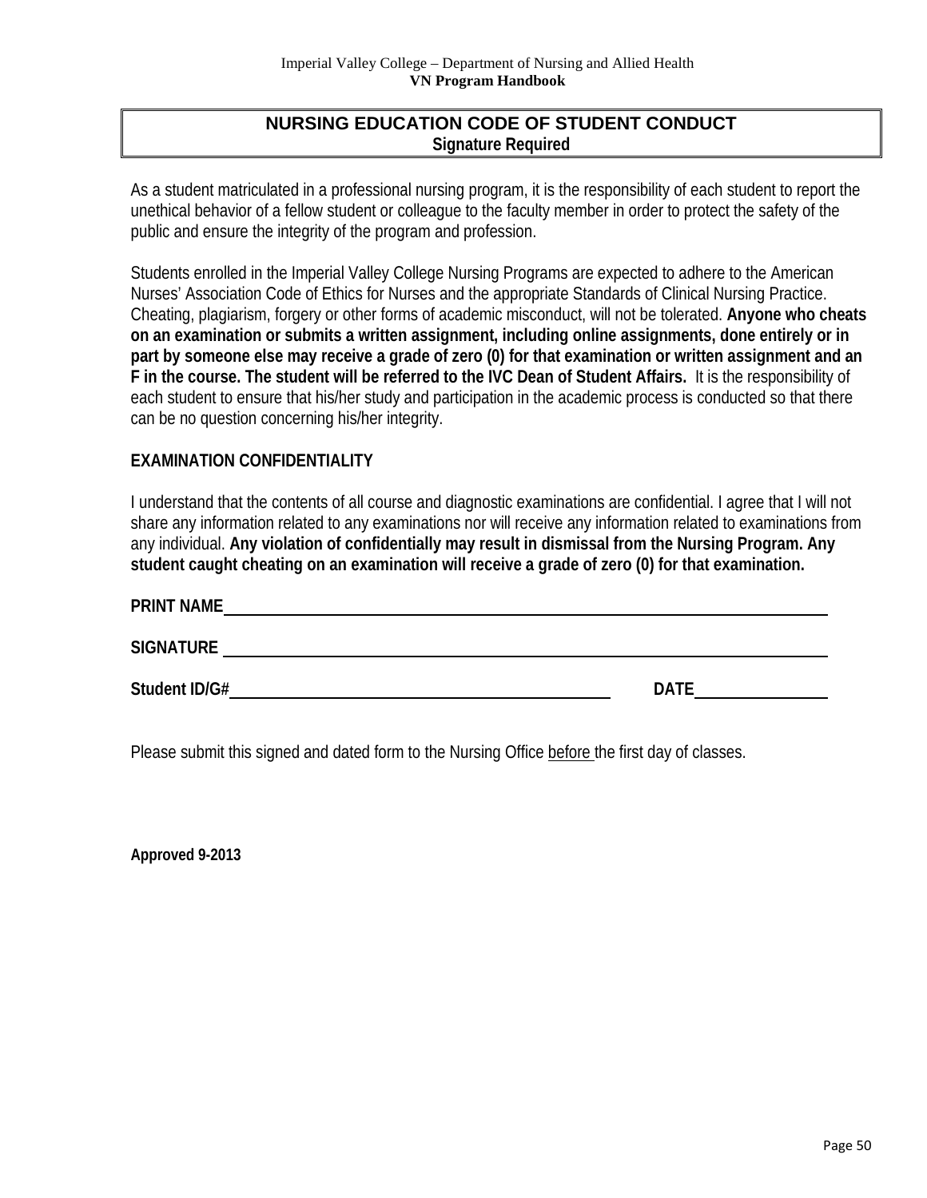## NURSING EDUCATION CODE OF STUDENT CONDUCT
**Signature Required**

As a student matriculated in a professional nursing program, it is the responsibility of each student to report the unethical behavior of a fellow student or colleague to the faculty member in order to protect the safety of the public and ensure the integrity of the program and profession.

Students enrolled in the Imperial Valley College Nursing Programs are expected to adhere to the American Nurses' Association Code of Ethics for Nurses and the appropriate Standards of Clinical Nursing Practice. Cheating, plagiarism, forgery or other forms of academic misconduct, will not be tolerated. **Anyone who cheats on an examination or submits a written assignment, including online assignments, done entirely or in part by someone else may receive a grade of zero (0) for that examination or written assignment and an F in the course. The student will be referred to the IVC Dean of Student Affairs.** It is the responsibility of each student to ensure that his/her study and participation in the academic process is conducted so that there can be no question concerning his/her integrity.

**EXAMINATION CONFIDENTIALITY**

I understand that the contents of all course and diagnostic examinations are confidential. I agree that I will not share any information related to any examinations nor will receive any information related to examinations from any individual. **Any violation of confidentially may result in dismissal from the Nursing Program. Any student caught cheating on an examination will receive a grade of zero (0) for that examination.**

**PRINT NAME** ______________________________________________

**SIGNATURE** ______________________________________________

**Student ID/G#** ______________________________ **DATE** ______________

Please submit this signed and dated form to the Nursing Office before the first day of classes.

**Approved 9-2013**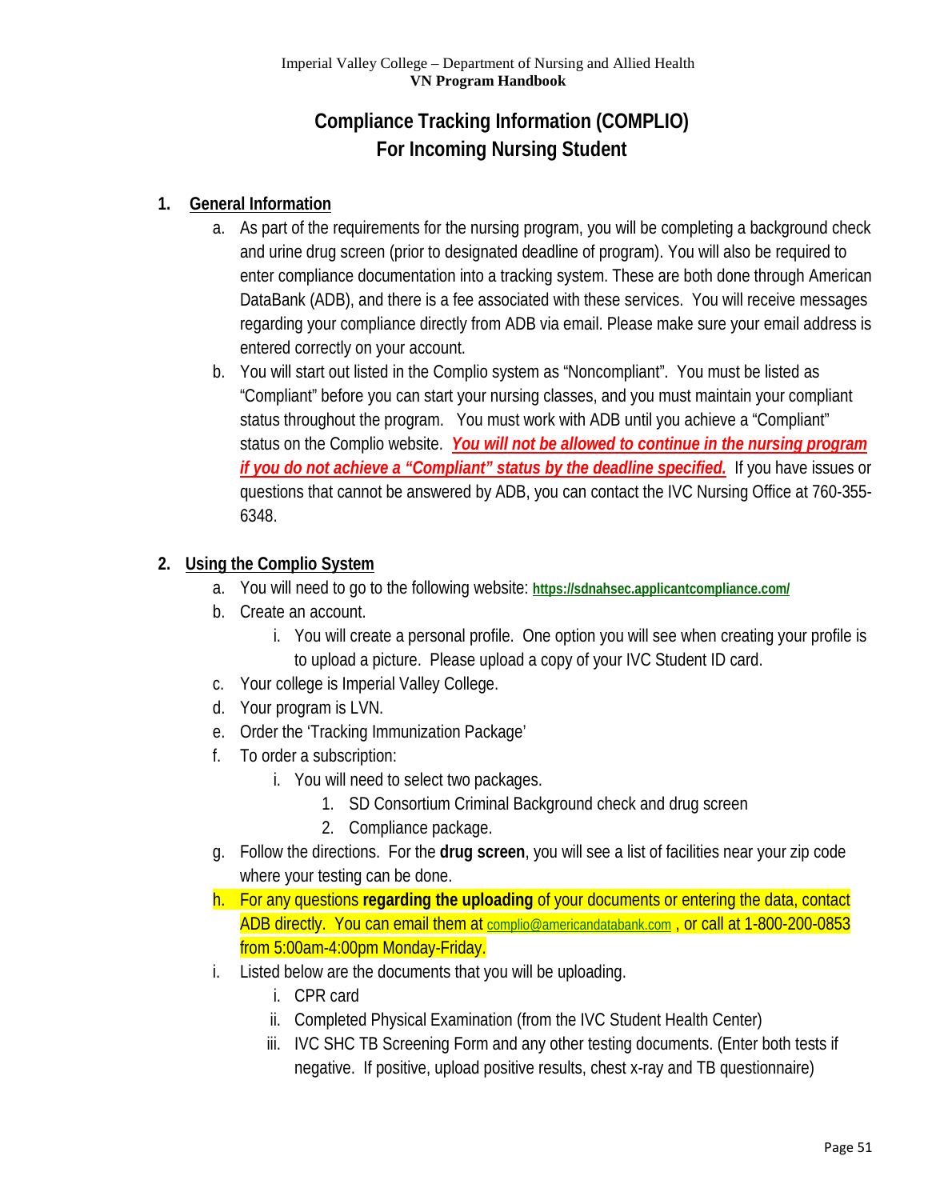# Compliance Tracking Information (COMPLIO)
# For Incoming Nursing Student

1. **General Information**
   a. As part of the requirements for the nursing program, you will be completing a background check and urine drug screen (prior to designated deadline of program). You will also be required to enter compliance documentation into a tracking system. These are both done through American DataBank (ADB), and there is a fee associated with these services. You will receive messages regarding your compliance directly from ADB via email. Please make sure your email address is entered correctly on your account.
   b. You will start out listed in the Complio system as "Noncompliant". You must be listed as "Compliant" before you can start your nursing classes, and you must maintain your compliant status throughout the program. You must work with ADB until you achieve a "Compliant" status on the Complio website. ***You will not be allowed to continue in the nursing program if you do not achieve a "Compliant" status by the deadline specified.*** If you have issues or questions that cannot be answered by ADB, you can contact the IVC Nursing Office at 760-355-6348.

2. **Using the Complio System**
   a. You will need to go to the following website: **https://sdnahsec.applicantcompliance.com/**
   b. Create an account.
      i. You will create a personal profile. One option you will see when creating your profile is to upload a picture. Please upload a copy of your IVC Student ID card.
   c. Your college is Imperial Valley College.
   d. Your program is LVN.
   e. Order the 'Tracking Immunization Package'
   f. To order a subscription:
      i. You will need to select two packages.
         1. SD Consortium Criminal Background check and drug screen
         2. Compliance package.
   g. Follow the directions. For the **drug screen**, you will see a list of facilities near your zip code where your testing can be done.
   h. For any questions **regarding the uploading** of your documents or entering the data, contact ADB directly. You can email them at complio@americandatabank.com , or call at 1-800-200-0853 from 5:00am-4:00pm Monday-Friday.
   i. Listed below are the documents that you will be uploading.
      i. CPR card
      ii. Completed Physical Examination (from the IVC Student Health Center)
      iii. IVC SHC TB Screening Form and any other testing documents. (Enter both tests if negative. If positive, upload positive results, chest x-ray and TB questionnaire)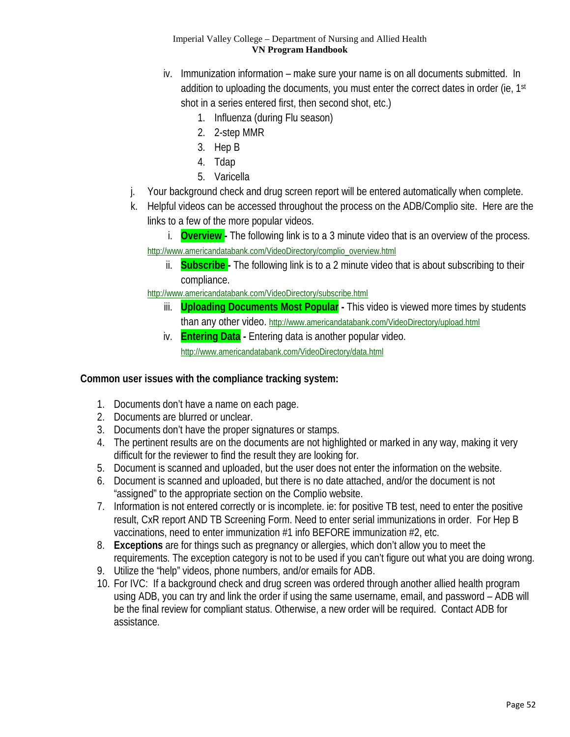iv. Immunization information – make sure your name is on all documents submitted. In addition to uploading the documents, you must enter the correct dates in order (ie, 1st shot in a series entered first, then second shot, etc.)
   1. Influenza (during Flu season)
   2. 2-step MMR
   3. Hep B
   4. Tdap
   5. Varicella

j. Your background check and drug screen report will be entered automatically when complete.

k. Helpful videos can be accessed throughout the process on the ADB/Complio site. Here are the links to a few of the more popular videos.

   i. **Overview** - The following link is to a 3 minute video that is an overview of the process. http://www.americandatabank.com/VideoDirectory/complio_overview.html

   ii. **Subscribe** - The following link is to a 2 minute video that is about subscribing to their compliance. http://www.americandatabank.com/VideoDirectory/subscribe.html

   iii. **Uploading Documents Most Popular** - This video is viewed more times by students than any other video. http://www.americandatabank.com/VideoDirectory/upload.html

   iv. **Entering Data** - Entering data is another popular video. http://www.americandatabank.com/VideoDirectory/data.html

**Common user issues with the compliance tracking system:**

1. Documents don't have a name on each page.
2. Documents are blurred or unclear.
3. Documents don't have the proper signatures or stamps.
4. The pertinent results are on the documents are not highlighted or marked in any way, making it very difficult for the reviewer to find the result they are looking for.
5. Document is scanned and uploaded, but the user does not enter the information on the website.
6. Document is scanned and uploaded, but there is no date attached, and/or the document is not "assigned" to the appropriate section on the Complio website.
7. Information is not entered correctly or is incomplete. ie: for positive TB test, need to enter the positive result, CxR report AND TB Screening Form. Need to enter serial immunizations in order. For Hep B vaccinations, need to enter immunization #1 info BEFORE immunization #2, etc.
8. **Exceptions** are for things such as pregnancy or allergies, which don't allow you to meet the requirements. The exception category is not to be used if you can't figure out what you are doing wrong.
9. Utilize the "help" videos, phone numbers, and/or emails for ADB.
10. For IVC: If a background check and drug screen was ordered through another allied health program using ADB, you can try and link the order if using the same username, email, and password – ADB will be the final review for compliant status. Otherwise, a new order will be required. Contact ADB for assistance.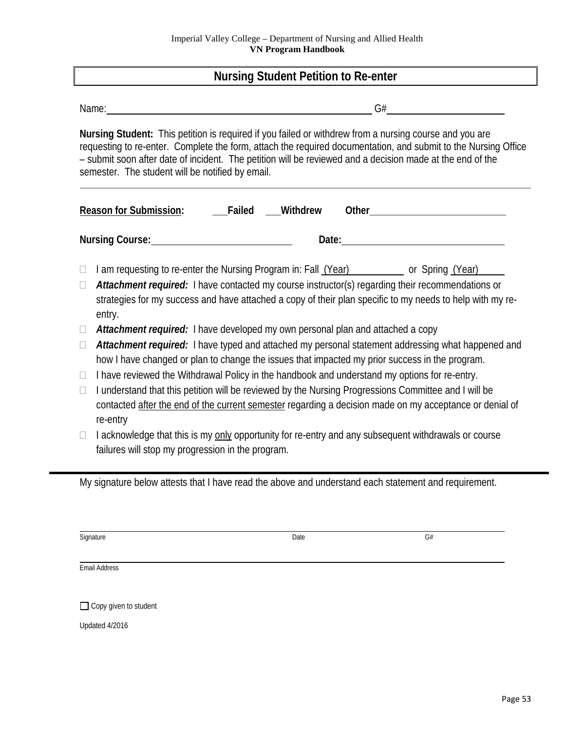## Nursing Student Petition to Re-enter

Name: ______________________________ G# ______________

**Nursing Student:** This petition is required if you failed or withdrew from a nursing course and you are requesting to re-enter. Complete the form, attach the required documentation, and submit to the Nursing Office – submit soon after date of incident. The petition will be reviewed and a decision made at the end of the semester. The student will be notified by email.

---

**Reason for Submission:** ___**Failed** ___**Withdrew** **Other**______________________

**Nursing Course:** ______________________ **Date:** ______________________

- ☐ I am requesting to re-enter the Nursing Program in: Fall (Year)__________ or Spring (Year)_____
- ☐ ***Attachment required:*** I have contacted my course instructor(s) regarding their recommendations or strategies for my success and have attached a copy of their plan specific to my needs to help with my re-entry.
- ☐ ***Attachment required:*** I have developed my own personal plan and attached a copy
- ☐ ***Attachment required:*** I have typed and attached my personal statement addressing what happened and how I have changed or plan to change the issues that impacted my prior success in the program.
- ☐ I have reviewed the Withdrawal Policy in the handbook and understand my options for re-entry.
- ☐ I understand that this petition will be reviewed by the Nursing Progressions Committee and I will be contacted after the end of the current semester regarding a decision made on my acceptance or denial of re-entry
- ☐ I acknowledge that this is my only opportunity for re-entry and any subsequent withdrawals or course failures will stop my progression in the program.

---

My signature below attests that I have read the above and understand each statement and requirement.

______________________________________________________________

Signature Date G#

______________________________________________________________

Email Address

☐ Copy given to student

Updated 4/2016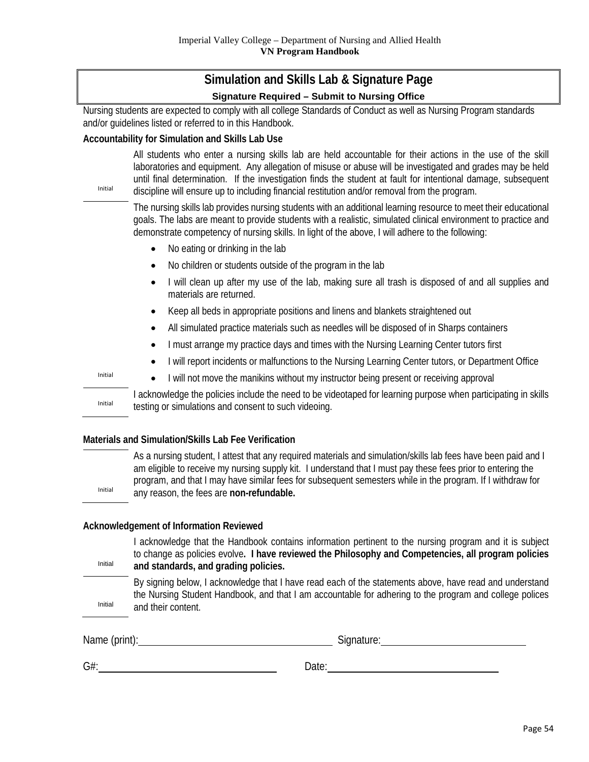## Simulation and Skills Lab & Signature Page

**Signature Required – Submit to Nursing Office**

Nursing students are expected to comply with all college Standards of Conduct as well as Nursing Program standards and/or guidelines listed or referred to in this Handbook.

**Accountability for Simulation and Skills Lab Use**

Initial ______ All students who enter a nursing skills lab are held accountable for their actions in the use of the skill laboratories and equipment. Any allegation of misuse or abuse will be investigated and grades may be held until final determination. If the investigation finds the student at fault for intentional damage, subsequent discipline will ensure up to including financial restitution and/or removal from the program.

The nursing skills lab provides nursing students with an additional learning resource to meet their educational goals. The labs are meant to provide students with a realistic, simulated clinical environment to practice and demonstrate competency of nursing skills. In light of the above, I will adhere to the following:

- No eating or drinking in the lab
- No children or students outside of the program in the lab
- I will clean up after my use of the lab, making sure all trash is disposed of and all supplies and materials are returned.
- Keep all beds in appropriate positions and linens and blankets straightened out
- All simulated practice materials such as needles will be disposed of in Sharps containers
- I must arrange my practice days and times with the Nursing Learning Center tutors first
- I will report incidents or malfunctions to the Nursing Learning Center tutors, or Department Office
- I will not move the manikins without my instructor being present or receiving approval

Initial ______

Initial ______ I acknowledge the policies include the need to be videotaped for learning purpose when participating in skills testing or simulations and consent to such videoing.

**Materials and Simulation/Skills Lab Fee Verification**

Initial ______ As a nursing student, I attest that any required materials and simulation/skills lab fees have been paid and I am eligible to receive my nursing supply kit. I understand that I must pay these fees prior to entering the program, and that I may have similar fees for subsequent semesters while in the program. If I withdraw for any reason, the fees are **non-refundable.**

**Acknowledgement of Information Reviewed**

Initial ______ I acknowledge that the Handbook contains information pertinent to the nursing program and it is subject to change as policies evolve**. I have reviewed the Philosophy and Competencies, all program policies and standards, and grading policies.**

Initial ______ By signing below, I acknowledge that I have read each of the statements above, have read and understand the Nursing Student Handbook, and that I am accountable for adhering to the program and college polices and their content.

Name (print): ______________________________ Signature: ______________________________

G#: ______________________________ Date: ______________________________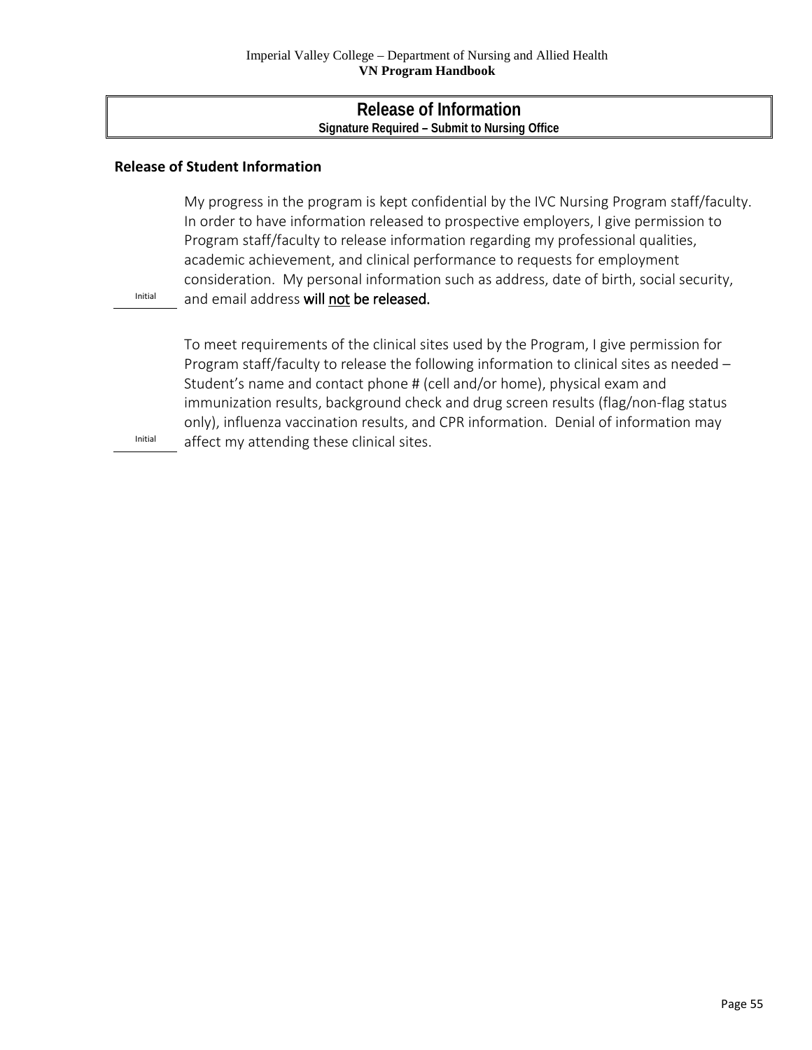## Release of Information

**Signature Required – Submit to Nursing Office**

### Release of Student Information

My progress in the program is kept confidential by the IVC Nursing Program staff/faculty. In order to have information released to prospective employers, I give permission to Program staff/faculty to release information regarding my professional qualities, academic achievement, and clinical performance to requests for employment consideration. My personal information such as address, date of birth, social security, and email address **will not be released.**

_______ Initial

To meet requirements of the clinical sites used by the Program, I give permission for Program staff/faculty to release the following information to clinical sites as needed – Student's name and contact phone # (cell and/or home), physical exam and immunization results, background check and drug screen results (flag/non-flag status only), influenza vaccination results, and CPR information. Denial of information may affect my attending these clinical sites.

_______ Initial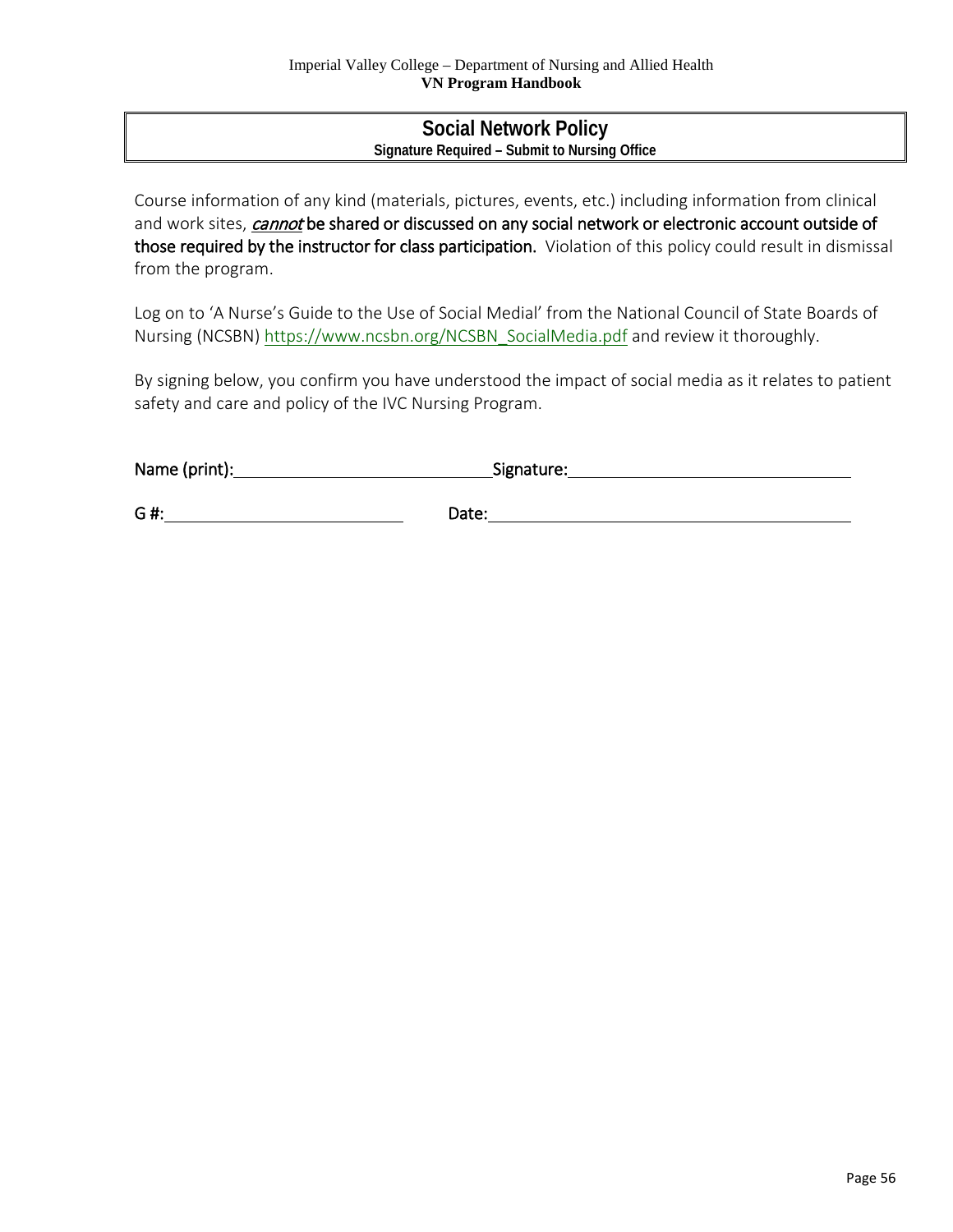## Social Network Policy

**Signature Required – Submit to Nursing Office**

Course information of any kind (materials, pictures, events, etc.) including information from clinical and work sites, ***cannot*** **be shared or discussed on any social network or electronic account outside of those required by the instructor for class participation.** Violation of this policy could result in dismissal from the program.

Log on to 'A Nurse's Guide to the Use of Social Medial' from the National Council of State Boards of Nursing (NCSBN) https://www.ncsbn.org/NCSBN_SocialMedia.pdf and review it thoroughly.

By signing below, you confirm you have understood the impact of social media as it relates to patient safety and care and policy of the IVC Nursing Program.

Name (print):______________________________ Signature:________________________________

G #:___________________________ Date:__________________________________________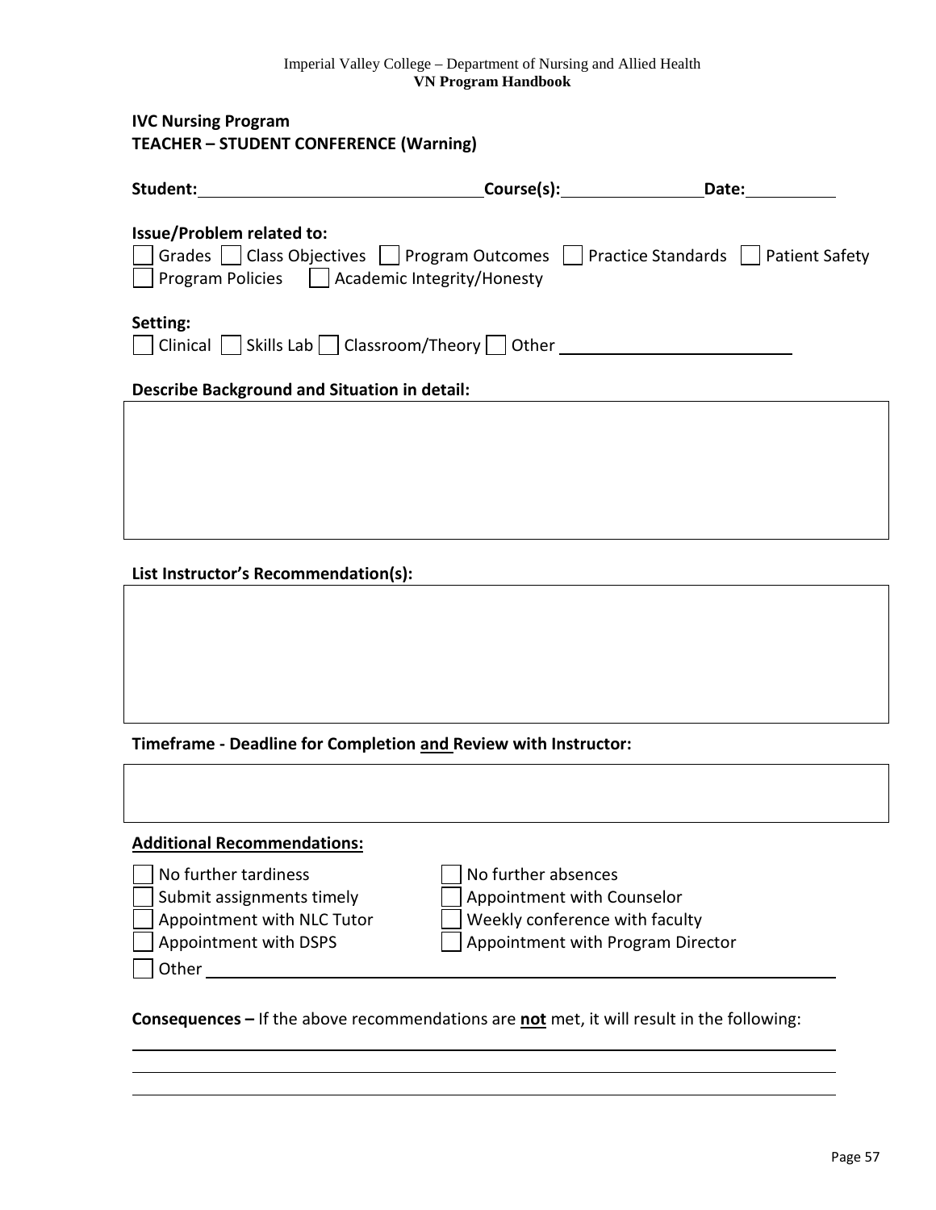## IVC Nursing Program
## TEACHER – STUDENT CONFERENCE (Warning)

**Student:** \_\_\_\_\_\_\_\_\_\_\_\_\_\_\_\_\_\_\_\_\_\_\_\_\_\_\_\_ **Course(s):** \_\_\_\_\_\_\_\_\_\_\_\_\_\_ **Date:** \_\_\_\_\_\_\_\_\_\_

**Issue/Problem related to:**

- ☐ Grades ☐ Class Objectives ☐ Program Outcomes ☐ Practice Standards ☐ Patient Safety
- ☐ Program Policies ☐ Academic Integrity/Honesty

**Setting:**

☐ Clinical ☐ Skills Lab ☐ Classroom/Theory ☐ Other \_\_\_\_\_\_\_\_\_\_\_\_\_\_\_\_\_\_\_\_\_\_\_\_\_\_

**Describe Background and Situation in detail:**

&nbsp;

**List Instructor's Recommendation(s):**

&nbsp;

**Timeframe - Deadline for Completion <u>and</u> Review with Instructor:**

&nbsp;

**<u>Additional Recommendations:</u>**

- ☐ No further tardiness
- ☐ Submit assignments timely
- ☐ Appointment with NLC Tutor
- ☐ Appointment with DSPS
- ☐ No further absences
- ☐ Appointment with Counselor
- ☐ Weekly conference with faculty
- ☐ Appointment with Program Director
- ☐ Other \_\_\_\_\_\_\_\_\_\_\_\_\_\_\_\_\_\_\_\_\_\_\_\_\_\_\_\_\_\_\_\_\_\_\_\_\_\_\_\_\_\_\_\_\_\_\_\_

**Consequences –** If the above recommendations are **<u>not</u>** met, it will result in the following:

\_\_\_\_\_\_\_\_\_\_\_\_\_\_\_\_\_\_\_\_\_\_\_\_\_\_\_\_\_\_\_\_\_\_\_\_\_\_\_\_\_\_\_\_\_\_\_\_\_\_\_\_\_\_\_\_\_\_\_\_

\_\_\_\_\_\_\_\_\_\_\_\_\_\_\_\_\_\_\_\_\_\_\_\_\_\_\_\_\_\_\_\_\_\_\_\_\_\_\_\_\_\_\_\_\_\_\_\_\_\_\_\_\_\_\_\_\_\_\_\_

\_\_\_\_\_\_\_\_\_\_\_\_\_\_\_\_\_\_\_\_\_\_\_\_\_\_\_\_\_\_\_\_\_\_\_\_\_\_\_\_\_\_\_\_\_\_\_\_\_\_\_\_\_\_\_\_\_\_\_\_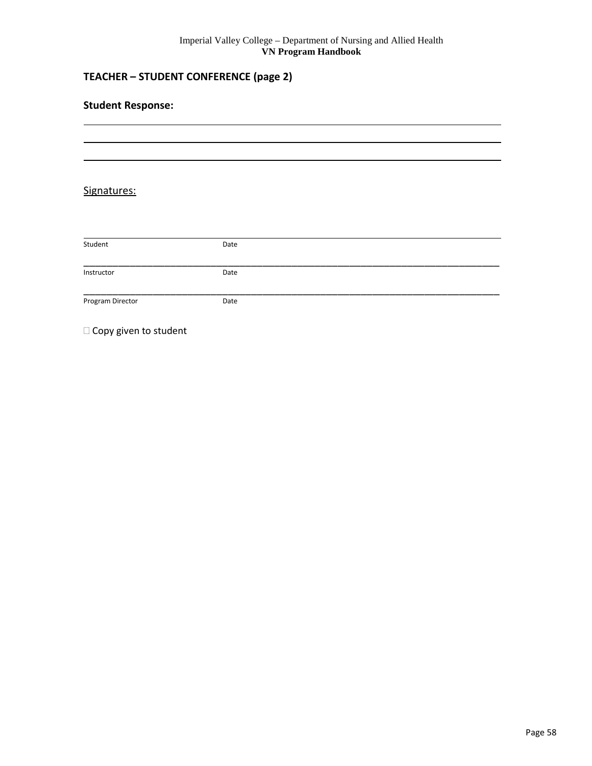## TEACHER – STUDENT CONFERENCE (page 2)

### Student Response:

______________________________________________________________________________

______________________________________________________________________________

______________________________________________________________________________

Signatures:

______________________________________________________________________________
Student                    Date

______________________________________________________________________________
Instructor                    Date

______________________________________________________________________________
Program Director                    Date

☐ Copy given to student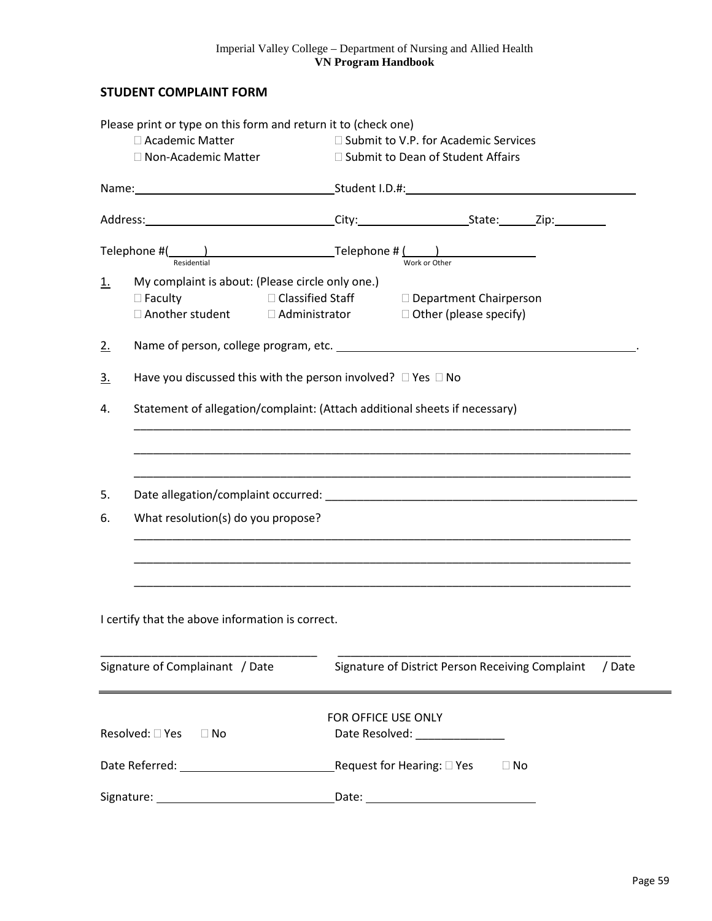## STUDENT COMPLAINT FORM

Please print or type on this form and return it to (check one)

☐ Academic Matter ☐ Submit to V.P. for Academic Services

☐ Non-Academic Matter ☐ Submit to Dean of Student Affairs

Name:______________________________ Student I.D.#:______________________________

Address:______________________________ City:__________________ State:______ Zip:________

Telephone #(_____)____________________ Telephone # (_____)________________
Residential Work or Other

1. My complaint is about: (Please circle only one.)
   ☐ Faculty ☐ Classified Staff ☐ Department Chairperson
   ☐ Another student ☐ Administrator ☐ Other (please specify)

2. Name of person, college program, etc. ______________________________________________.

3. Have you discussed this with the person involved? ☐ Yes ☐ No

4. Statement of allegation/complaint: (Attach additional sheets if necessary)
   ________________________________________________________________________________
   ________________________________________________________________________________
   ________________________________________________________________________________

5. Date allegation/complaint occurred: ______________________________________________

6. What resolution(s) do you propose?
   ________________________________________________________________________________
   ________________________________________________________________________________
   ________________________________________________________________________________

I certify that the above information is correct.

______________________________ ______________________________________________

Signature of Complainant / Date Signature of District Person Receiving Complaint / Date

---

FOR OFFICE USE ONLY

Resolved: ☐ Yes ☐ No Date Resolved: ______________

Date Referred: ________________________ Request for Hearing: ☐ Yes ☐ No

Signature: ___________________________ Date: __________________________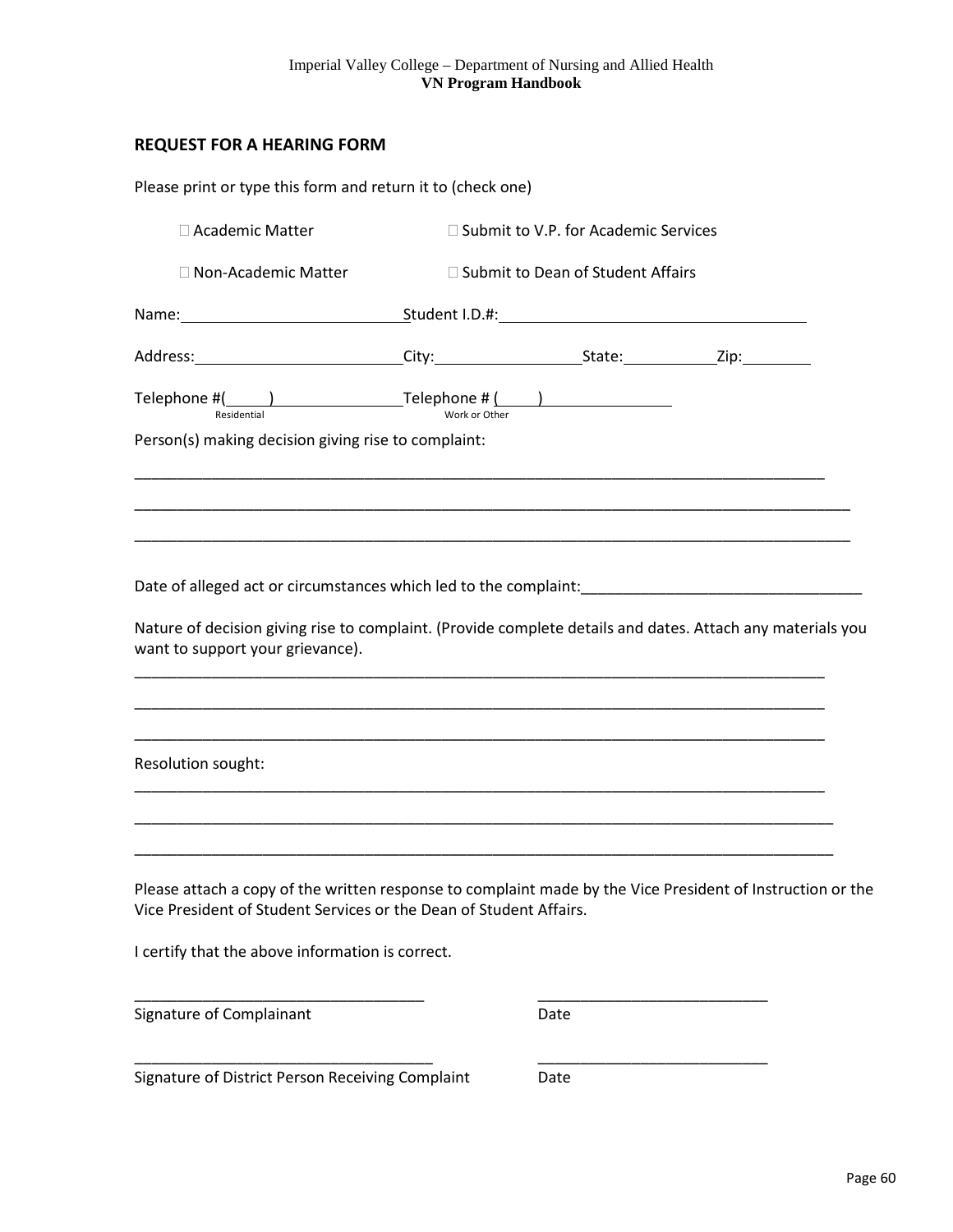## REQUEST FOR A HEARING FORM

Please print or type this form and return it to (check one)

☐ Academic Matter ☐ Submit to V.P. for Academic Services

☐ Non-Academic Matter ☐ Submit to Dean of Student Affairs

Name:_________________________ Student I.D.#:___________________________________

Address:_______________________ City:_________________ State:___________ Zip:________

Telephone #(_____)_______________ Telephone # (_____)_______________
Residential Work or Other

Person(s) making decision giving rise to complaint:

_______________________________________________________________________________

_______________________________________________________________________________

_______________________________________________________________________________

Date of alleged act or circumstances which led to the complaint:________________________________

Nature of decision giving rise to complaint. (Provide complete details and dates. Attach any materials you want to support your grievance).

_______________________________________________________________________________

_______________________________________________________________________________

_______________________________________________________________________________

Resolution sought:

_______________________________________________________________________________

_______________________________________________________________________________

_______________________________________________________________________________

Please attach a copy of the written response to complaint made by the Vice President of Instruction or the Vice President of Student Services or the Dean of Student Affairs.

I certify that the above information is correct.

_________________________________ ___________________________
Signature of Complainant Date

__________________________________ ___________________________
Signature of District Person Receiving Complaint Date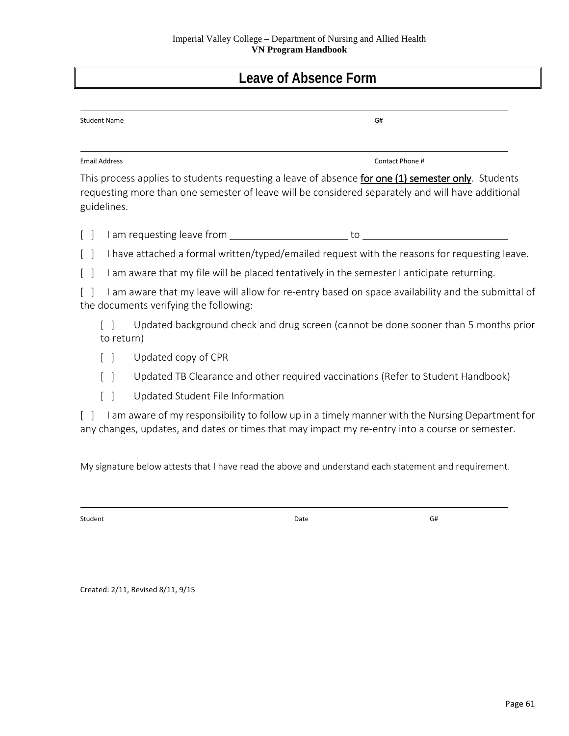# Leave of Absence Form

Student Name G#

Email Address Contact Phone #

This process applies to students requesting a leave of absence **for one (1) semester only**. Students requesting more than one semester of leave will be considered separately and will have additional guidelines.

[ ] I am requesting leave from \_\_\_\_\_\_\_\_\_\_\_\_\_\_\_\_\_\_\_\_ to \_\_\_\_\_\_\_\_\_\_\_\_\_\_\_\_\_\_\_\_\_\_\_\_

[ ] I have attached a formal written/typed/emailed request with the reasons for requesting leave.

[ ] I am aware that my file will be placed tentatively in the semester I anticipate returning.

[ ] I am aware that my leave will allow for re-entry based on space availability and the submittal of the documents verifying the following:

- [ ] Updated background check and drug screen (cannot be done sooner than 5 months prior to return)
- [ ] Updated copy of CPR
- [ ] Updated TB Clearance and other required vaccinations (Refer to Student Handbook)
- [ ] Updated Student File Information

[ ] I am aware of my responsibility to follow up in a timely manner with the Nursing Department for any changes, updates, and dates or times that may impact my re-entry into a course or semester.

My signature below attests that I have read the above and understand each statement and requirement.

Student Date G#

Created: 2/11, Revised 8/11, 9/15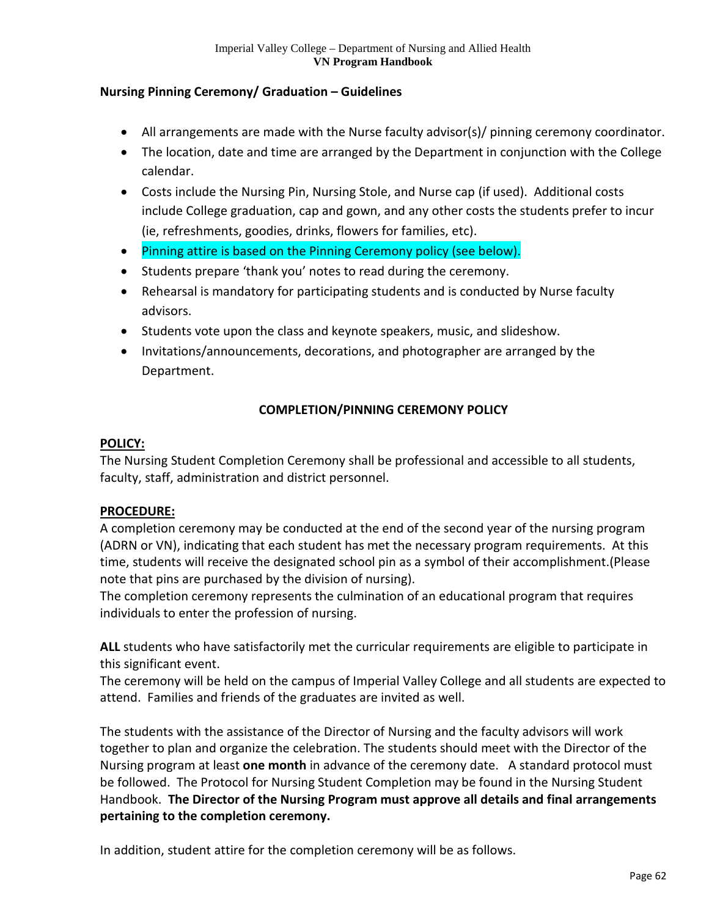**Nursing Pinning Ceremony/ Graduation – Guidelines**

- All arrangements are made with the Nurse faculty advisor(s)/ pinning ceremony coordinator.
- The location, date and time are arranged by the Department in conjunction with the College calendar.
- Costs include the Nursing Pin, Nursing Stole, and Nurse cap (if used). Additional costs include College graduation, cap and gown, and any other costs the students prefer to incur (ie, refreshments, goodies, drinks, flowers for families, etc).
- Pinning attire is based on the Pinning Ceremony policy (see below).
- Students prepare 'thank you' notes to read during the ceremony.
- Rehearsal is mandatory for participating students and is conducted by Nurse faculty advisors.
- Students vote upon the class and keynote speakers, music, and slideshow.
- Invitations/announcements, decorations, and photographer are arranged by the Department.

## COMPLETION/PINNING CEREMONY POLICY

**POLICY:**

The Nursing Student Completion Ceremony shall be professional and accessible to all students, faculty, staff, administration and district personnel.

**PROCEDURE:**

A completion ceremony may be conducted at the end of the second year of the nursing program (ADRN or VN), indicating that each student has met the necessary program requirements. At this time, students will receive the designated school pin as a symbol of their accomplishment.(Please note that pins are purchased by the division of nursing).

The completion ceremony represents the culmination of an educational program that requires individuals to enter the profession of nursing.

**ALL** students who have satisfactorily met the curricular requirements are eligible to participate in this significant event.

The ceremony will be held on the campus of Imperial Valley College and all students are expected to attend. Families and friends of the graduates are invited as well.

The students with the assistance of the Director of Nursing and the faculty advisors will work together to plan and organize the celebration. The students should meet with the Director of the Nursing program at least **one month** in advance of the ceremony date. A standard protocol must be followed. The Protocol for Nursing Student Completion may be found in the Nursing Student Handbook. **The Director of the Nursing Program must approve all details and final arrangements pertaining to the completion ceremony.**

In addition, student attire for the completion ceremony will be as follows.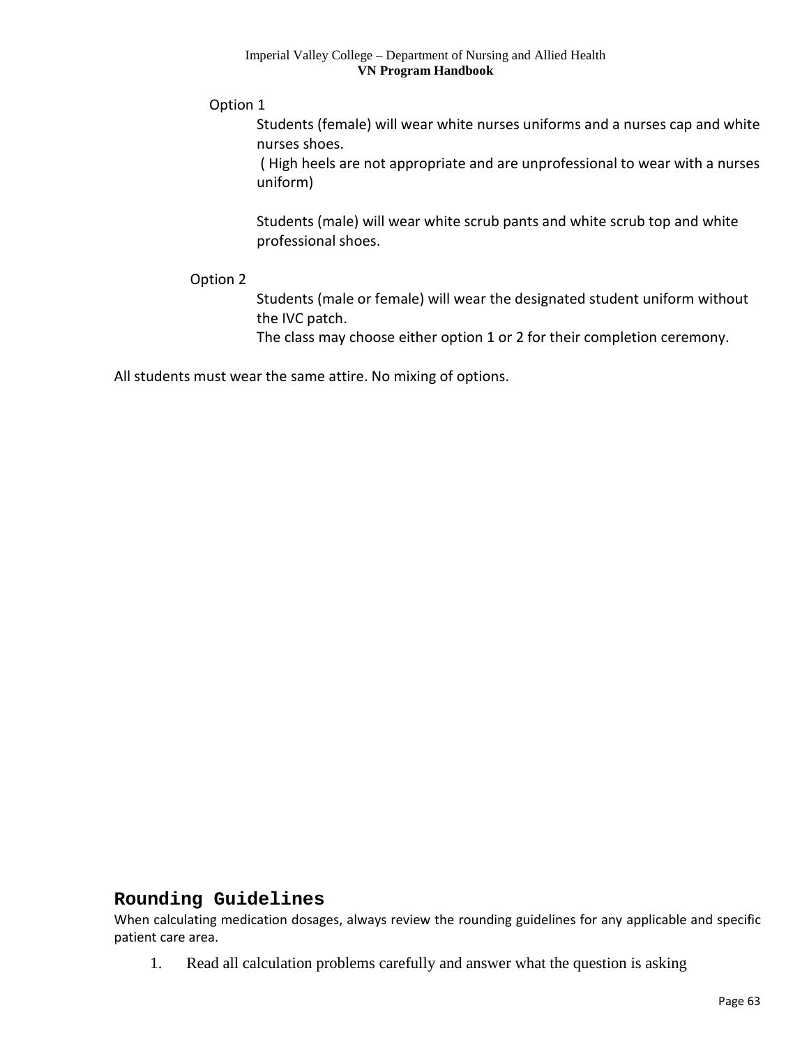Option 1

Students (female) will wear white nurses uniforms and a nurses cap and white nurses shoes.

( High heels are not appropriate and are unprofessional to wear with a nurses uniform)

Students (male) will wear white scrub pants and white scrub top and white professional shoes.

Option 2

Students (male or female) will wear the designated student uniform without the IVC patch.

The class may choose either option 1 or 2 for their completion ceremony.

All students must wear the same attire. No mixing of options.

## Rounding Guidelines

When calculating medication dosages, always review the rounding guidelines for any applicable and specific patient care area.

1. Read all calculation problems carefully and answer what the question is asking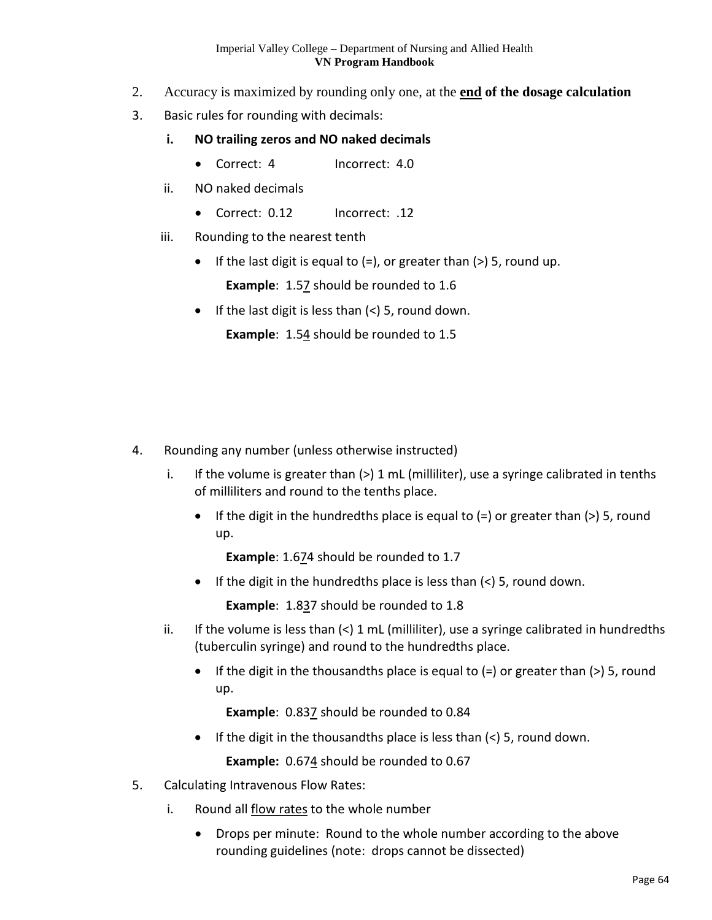2. Accuracy is maximized by rounding only one, at the **end of the dosage calculation**

3. Basic rules for rounding with decimals:

   i. **NO trailing zeros and NO naked decimals**

      - Correct: 4 Incorrect: 4.0

   ii. NO naked decimals

      - Correct: 0.12 Incorrect: .12

   iii. Rounding to the nearest tenth

      - If the last digit is equal to (=), or greater than (>) 5, round up.

        **Example**: 1.57 should be rounded to 1.6

      - If the last digit is less than (<) 5, round down.

        **Example**: 1.54 should be rounded to 1.5

4. Rounding any number (unless otherwise instructed)

   i. If the volume is greater than (>) 1 mL (milliliter), use a syringe calibrated in tenths of milliliters and round to the tenths place.

      - If the digit in the hundredths place is equal to (=) or greater than (>) 5, round up.

        **Example**: 1.674 should be rounded to 1.7

      - If the digit in the hundredths place is less than (<) 5, round down.

        **Example**: 1.837 should be rounded to 1.8

   ii. If the volume is less than (<) 1 mL (milliliter), use a syringe calibrated in hundredths (tuberculin syringe) and round to the hundredths place.

      - If the digit in the thousandths place is equal to (=) or greater than (>) 5, round up.

        **Example**: 0.837 should be rounded to 0.84

      - If the digit in the thousandths place is less than (<) 5, round down.

        **Example:** 0.674 should be rounded to 0.67

5. Calculating Intravenous Flow Rates:

   i. Round all flow rates to the whole number

      - Drops per minute: Round to the whole number according to the above rounding guidelines (note: drops cannot be dissected)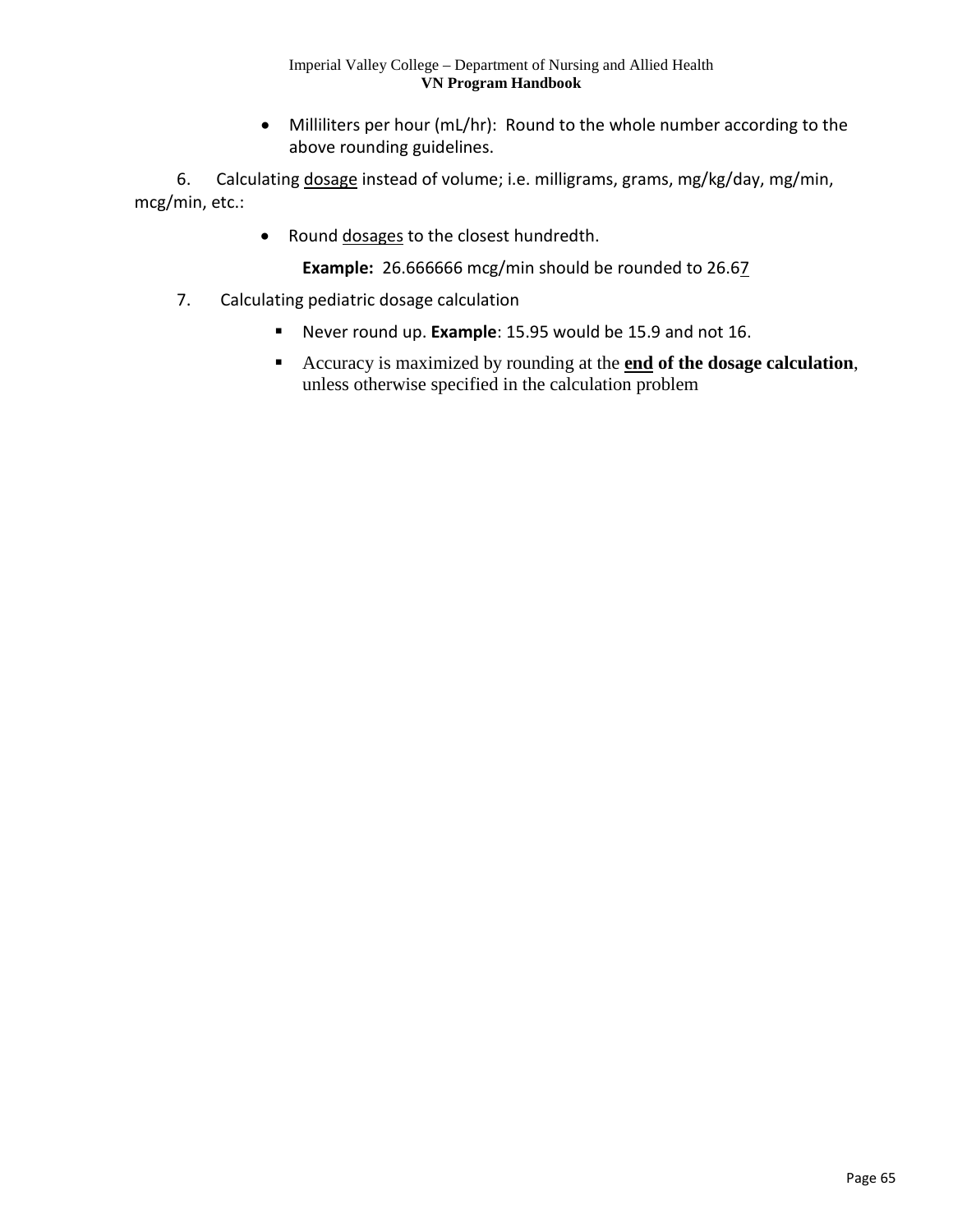- Milliliters per hour (mL/hr): Round to the whole number according to the above rounding guidelines.

6. Calculating dosage instead of volume; i.e. milligrams, grams, mg/kg/day, mg/min, mcg/min, etc.:

   - Round dosages to the closest hundredth.

     **Example:** 26.666666 mcg/min should be rounded to 26.67

7. Calculating pediatric dosage calculation

   - Never round up. **Example**: 15.95 would be 15.9 and not 16.
   - Accuracy is maximized by rounding at the **end of the dosage calculation**, unless otherwise specified in the calculation problem